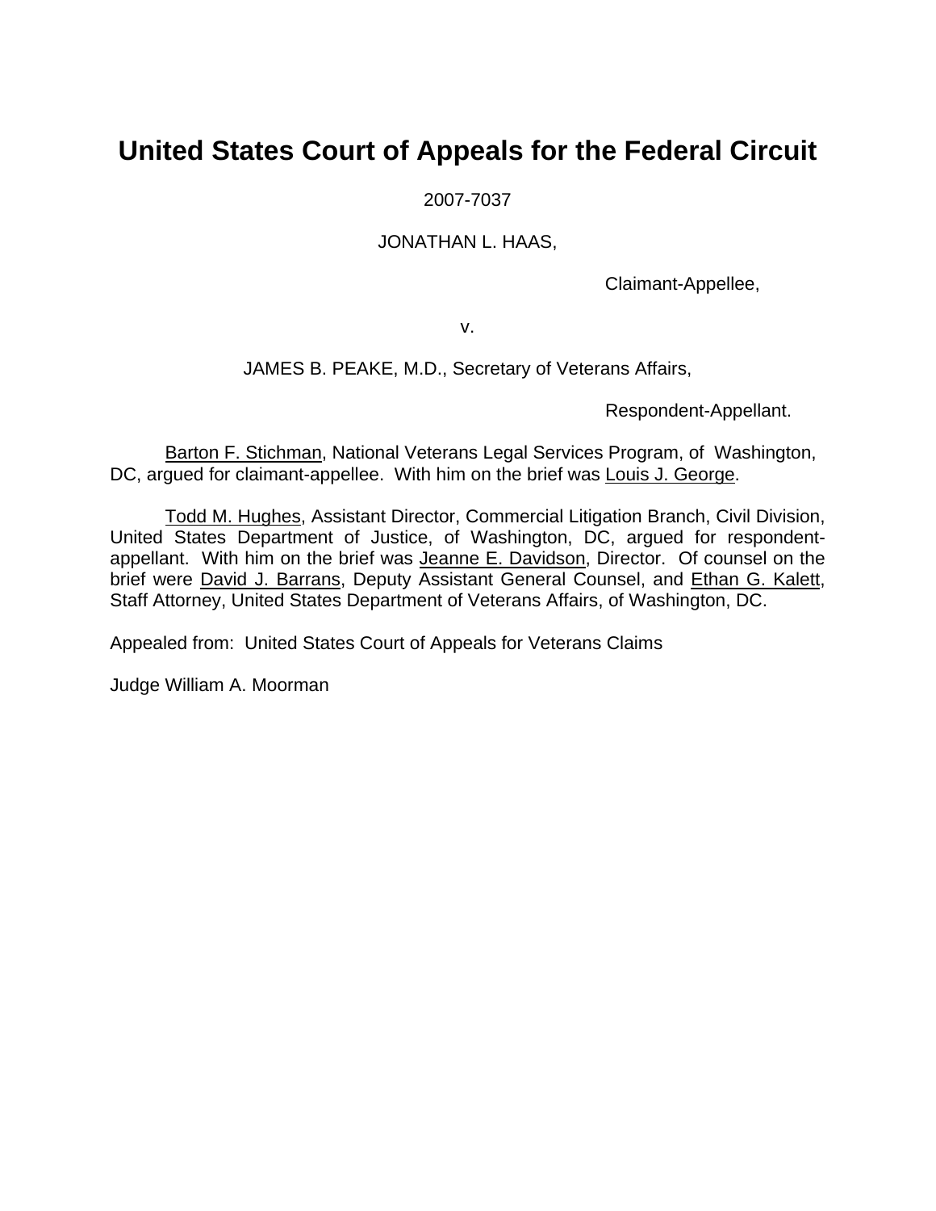# United States Court of Appeals for the Federal Circuit

2007-7037

JONATHAN L. HAAS,

Claimant-Appellee,

v.

JAMES B. PEAKE, M.D., Secretary of Veterans Affairs,

Respondent-Appellant.

Barton F. Stichman, National Veterans Legal Services Program, of Washington, DC, argued for claimant-appellee. With him on the brief was Louis J. George.

Todd M. Hughes, Assistant Director, Commercial Litigation Branch, Civil Division, United States Department of Justice, of Washington, DC, argued for respondent-appellant. With him on the brief was Jeanne E. Davidson, Director. Of counsel on the brief were David J. Barrans, Deputy Assistant General Counsel, and Ethan G. Kalett, Staff Attorney, United States Department of Veterans Affairs, of Washington, DC.

Appealed from: United States Court of Appeals for Veterans Claims

Judge William A. Moorman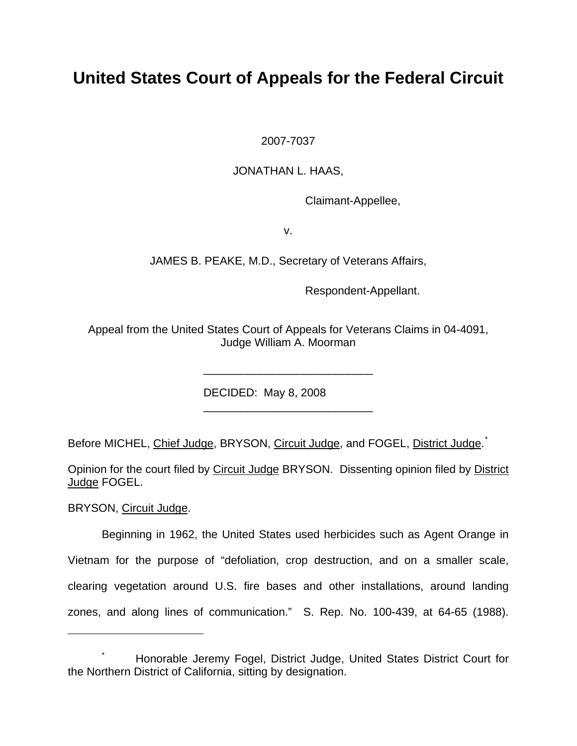# United States Court of Appeals for the Federal Circuit

2007-7037

JONATHAN L. HAAS,

Claimant-Appellee,

v.

JAMES B. PEAKE, M.D., Secretary of Veterans Affairs,

Respondent-Appellant.

Appeal from the United States Court of Appeals for Veterans Claims in 04-4091, Judge William A. Moorman

---

DECIDED: May 8, 2008

---

Before MICHEL, Chief Judge, BRYSON, Circuit Judge, and FOGEL, District Judge.*

Opinion for the court filed by Circuit Judge BRYSON. Dissenting opinion filed by District Judge FOGEL.

BRYSON, Circuit Judge.

Beginning in 1962, the United States used herbicides such as Agent Orange in Vietnam for the purpose of "defoliation, crop destruction, and on a smaller scale, clearing vegetation around U.S. fire bases and other installations, around landing zones, and along lines of communication." S. Rep. No. 100-439, at 64-65 (1988).

---

\* Honorable Jeremy Fogel, District Judge, United States District Court for the Northern District of California, sitting by designation.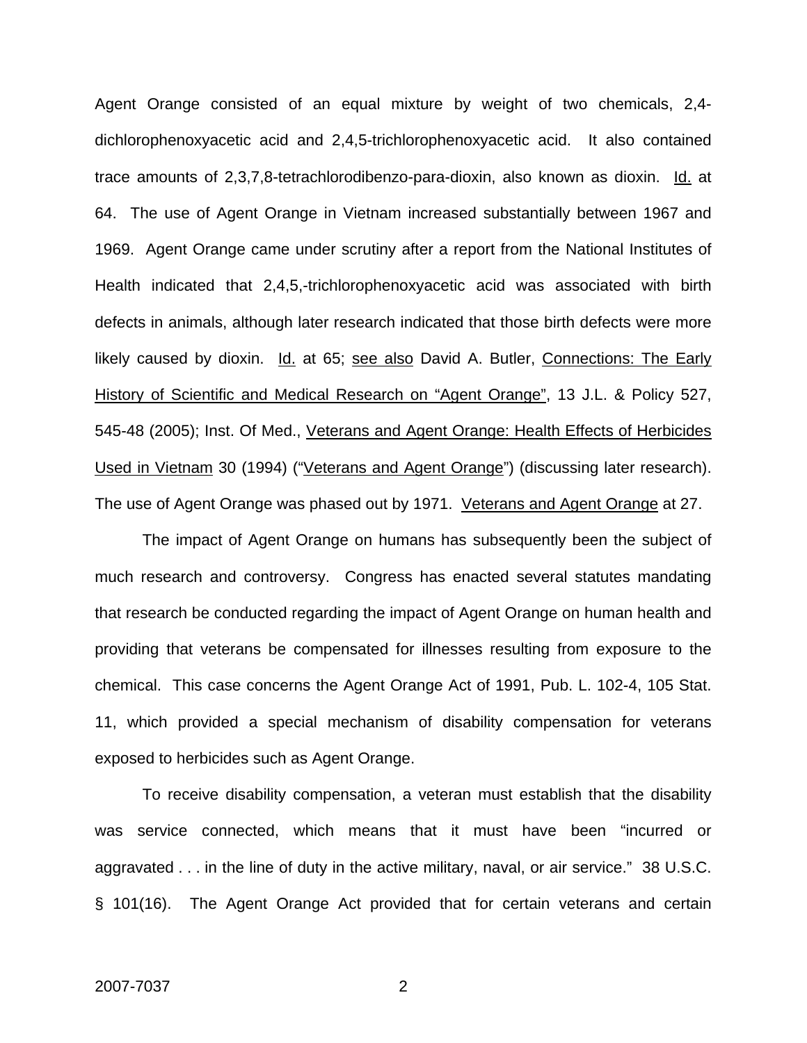Agent Orange consisted of an equal mixture by weight of two chemicals, 2,4-dichlorophenoxyacetic acid and 2,4,5-trichlorophenoxyacetic acid. It also contained trace amounts of 2,3,7,8-tetrachlorodibenzo-para-dioxin, also known as dioxin. Id. at 64. The use of Agent Orange in Vietnam increased substantially between 1967 and 1969. Agent Orange came under scrutiny after a report from the National Institutes of Health indicated that 2,4,5,-trichlorophenoxyacetic acid was associated with birth defects in animals, although later research indicated that those birth defects were more likely caused by dioxin. Id. at 65; see also David A. Butler, Connections: The Early History of Scientific and Medical Research on "Agent Orange", 13 J.L. & Policy 527, 545-48 (2005); Inst. Of Med., Veterans and Agent Orange: Health Effects of Herbicides Used in Vietnam 30 (1994) ("Veterans and Agent Orange") (discussing later research). The use of Agent Orange was phased out by 1971. Veterans and Agent Orange at 27.

The impact of Agent Orange on humans has subsequently been the subject of much research and controversy. Congress has enacted several statutes mandating that research be conducted regarding the impact of Agent Orange on human health and providing that veterans be compensated for illnesses resulting from exposure to the chemical. This case concerns the Agent Orange Act of 1991, Pub. L. 102-4, 105 Stat. 11, which provided a special mechanism of disability compensation for veterans exposed to herbicides such as Agent Orange.

To receive disability compensation, a veteran must establish that the disability was service connected, which means that it must have been "incurred or aggravated . . . in the line of duty in the active military, naval, or air service." 38 U.S.C. § 101(16). The Agent Orange Act provided that for certain veterans and certain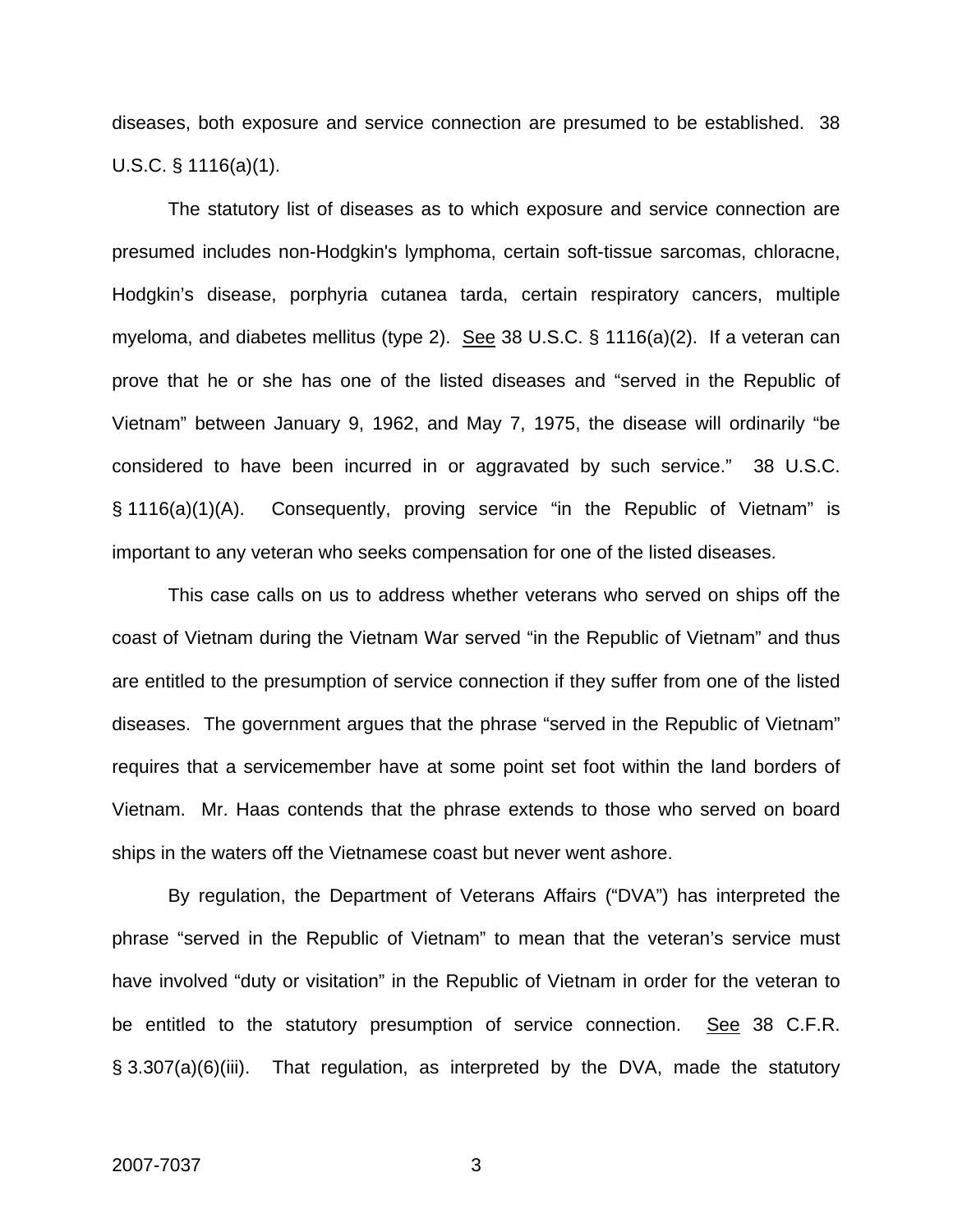diseases, both exposure and service connection are presumed to be established. 38 U.S.C. § 1116(a)(1).

The statutory list of diseases as to which exposure and service connection are presumed includes non-Hodgkin's lymphoma, certain soft-tissue sarcomas, chloracne, Hodgkin's disease, porphyria cutanea tarda, certain respiratory cancers, multiple myeloma, and diabetes mellitus (type 2). See 38 U.S.C. § 1116(a)(2). If a veteran can prove that he or she has one of the listed diseases and "served in the Republic of Vietnam" between January 9, 1962, and May 7, 1975, the disease will ordinarily "be considered to have been incurred in or aggravated by such service." 38 U.S.C. § 1116(a)(1)(A). Consequently, proving service "in the Republic of Vietnam" is important to any veteran who seeks compensation for one of the listed diseases.

This case calls on us to address whether veterans who served on ships off the coast of Vietnam during the Vietnam War served "in the Republic of Vietnam" and thus are entitled to the presumption of service connection if they suffer from one of the listed diseases. The government argues that the phrase "served in the Republic of Vietnam" requires that a servicemember have at some point set foot within the land borders of Vietnam. Mr. Haas contends that the phrase extends to those who served on board ships in the waters off the Vietnamese coast but never went ashore.

By regulation, the Department of Veterans Affairs ("DVA") has interpreted the phrase "served in the Republic of Vietnam" to mean that the veteran's service must have involved "duty or visitation" in the Republic of Vietnam in order for the veteran to be entitled to the statutory presumption of service connection. See 38 C.F.R. § 3.307(a)(6)(iii). That regulation, as interpreted by the DVA, made the statutory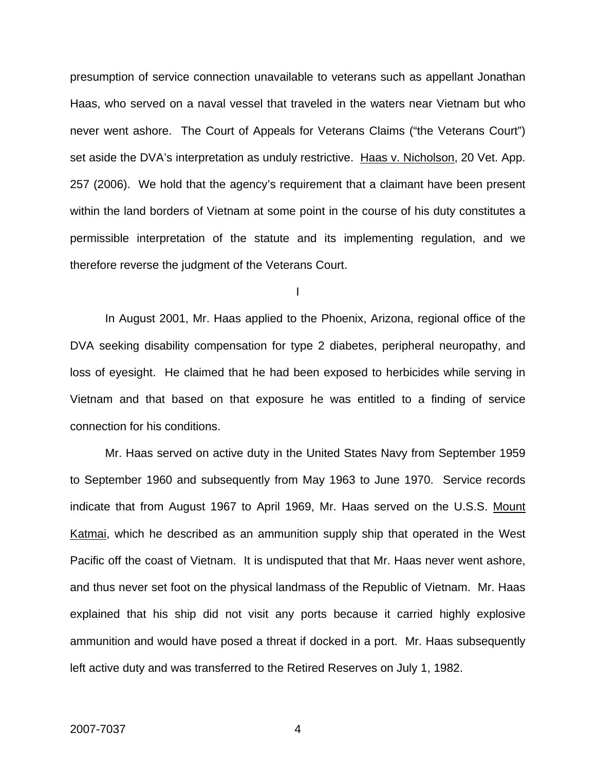presumption of service connection unavailable to veterans such as appellant Jonathan Haas, who served on a naval vessel that traveled in the waters near Vietnam but who never went ashore. The Court of Appeals for Veterans Claims ("the Veterans Court") set aside the DVA's interpretation as unduly restrictive. Haas v. Nicholson, 20 Vet. App. 257 (2006). We hold that the agency's requirement that a claimant have been present within the land borders of Vietnam at some point in the course of his duty constitutes a permissible interpretation of the statute and its implementing regulation, and we therefore reverse the judgment of the Veterans Court.

I

In August 2001, Mr. Haas applied to the Phoenix, Arizona, regional office of the DVA seeking disability compensation for type 2 diabetes, peripheral neuropathy, and loss of eyesight. He claimed that he had been exposed to herbicides while serving in Vietnam and that based on that exposure he was entitled to a finding of service connection for his conditions.

Mr. Haas served on active duty in the United States Navy from September 1959 to September 1960 and subsequently from May 1963 to June 1970. Service records indicate that from August 1967 to April 1969, Mr. Haas served on the U.S.S. Mount Katmai, which he described as an ammunition supply ship that operated in the West Pacific off the coast of Vietnam. It is undisputed that that Mr. Haas never went ashore, and thus never set foot on the physical landmass of the Republic of Vietnam. Mr. Haas explained that his ship did not visit any ports because it carried highly explosive ammunition and would have posed a threat if docked in a port. Mr. Haas subsequently left active duty and was transferred to the Retired Reserves on July 1, 1982.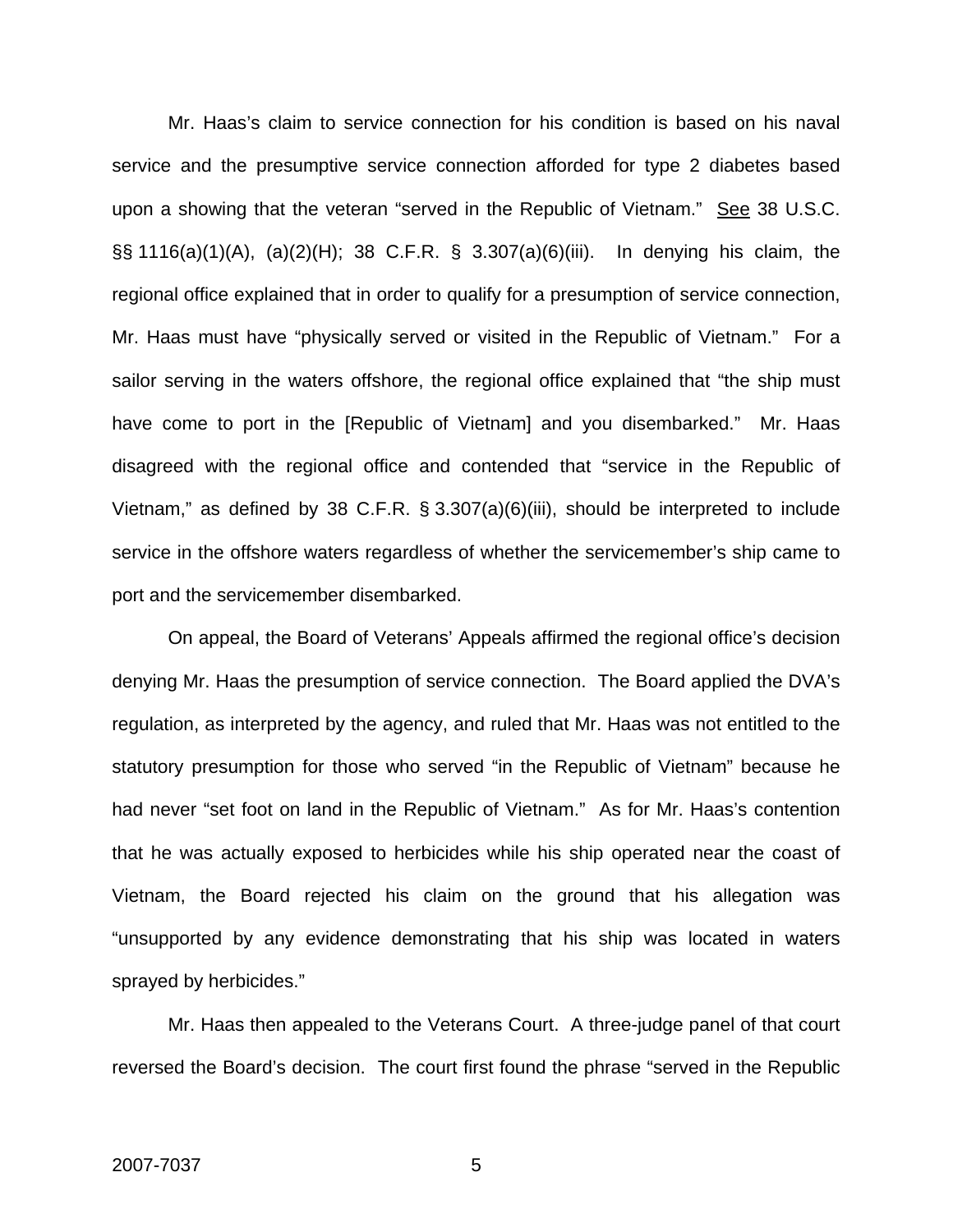Mr. Haas's claim to service connection for his condition is based on his naval service and the presumptive service connection afforded for type 2 diabetes based upon a showing that the veteran "served in the Republic of Vietnam." See 38 U.S.C. §§ 1116(a)(1)(A), (a)(2)(H); 38 C.F.R. § 3.307(a)(6)(iii). In denying his claim, the regional office explained that in order to qualify for a presumption of service connection, Mr. Haas must have "physically served or visited in the Republic of Vietnam." For a sailor serving in the waters offshore, the regional office explained that "the ship must have come to port in the [Republic of Vietnam] and you disembarked." Mr. Haas disagreed with the regional office and contended that "service in the Republic of Vietnam," as defined by 38 C.F.R. § 3.307(a)(6)(iii), should be interpreted to include service in the offshore waters regardless of whether the servicemember's ship came to port and the servicemember disembarked.

On appeal, the Board of Veterans' Appeals affirmed the regional office's decision denying Mr. Haas the presumption of service connection. The Board applied the DVA's regulation, as interpreted by the agency, and ruled that Mr. Haas was not entitled to the statutory presumption for those who served "in the Republic of Vietnam" because he had never "set foot on land in the Republic of Vietnam." As for Mr. Haas's contention that he was actually exposed to herbicides while his ship operated near the coast of Vietnam, the Board rejected his claim on the ground that his allegation was "unsupported by any evidence demonstrating that his ship was located in waters sprayed by herbicides."

Mr. Haas then appealed to the Veterans Court. A three-judge panel of that court reversed the Board's decision. The court first found the phrase "served in the Republic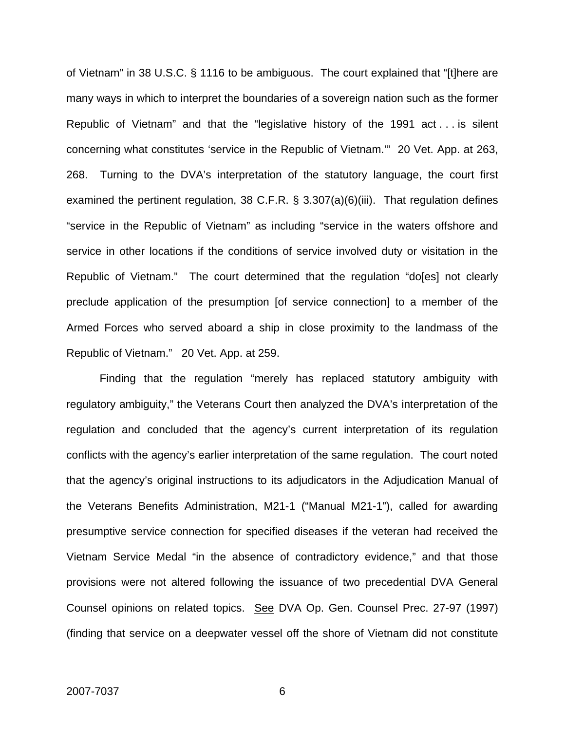of Vietnam" in 38 U.S.C. § 1116 to be ambiguous. The court explained that "[t]here are many ways in which to interpret the boundaries of a sovereign nation such as the former Republic of Vietnam" and that the "legislative history of the 1991 act . . . is silent concerning what constitutes 'service in the Republic of Vietnam.'" 20 Vet. App. at 263, 268. Turning to the DVA's interpretation of the statutory language, the court first examined the pertinent regulation, 38 C.F.R. § 3.307(a)(6)(iii). That regulation defines "service in the Republic of Vietnam" as including "service in the waters offshore and service in other locations if the conditions of service involved duty or visitation in the Republic of Vietnam." The court determined that the regulation "do[es] not clearly preclude application of the presumption [of service connection] to a member of the Armed Forces who served aboard a ship in close proximity to the landmass of the Republic of Vietnam." 20 Vet. App. at 259.

Finding that the regulation "merely has replaced statutory ambiguity with regulatory ambiguity," the Veterans Court then analyzed the DVA's interpretation of the regulation and concluded that the agency's current interpretation of its regulation conflicts with the agency's earlier interpretation of the same regulation. The court noted that the agency's original instructions to its adjudicators in the Adjudication Manual of the Veterans Benefits Administration, M21-1 ("Manual M21-1"), called for awarding presumptive service connection for specified diseases if the veteran had received the Vietnam Service Medal "in the absence of contradictory evidence," and that those provisions were not altered following the issuance of two precedential DVA General Counsel opinions on related topics. See DVA Op. Gen. Counsel Prec. 27-97 (1997) (finding that service on a deepwater vessel off the shore of Vietnam did not constitute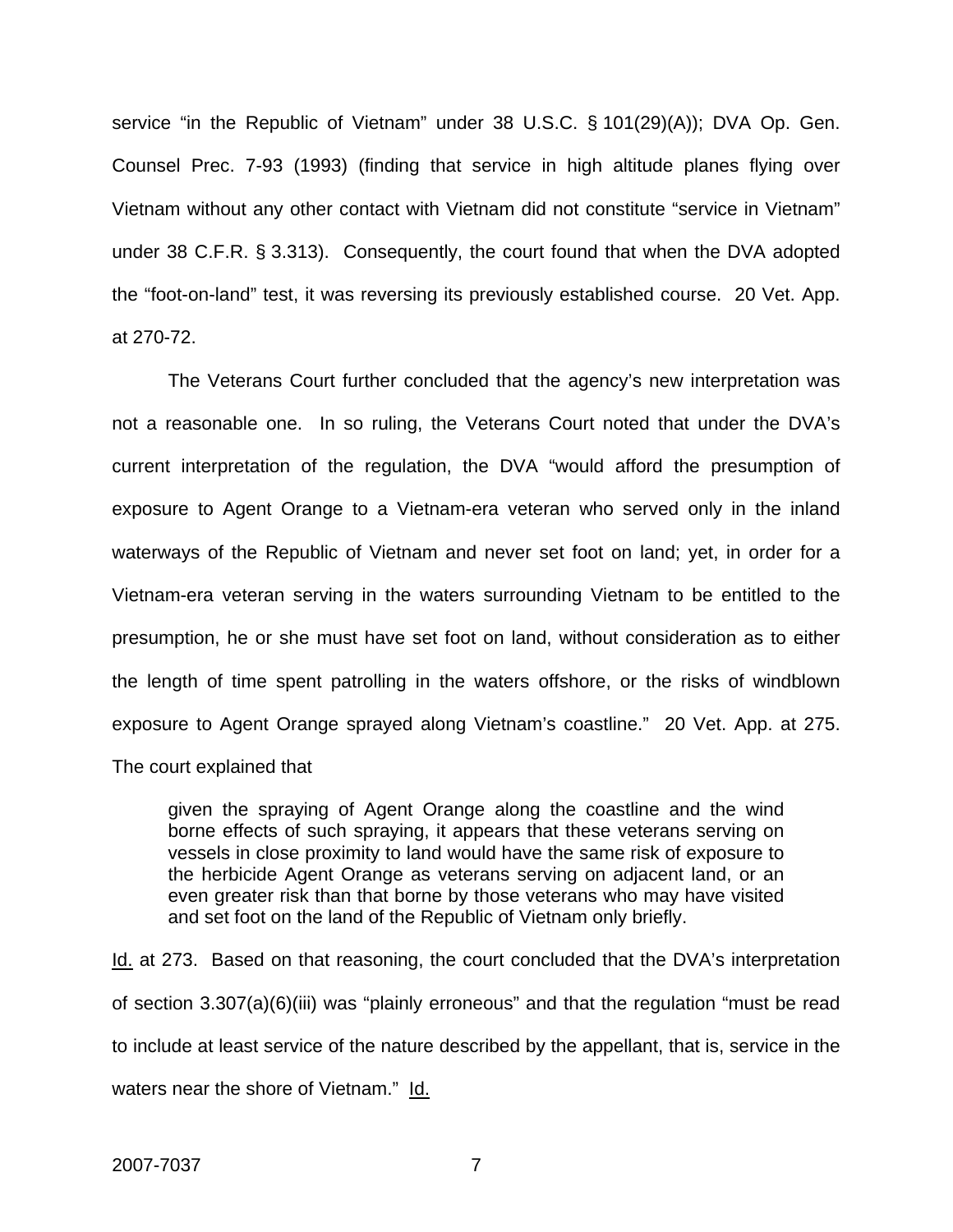service "in the Republic of Vietnam" under 38 U.S.C. § 101(29)(A)); DVA Op. Gen. Counsel Prec. 7-93 (1993) (finding that service in high altitude planes flying over Vietnam without any other contact with Vietnam did not constitute "service in Vietnam" under 38 C.F.R. § 3.313). Consequently, the court found that when the DVA adopted the "foot-on-land" test, it was reversing its previously established course. 20 Vet. App. at 270-72.

The Veterans Court further concluded that the agency's new interpretation was not a reasonable one. In so ruling, the Veterans Court noted that under the DVA's current interpretation of the regulation, the DVA "would afford the presumption of exposure to Agent Orange to a Vietnam-era veteran who served only in the inland waterways of the Republic of Vietnam and never set foot on land; yet, in order for a Vietnam-era veteran serving in the waters surrounding Vietnam to be entitled to the presumption, he or she must have set foot on land, without consideration as to either the length of time spent patrolling in the waters offshore, or the risks of windblown exposure to Agent Orange sprayed along Vietnam's coastline." 20 Vet. App. at 275. The court explained that

> given the spraying of Agent Orange along the coastline and the wind borne effects of such spraying, it appears that these veterans serving on vessels in close proximity to land would have the same risk of exposure to the herbicide Agent Orange as veterans serving on adjacent land, or an even greater risk than that borne by those veterans who may have visited and set foot on the land of the Republic of Vietnam only briefly.

Id. at 273. Based on that reasoning, the court concluded that the DVA's interpretation of section 3.307(a)(6)(iii) was "plainly erroneous" and that the regulation "must be read to include at least service of the nature described by the appellant, that is, service in the waters near the shore of Vietnam." Id.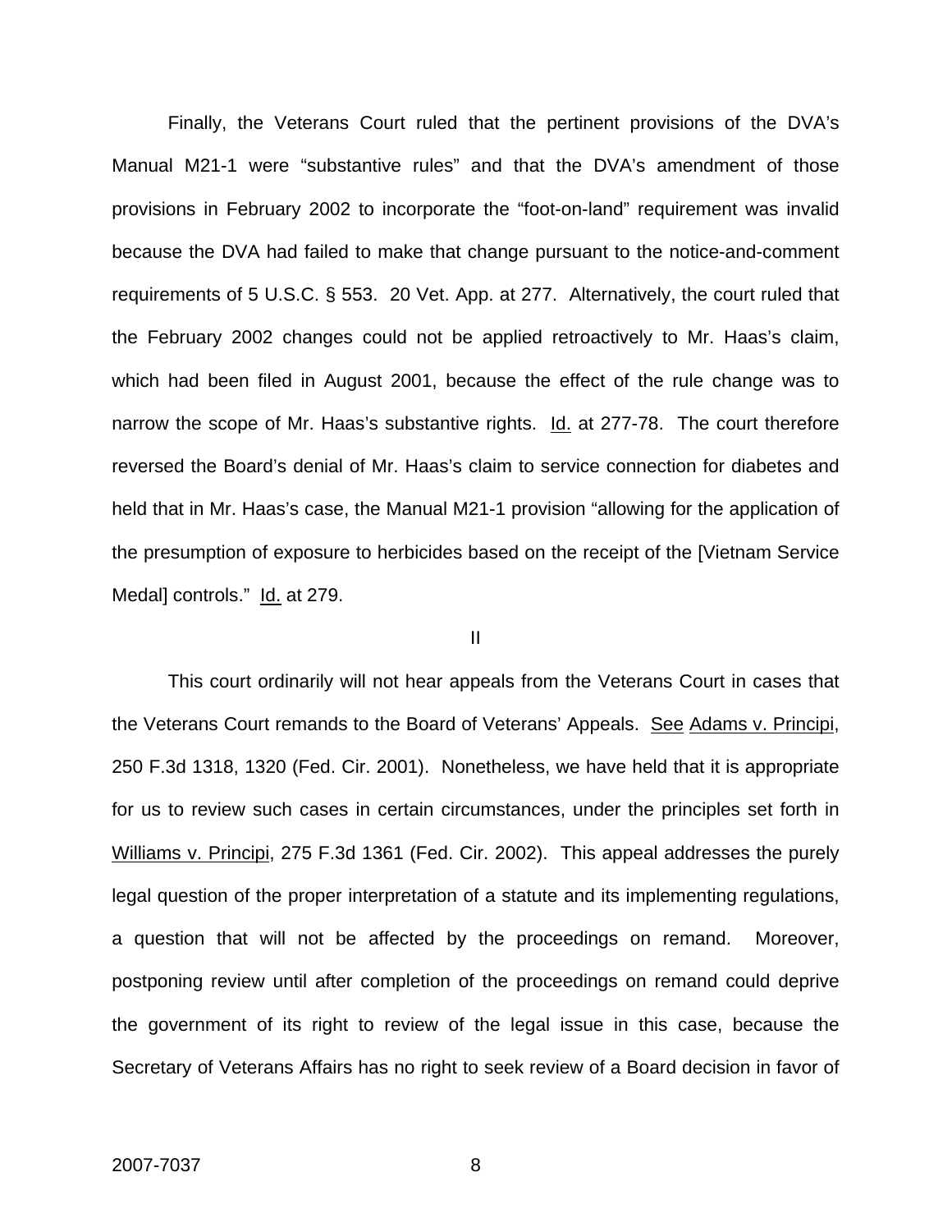Finally, the Veterans Court ruled that the pertinent provisions of the DVA's Manual M21-1 were "substantive rules" and that the DVA's amendment of those provisions in February 2002 to incorporate the "foot-on-land" requirement was invalid because the DVA had failed to make that change pursuant to the notice-and-comment requirements of 5 U.S.C. § 553. 20 Vet. App. at 277. Alternatively, the court ruled that the February 2002 changes could not be applied retroactively to Mr. Haas's claim, which had been filed in August 2001, because the effect of the rule change was to narrow the scope of Mr. Haas's substantive rights. Id. at 277-78. The court therefore reversed the Board's denial of Mr. Haas's claim to service connection for diabetes and held that in Mr. Haas's case, the Manual M21-1 provision "allowing for the application of the presumption of exposure to herbicides based on the receipt of the [Vietnam Service Medal] controls." Id. at 279.

II

This court ordinarily will not hear appeals from the Veterans Court in cases that the Veterans Court remands to the Board of Veterans' Appeals. See Adams v. Principi, 250 F.3d 1318, 1320 (Fed. Cir. 2001). Nonetheless, we have held that it is appropriate for us to review such cases in certain circumstances, under the principles set forth in Williams v. Principi, 275 F.3d 1361 (Fed. Cir. 2002). This appeal addresses the purely legal question of the proper interpretation of a statute and its implementing regulations, a question that will not be affected by the proceedings on remand. Moreover, postponing review until after completion of the proceedings on remand could deprive the government of its right to review of the legal issue in this case, because the Secretary of Veterans Affairs has no right to seek review of a Board decision in favor of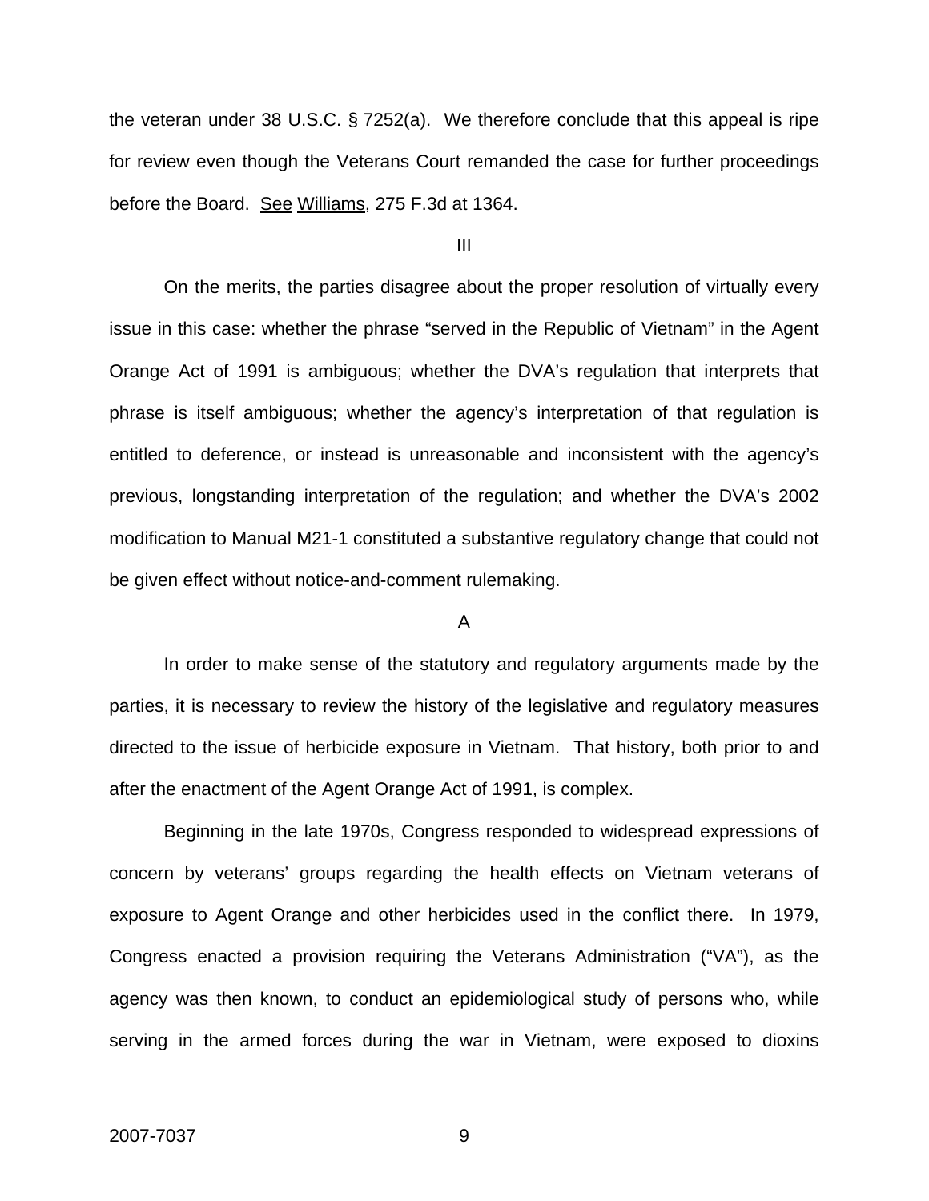the veteran under 38 U.S.C. § 7252(a). We therefore conclude that this appeal is ripe for review even though the Veterans Court remanded the case for further proceedings before the Board. See Williams, 275 F.3d at 1364.

## III

On the merits, the parties disagree about the proper resolution of virtually every issue in this case: whether the phrase "served in the Republic of Vietnam" in the Agent Orange Act of 1991 is ambiguous; whether the DVA's regulation that interprets that phrase is itself ambiguous; whether the agency's interpretation of that regulation is entitled to deference, or instead is unreasonable and inconsistent with the agency's previous, longstanding interpretation of the regulation; and whether the DVA's 2002 modification to Manual M21-1 constituted a substantive regulatory change that could not be given effect without notice-and-comment rulemaking.

### A

In order to make sense of the statutory and regulatory arguments made by the parties, it is necessary to review the history of the legislative and regulatory measures directed to the issue of herbicide exposure in Vietnam. That history, both prior to and after the enactment of the Agent Orange Act of 1991, is complex.

Beginning in the late 1970s, Congress responded to widespread expressions of concern by veterans' groups regarding the health effects on Vietnam veterans of exposure to Agent Orange and other herbicides used in the conflict there. In 1979, Congress enacted a provision requiring the Veterans Administration ("VA"), as the agency was then known, to conduct an epidemiological study of persons who, while serving in the armed forces during the war in Vietnam, were exposed to dioxins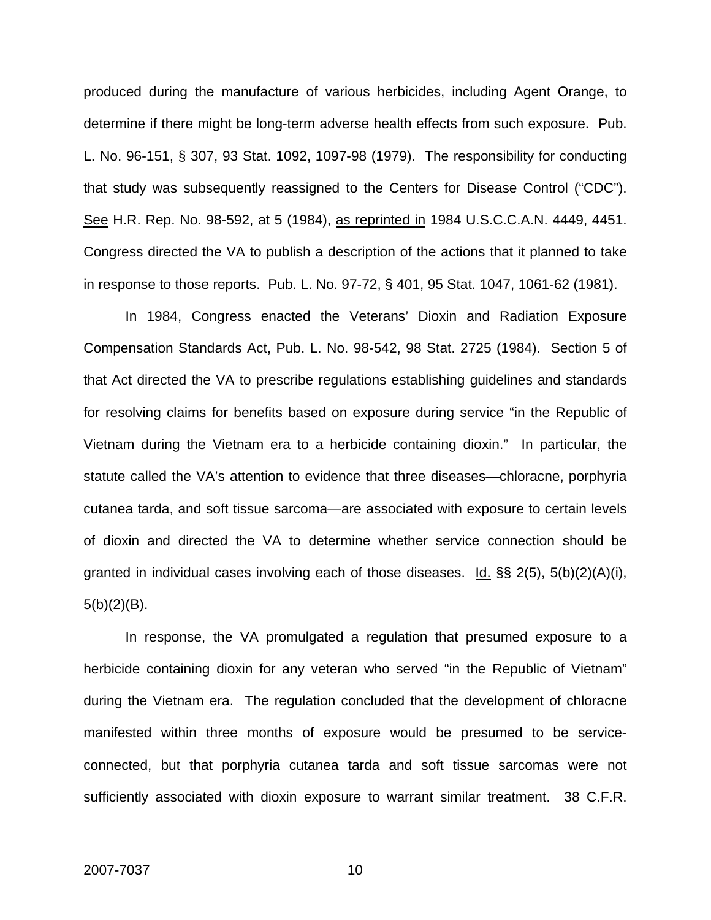produced during the manufacture of various herbicides, including Agent Orange, to determine if there might be long-term adverse health effects from such exposure. Pub. L. No. 96-151, § 307, 93 Stat. 1092, 1097-98 (1979). The responsibility for conducting that study was subsequently reassigned to the Centers for Disease Control ("CDC"). See H.R. Rep. No. 98-592, at 5 (1984), as reprinted in 1984 U.S.C.C.A.N. 4449, 4451. Congress directed the VA to publish a description of the actions that it planned to take in response to those reports. Pub. L. No. 97-72, § 401, 95 Stat. 1047, 1061-62 (1981).

In 1984, Congress enacted the Veterans' Dioxin and Radiation Exposure Compensation Standards Act, Pub. L. No. 98-542, 98 Stat. 2725 (1984). Section 5 of that Act directed the VA to prescribe regulations establishing guidelines and standards for resolving claims for benefits based on exposure during service "in the Republic of Vietnam during the Vietnam era to a herbicide containing dioxin." In particular, the statute called the VA's attention to evidence that three diseases—chloracne, porphyria cutanea tarda, and soft tissue sarcoma—are associated with exposure to certain levels of dioxin and directed the VA to determine whether service connection should be granted in individual cases involving each of those diseases. Id. §§ 2(5), 5(b)(2)(A)(i), 5(b)(2)(B).

In response, the VA promulgated a regulation that presumed exposure to a herbicide containing dioxin for any veteran who served "in the Republic of Vietnam" during the Vietnam era. The regulation concluded that the development of chloracne manifested within three months of exposure would be presumed to be service-connected, but that porphyria cutanea tarda and soft tissue sarcomas were not sufficiently associated with dioxin exposure to warrant similar treatment. 38 C.F.R.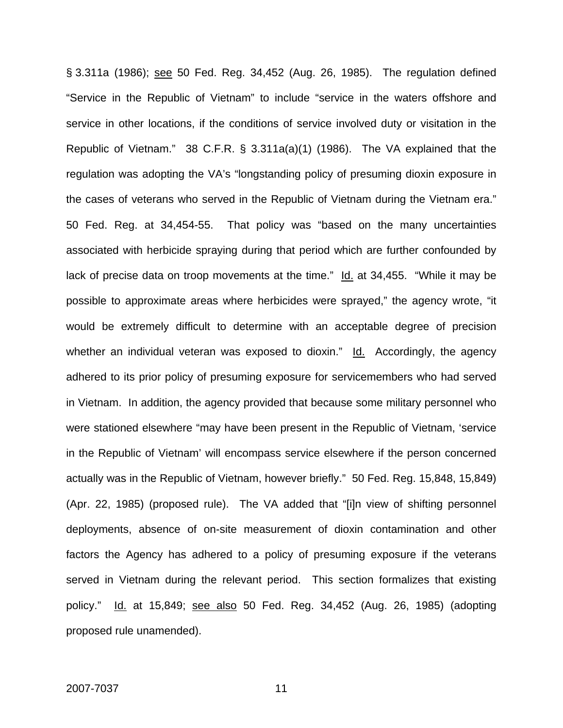§ 3.311a (1986); see 50 Fed. Reg. 34,452 (Aug. 26, 1985). The regulation defined "Service in the Republic of Vietnam" to include "service in the waters offshore and service in other locations, if the conditions of service involved duty or visitation in the Republic of Vietnam." 38 C.F.R. § 3.311a(a)(1) (1986). The VA explained that the regulation was adopting the VA's "longstanding policy of presuming dioxin exposure in the cases of veterans who served in the Republic of Vietnam during the Vietnam era." 50 Fed. Reg. at 34,454-55. That policy was "based on the many uncertainties associated with herbicide spraying during that period which are further confounded by lack of precise data on troop movements at the time." Id. at 34,455. "While it may be possible to approximate areas where herbicides were sprayed," the agency wrote, "it would be extremely difficult to determine with an acceptable degree of precision whether an individual veteran was exposed to dioxin." Id. Accordingly, the agency adhered to its prior policy of presuming exposure for servicemembers who had served in Vietnam. In addition, the agency provided that because some military personnel who were stationed elsewhere "may have been present in the Republic of Vietnam, 'service in the Republic of Vietnam' will encompass service elsewhere if the person concerned actually was in the Republic of Vietnam, however briefly." 50 Fed. Reg. 15,848, 15,849) (Apr. 22, 1985) (proposed rule). The VA added that "[i]n view of shifting personnel deployments, absence of on-site measurement of dioxin contamination and other factors the Agency has adhered to a policy of presuming exposure if the veterans served in Vietnam during the relevant period. This section formalizes that existing policy." Id. at 15,849; see also 50 Fed. Reg. 34,452 (Aug. 26, 1985) (adopting proposed rule unamended).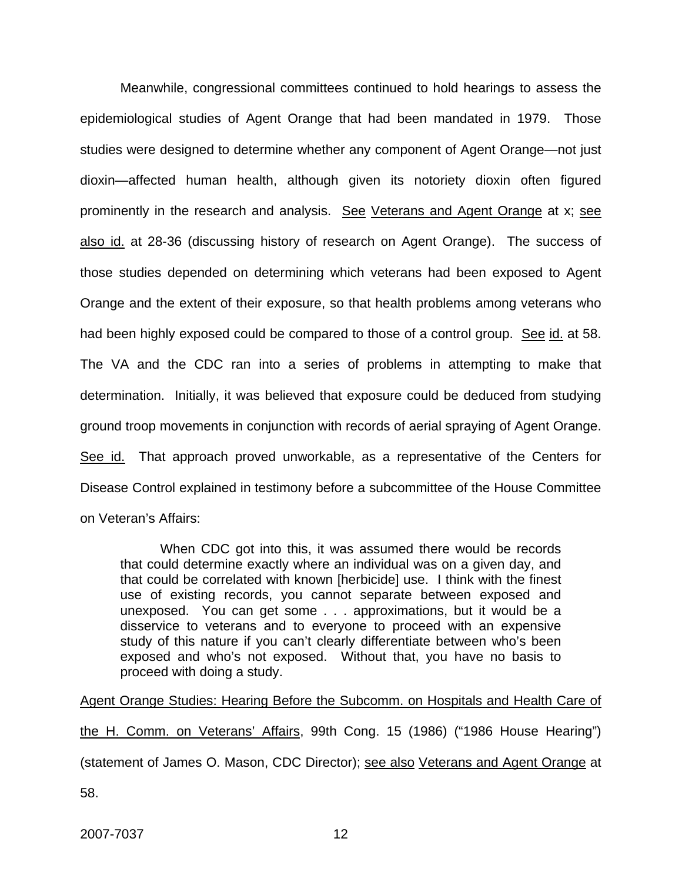Meanwhile, congressional committees continued to hold hearings to assess the epidemiological studies of Agent Orange that had been mandated in 1979. Those studies were designed to determine whether any component of Agent Orange—not just dioxin—affected human health, although given its notoriety dioxin often figured prominently in the research and analysis. See Veterans and Agent Orange at x; see also id. at 28-36 (discussing history of research on Agent Orange). The success of those studies depended on determining which veterans had been exposed to Agent Orange and the extent of their exposure, so that health problems among veterans who had been highly exposed could be compared to those of a control group. See id. at 58. The VA and the CDC ran into a series of problems in attempting to make that determination. Initially, it was believed that exposure could be deduced from studying ground troop movements in conjunction with records of aerial spraying of Agent Orange. See id. That approach proved unworkable, as a representative of the Centers for Disease Control explained in testimony before a subcommittee of the House Committee on Veteran's Affairs:

> When CDC got into this, it was assumed there would be records that could determine exactly where an individual was on a given day, and that could be correlated with known [herbicide] use. I think with the finest use of existing records, you cannot separate between exposed and unexposed. You can get some . . . approximations, but it would be a disservice to veterans and to everyone to proceed with an expensive study of this nature if you can't clearly differentiate between who's been exposed and who's not exposed. Without that, you have no basis to proceed with doing a study.

Agent Orange Studies: Hearing Before the Subcomm. on Hospitals and Health Care of the H. Comm. on Veterans' Affairs, 99th Cong. 15 (1986) ("1986 House Hearing") (statement of James O. Mason, CDC Director); see also Veterans and Agent Orange at 58.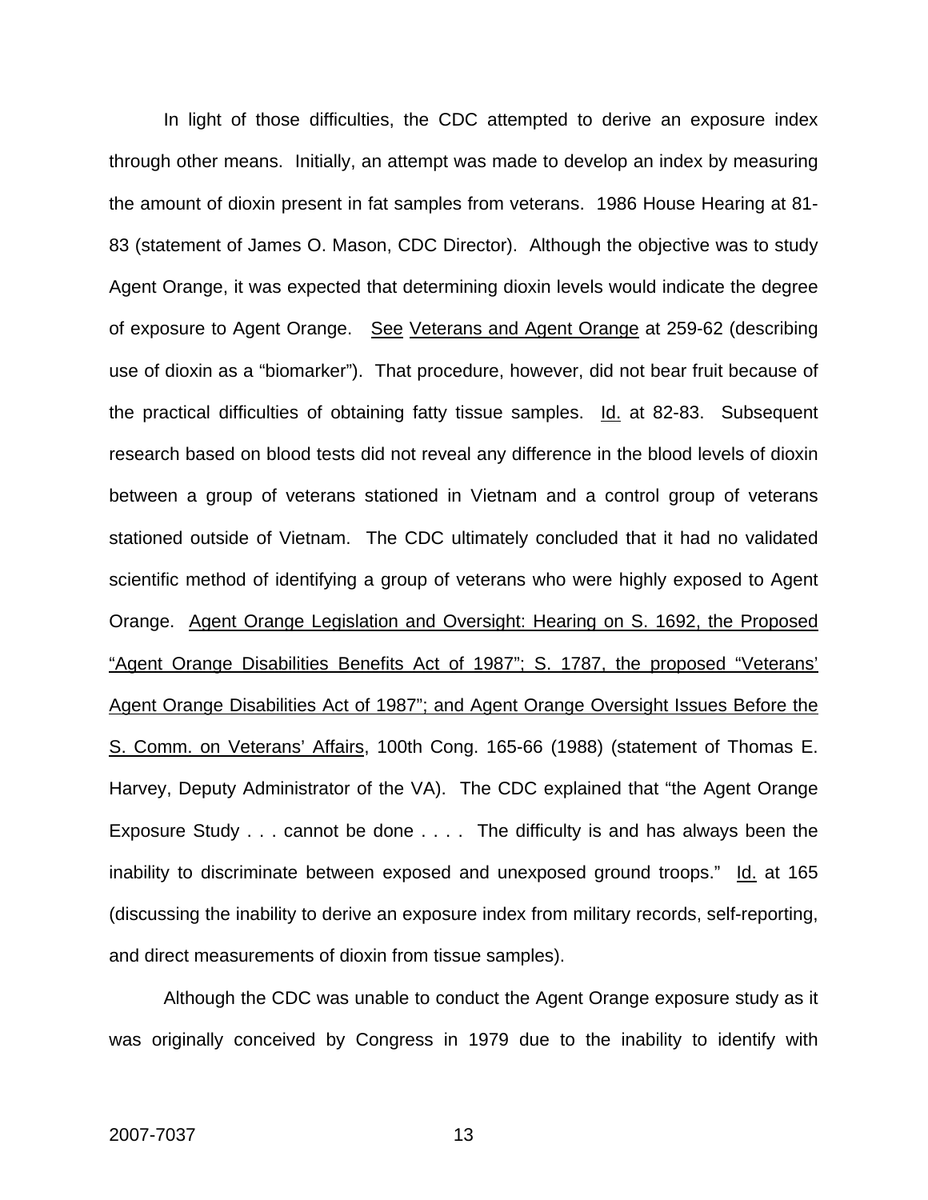In light of those difficulties, the CDC attempted to derive an exposure index through other means. Initially, an attempt was made to develop an index by measuring the amount of dioxin present in fat samples from veterans. 1986 House Hearing at 81-83 (statement of James O. Mason, CDC Director). Although the objective was to study Agent Orange, it was expected that determining dioxin levels would indicate the degree of exposure to Agent Orange. See Veterans and Agent Orange at 259-62 (describing use of dioxin as a "biomarker"). That procedure, however, did not bear fruit because of the practical difficulties of obtaining fatty tissue samples. Id. at 82-83. Subsequent research based on blood tests did not reveal any difference in the blood levels of dioxin between a group of veterans stationed in Vietnam and a control group of veterans stationed outside of Vietnam. The CDC ultimately concluded that it had no validated scientific method of identifying a group of veterans who were highly exposed to Agent Orange. Agent Orange Legislation and Oversight: Hearing on S. 1692, the Proposed "Agent Orange Disabilities Benefits Act of 1987"; S. 1787, the proposed "Veterans' Agent Orange Disabilities Act of 1987"; and Agent Orange Oversight Issues Before the S. Comm. on Veterans' Affairs, 100th Cong. 165-66 (1988) (statement of Thomas E. Harvey, Deputy Administrator of the VA). The CDC explained that "the Agent Orange Exposure Study . . . cannot be done . . . . The difficulty is and has always been the inability to discriminate between exposed and unexposed ground troops." Id. at 165 (discussing the inability to derive an exposure index from military records, self-reporting, and direct measurements of dioxin from tissue samples).

Although the CDC was unable to conduct the Agent Orange exposure study as it was originally conceived by Congress in 1979 due to the inability to identify with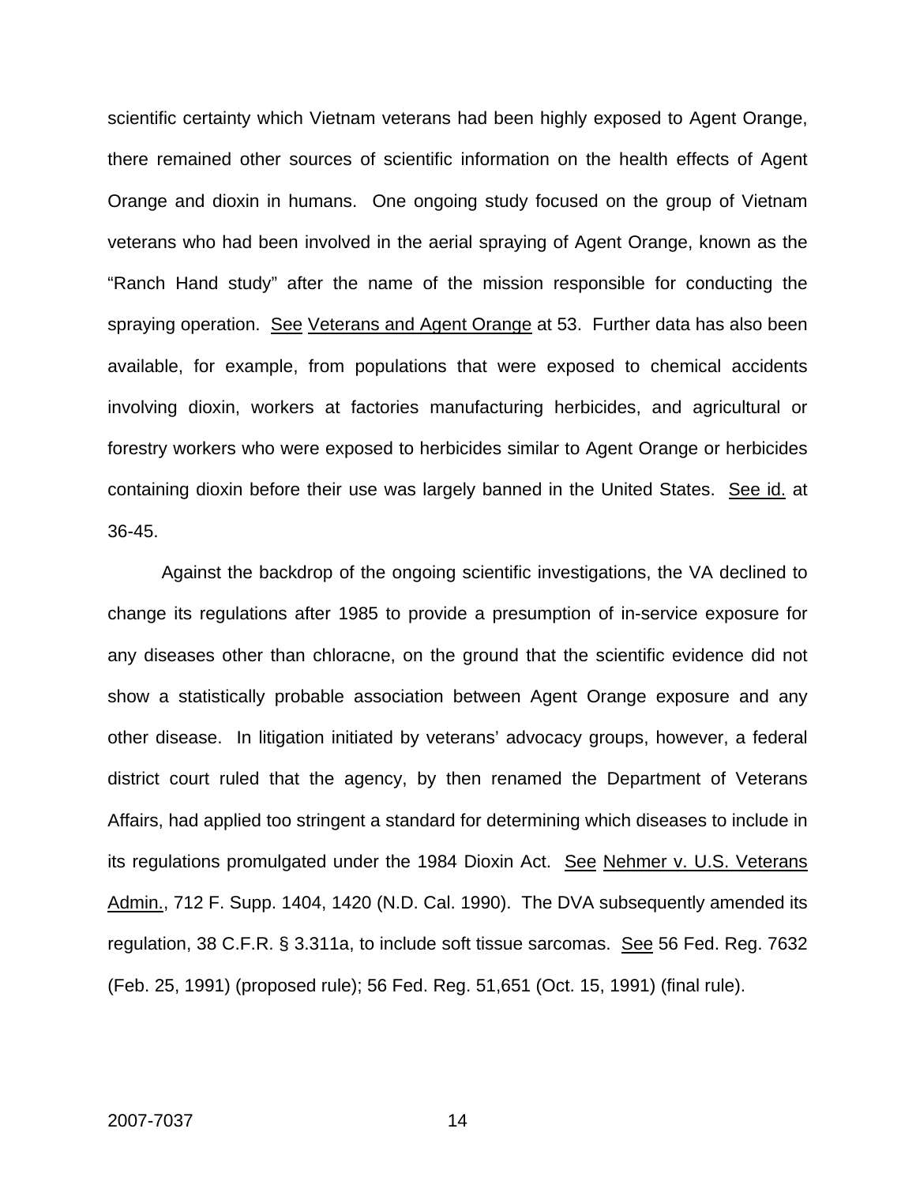scientific certainty which Vietnam veterans had been highly exposed to Agent Orange, there remained other sources of scientific information on the health effects of Agent Orange and dioxin in humans. One ongoing study focused on the group of Vietnam veterans who had been involved in the aerial spraying of Agent Orange, known as the "Ranch Hand study" after the name of the mission responsible for conducting the spraying operation. See Veterans and Agent Orange at 53. Further data has also been available, for example, from populations that were exposed to chemical accidents involving dioxin, workers at factories manufacturing herbicides, and agricultural or forestry workers who were exposed to herbicides similar to Agent Orange or herbicides containing dioxin before their use was largely banned in the United States. See id. at 36-45.

Against the backdrop of the ongoing scientific investigations, the VA declined to change its regulations after 1985 to provide a presumption of in-service exposure for any diseases other than chloracne, on the ground that the scientific evidence did not show a statistically probable association between Agent Orange exposure and any other disease. In litigation initiated by veterans' advocacy groups, however, a federal district court ruled that the agency, by then renamed the Department of Veterans Affairs, had applied too stringent a standard for determining which diseases to include in its regulations promulgated under the 1984 Dioxin Act. See Nehmer v. U.S. Veterans Admin., 712 F. Supp. 1404, 1420 (N.D. Cal. 1990). The DVA subsequently amended its regulation, 38 C.F.R. § 3.311a, to include soft tissue sarcomas. See 56 Fed. Reg. 7632 (Feb. 25, 1991) (proposed rule); 56 Fed. Reg. 51,651 (Oct. 15, 1991) (final rule).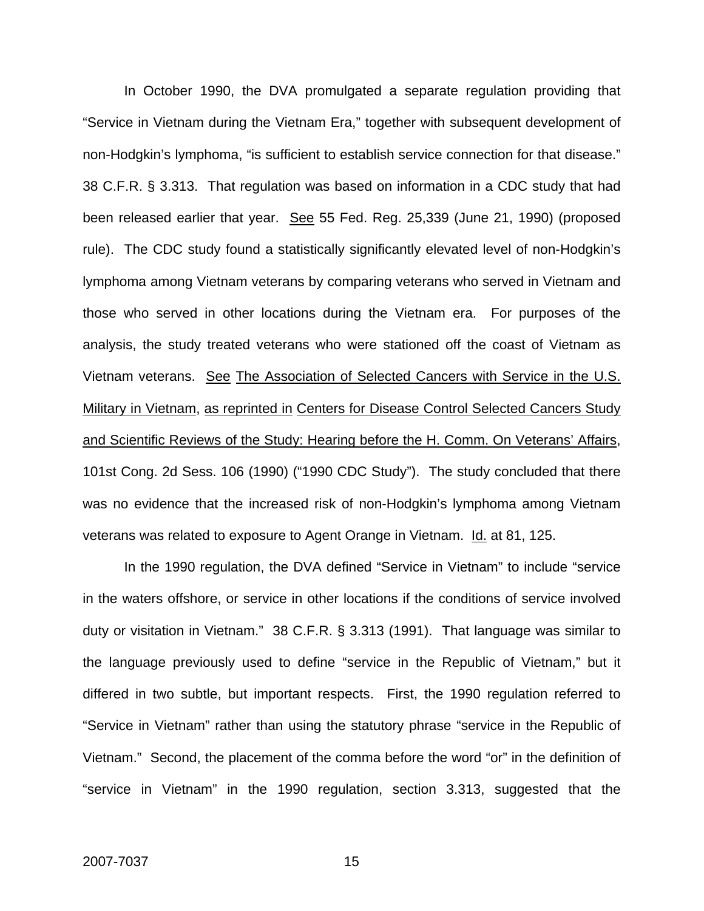In October 1990, the DVA promulgated a separate regulation providing that "Service in Vietnam during the Vietnam Era," together with subsequent development of non-Hodgkin's lymphoma, "is sufficient to establish service connection for that disease." 38 C.F.R. § 3.313. That regulation was based on information in a CDC study that had been released earlier that year. See 55 Fed. Reg. 25,339 (June 21, 1990) (proposed rule). The CDC study found a statistically significantly elevated level of non-Hodgkin's lymphoma among Vietnam veterans by comparing veterans who served in Vietnam and those who served in other locations during the Vietnam era. For purposes of the analysis, the study treated veterans who were stationed off the coast of Vietnam as Vietnam veterans. See The Association of Selected Cancers with Service in the U.S. Military in Vietnam, as reprinted in Centers for Disease Control Selected Cancers Study and Scientific Reviews of the Study: Hearing before the H. Comm. On Veterans' Affairs, 101st Cong. 2d Sess. 106 (1990) ("1990 CDC Study"). The study concluded that there was no evidence that the increased risk of non-Hodgkin's lymphoma among Vietnam veterans was related to exposure to Agent Orange in Vietnam. Id. at 81, 125.

In the 1990 regulation, the DVA defined "Service in Vietnam" to include "service in the waters offshore, or service in other locations if the conditions of service involved duty or visitation in Vietnam." 38 C.F.R. § 3.313 (1991). That language was similar to the language previously used to define "service in the Republic of Vietnam," but it differed in two subtle, but important respects. First, the 1990 regulation referred to "Service in Vietnam" rather than using the statutory phrase "service in the Republic of Vietnam." Second, the placement of the comma before the word "or" in the definition of "service in Vietnam" in the 1990 regulation, section 3.313, suggested that the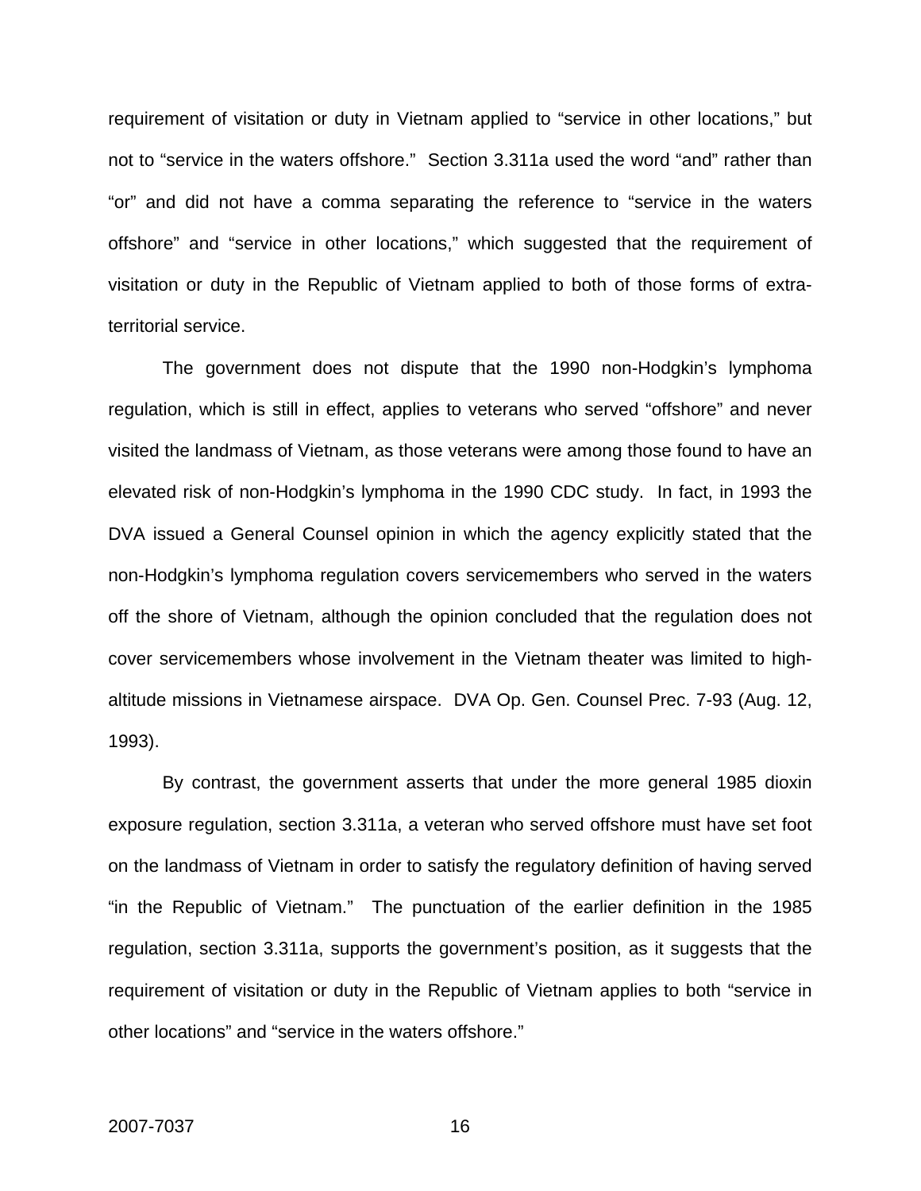requirement of visitation or duty in Vietnam applied to "service in other locations," but not to "service in the waters offshore." Section 3.311a used the word "and" rather than "or" and did not have a comma separating the reference to "service in the waters offshore" and "service in other locations," which suggested that the requirement of visitation or duty in the Republic of Vietnam applied to both of those forms of extra-territorial service.

The government does not dispute that the 1990 non-Hodgkin's lymphoma regulation, which is still in effect, applies to veterans who served "offshore" and never visited the landmass of Vietnam, as those veterans were among those found to have an elevated risk of non-Hodgkin's lymphoma in the 1990 CDC study. In fact, in 1993 the DVA issued a General Counsel opinion in which the agency explicitly stated that the non-Hodgkin's lymphoma regulation covers servicemembers who served in the waters off the shore of Vietnam, although the opinion concluded that the regulation does not cover servicemembers whose involvement in the Vietnam theater was limited to high-altitude missions in Vietnamese airspace. DVA Op. Gen. Counsel Prec. 7-93 (Aug. 12, 1993).

By contrast, the government asserts that under the more general 1985 dioxin exposure regulation, section 3.311a, a veteran who served offshore must have set foot on the landmass of Vietnam in order to satisfy the regulatory definition of having served "in the Republic of Vietnam." The punctuation of the earlier definition in the 1985 regulation, section 3.311a, supports the government's position, as it suggests that the requirement of visitation or duty in the Republic of Vietnam applies to both "service in other locations" and "service in the waters offshore."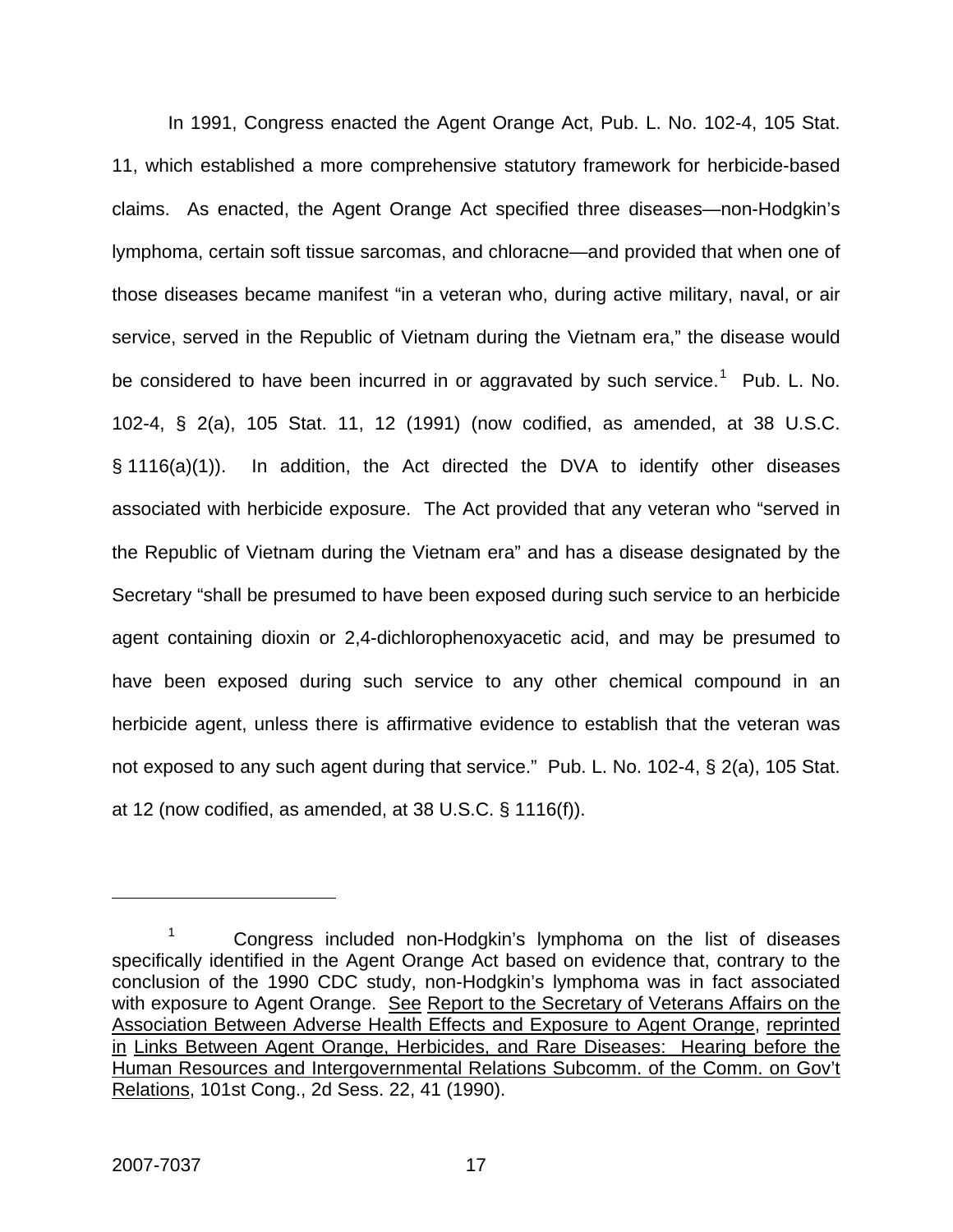In 1991, Congress enacted the Agent Orange Act, Pub. L. No. 102-4, 105 Stat. 11, which established a more comprehensive statutory framework for herbicide-based claims. As enacted, the Agent Orange Act specified three diseases—non-Hodgkin's lymphoma, certain soft tissue sarcomas, and chloracne—and provided that when one of those diseases became manifest "in a veteran who, during active military, naval, or air service, served in the Republic of Vietnam during the Vietnam era," the disease would be considered to have been incurred in or aggravated by such service.[1] Pub. L. No. 102-4, § 2(a), 105 Stat. 11, 12 (1991) (now codified, as amended, at 38 U.S.C. § 1116(a)(1)). In addition, the Act directed the DVA to identify other diseases associated with herbicide exposure. The Act provided that any veteran who "served in the Republic of Vietnam during the Vietnam era" and has a disease designated by the Secretary "shall be presumed to have been exposed during such service to an herbicide agent containing dioxin or 2,4-dichlorophenoxyacetic acid, and may be presumed to have been exposed during such service to any other chemical compound in an herbicide agent, unless there is affirmative evidence to establish that the veteran was not exposed to any such agent during that service." Pub. L. No. 102-4, § 2(a), 105 Stat. at 12 (now codified, as amended, at 38 U.S.C. § 1116(f)).

---

[1] Congress included non-Hodgkin's lymphoma on the list of diseases specifically identified in the Agent Orange Act based on evidence that, contrary to the conclusion of the 1990 CDC study, non-Hodgkin's lymphoma was in fact associated with exposure to Agent Orange. See Report to the Secretary of Veterans Affairs on the Association Between Adverse Health Effects and Exposure to Agent Orange, reprinted in Links Between Agent Orange, Herbicides, and Rare Diseases: Hearing before the Human Resources and Intergovernmental Relations Subcomm. of the Comm. on Gov't Relations, 101st Cong., 2d Sess. 22, 41 (1990).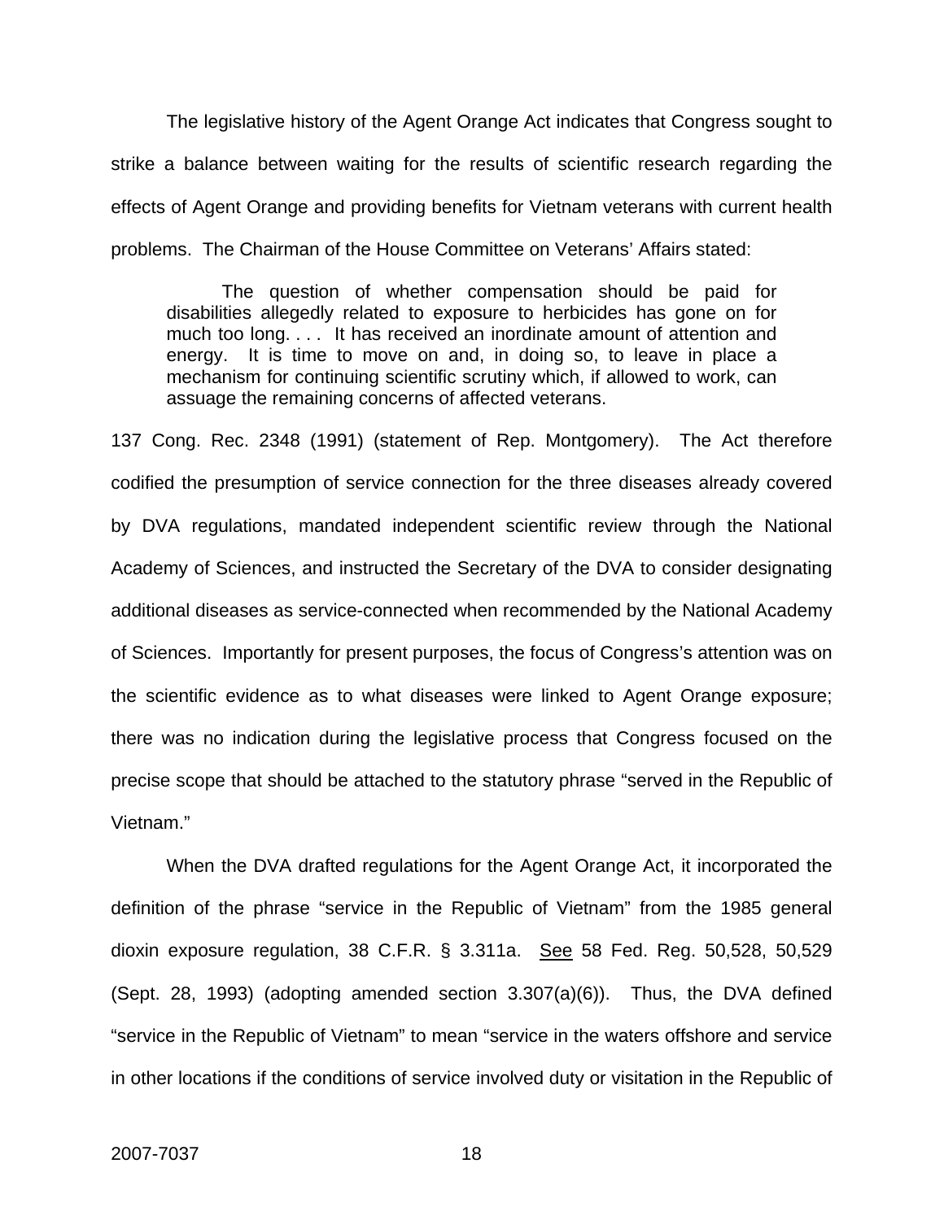The legislative history of the Agent Orange Act indicates that Congress sought to strike a balance between waiting for the results of scientific research regarding the effects of Agent Orange and providing benefits for Vietnam veterans with current health problems. The Chairman of the House Committee on Veterans' Affairs stated:

> The question of whether compensation should be paid for disabilities allegedly related to exposure to herbicides has gone on for much too long. . . . It has received an inordinate amount of attention and energy. It is time to move on and, in doing so, to leave in place a mechanism for continuing scientific scrutiny which, if allowed to work, can assuage the remaining concerns of affected veterans.

137 Cong. Rec. 2348 (1991) (statement of Rep. Montgomery). The Act therefore codified the presumption of service connection for the three diseases already covered by DVA regulations, mandated independent scientific review through the National Academy of Sciences, and instructed the Secretary of the DVA to consider designating additional diseases as service-connected when recommended by the National Academy of Sciences. Importantly for present purposes, the focus of Congress's attention was on the scientific evidence as to what diseases were linked to Agent Orange exposure; there was no indication during the legislative process that Congress focused on the precise scope that should be attached to the statutory phrase "served in the Republic of Vietnam."

When the DVA drafted regulations for the Agent Orange Act, it incorporated the definition of the phrase "service in the Republic of Vietnam" from the 1985 general dioxin exposure regulation, 38 C.F.R. § 3.311a. See 58 Fed. Reg. 50,528, 50,529 (Sept. 28, 1993) (adopting amended section 3.307(a)(6)). Thus, the DVA defined "service in the Republic of Vietnam" to mean "service in the waters offshore and service in other locations if the conditions of service involved duty or visitation in the Republic of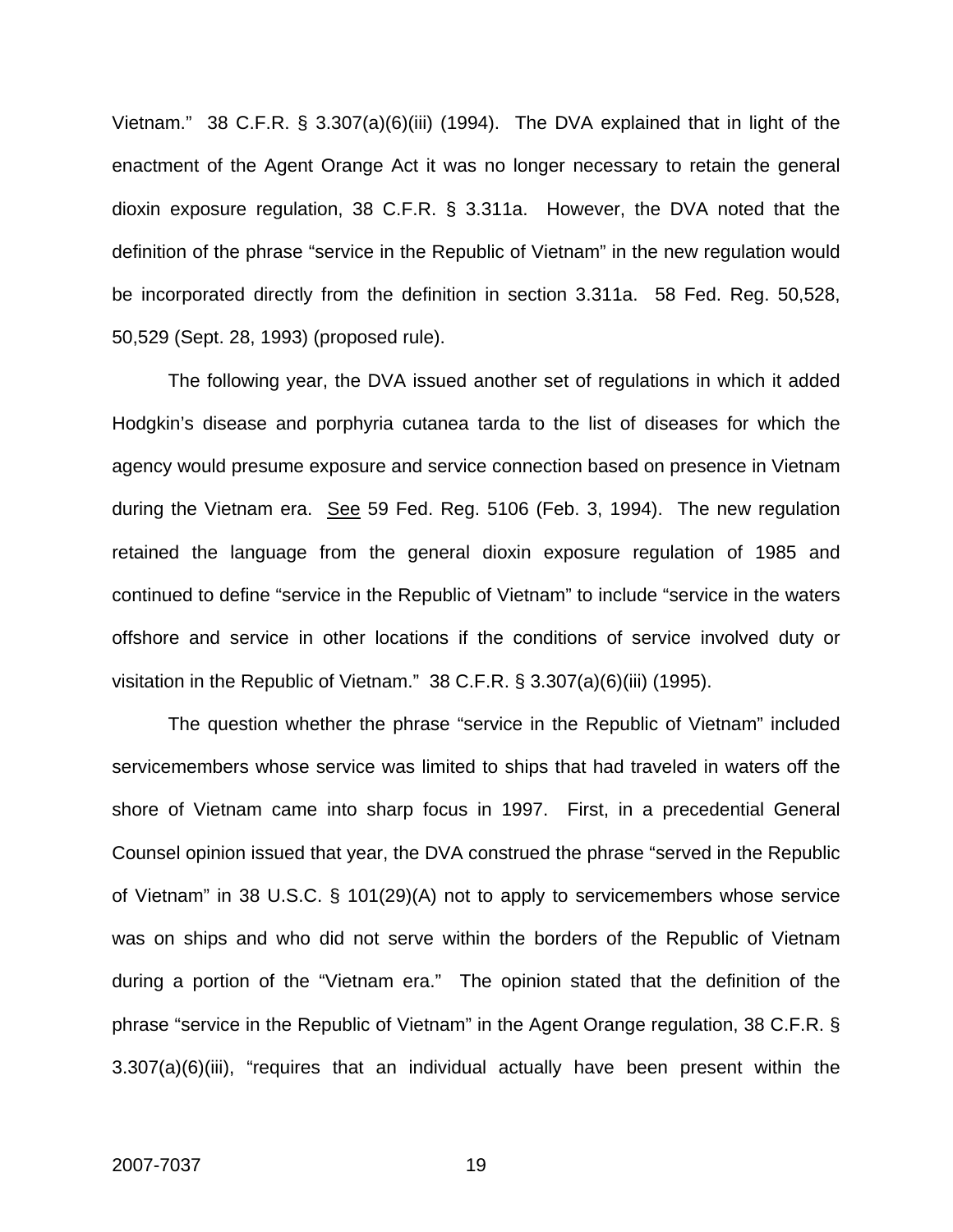Vietnam." 38 C.F.R. § 3.307(a)(6)(iii) (1994). The DVA explained that in light of the enactment of the Agent Orange Act it was no longer necessary to retain the general dioxin exposure regulation, 38 C.F.R. § 3.311a. However, the DVA noted that the definition of the phrase "service in the Republic of Vietnam" in the new regulation would be incorporated directly from the definition in section 3.311a. 58 Fed. Reg. 50,528, 50,529 (Sept. 28, 1993) (proposed rule).

The following year, the DVA issued another set of regulations in which it added Hodgkin's disease and porphyria cutanea tarda to the list of diseases for which the agency would presume exposure and service connection based on presence in Vietnam during the Vietnam era. See 59 Fed. Reg. 5106 (Feb. 3, 1994). The new regulation retained the language from the general dioxin exposure regulation of 1985 and continued to define "service in the Republic of Vietnam" to include "service in the waters offshore and service in other locations if the conditions of service involved duty or visitation in the Republic of Vietnam." 38 C.F.R. § 3.307(a)(6)(iii) (1995).

The question whether the phrase "service in the Republic of Vietnam" included servicemembers whose service was limited to ships that had traveled in waters off the shore of Vietnam came into sharp focus in 1997. First, in a precedential General Counsel opinion issued that year, the DVA construed the phrase "served in the Republic of Vietnam" in 38 U.S.C. § 101(29)(A) not to apply to servicemembers whose service was on ships and who did not serve within the borders of the Republic of Vietnam during a portion of the "Vietnam era." The opinion stated that the definition of the phrase "service in the Republic of Vietnam" in the Agent Orange regulation, 38 C.F.R. § 3.307(a)(6)(iii), "requires that an individual actually have been present within the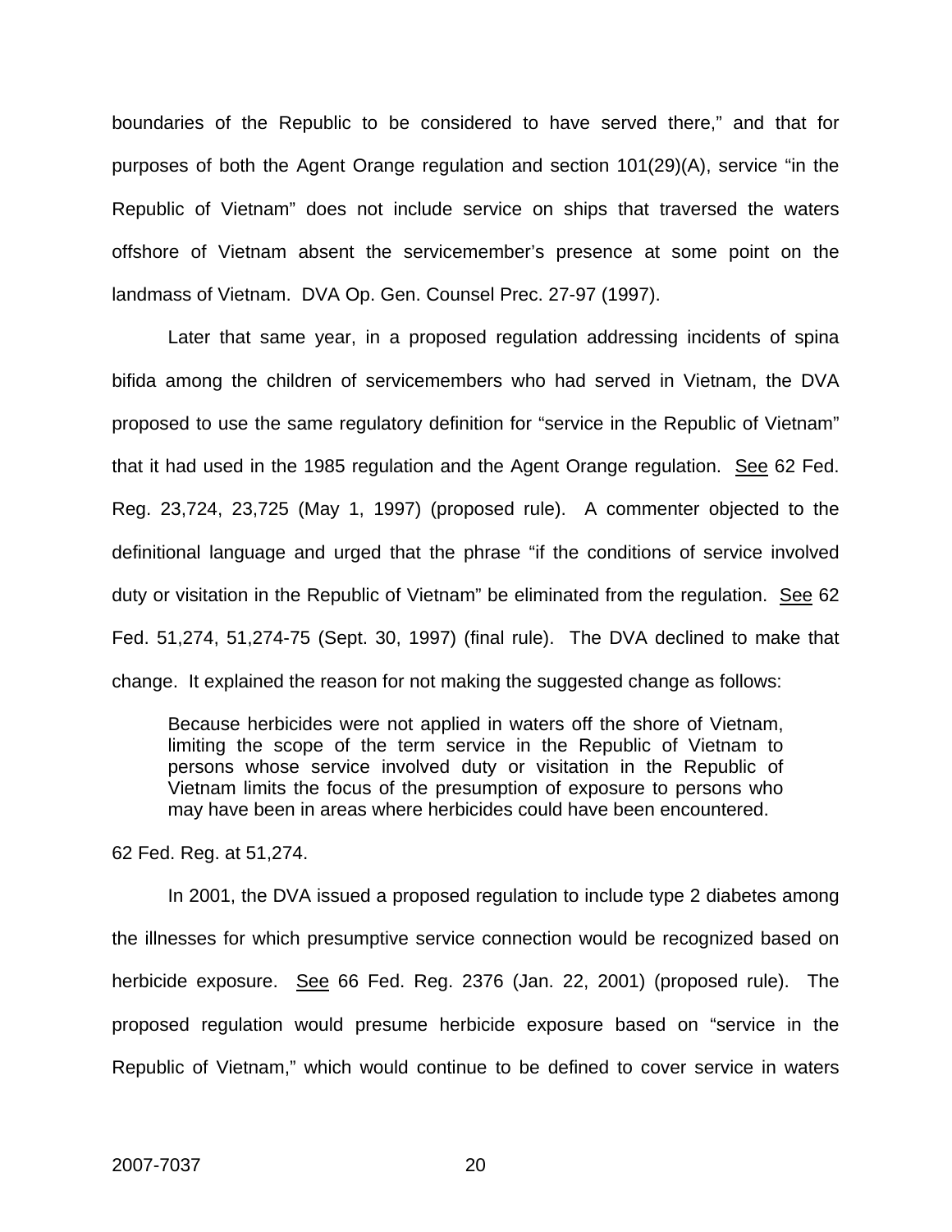boundaries of the Republic to be considered to have served there," and that for purposes of both the Agent Orange regulation and section 101(29)(A), service "in the Republic of Vietnam" does not include service on ships that traversed the waters offshore of Vietnam absent the servicemember's presence at some point on the landmass of Vietnam. DVA Op. Gen. Counsel Prec. 27-97 (1997).

Later that same year, in a proposed regulation addressing incidents of spina bifida among the children of servicemembers who had served in Vietnam, the DVA proposed to use the same regulatory definition for "service in the Republic of Vietnam" that it had used in the 1985 regulation and the Agent Orange regulation. See 62 Fed. Reg. 23,724, 23,725 (May 1, 1997) (proposed rule). A commenter objected to the definitional language and urged that the phrase "if the conditions of service involved duty or visitation in the Republic of Vietnam" be eliminated from the regulation. See 62 Fed. 51,274, 51,274-75 (Sept. 30, 1997) (final rule). The DVA declined to make that change. It explained the reason for not making the suggested change as follows:

> Because herbicides were not applied in waters off the shore of Vietnam, limiting the scope of the term service in the Republic of Vietnam to persons whose service involved duty or visitation in the Republic of Vietnam limits the focus of the presumption of exposure to persons who may have been in areas where herbicides could have been encountered.

62 Fed. Reg. at 51,274.

In 2001, the DVA issued a proposed regulation to include type 2 diabetes among the illnesses for which presumptive service connection would be recognized based on herbicide exposure. See 66 Fed. Reg. 2376 (Jan. 22, 2001) (proposed rule). The proposed regulation would presume herbicide exposure based on "service in the Republic of Vietnam," which would continue to be defined to cover service in waters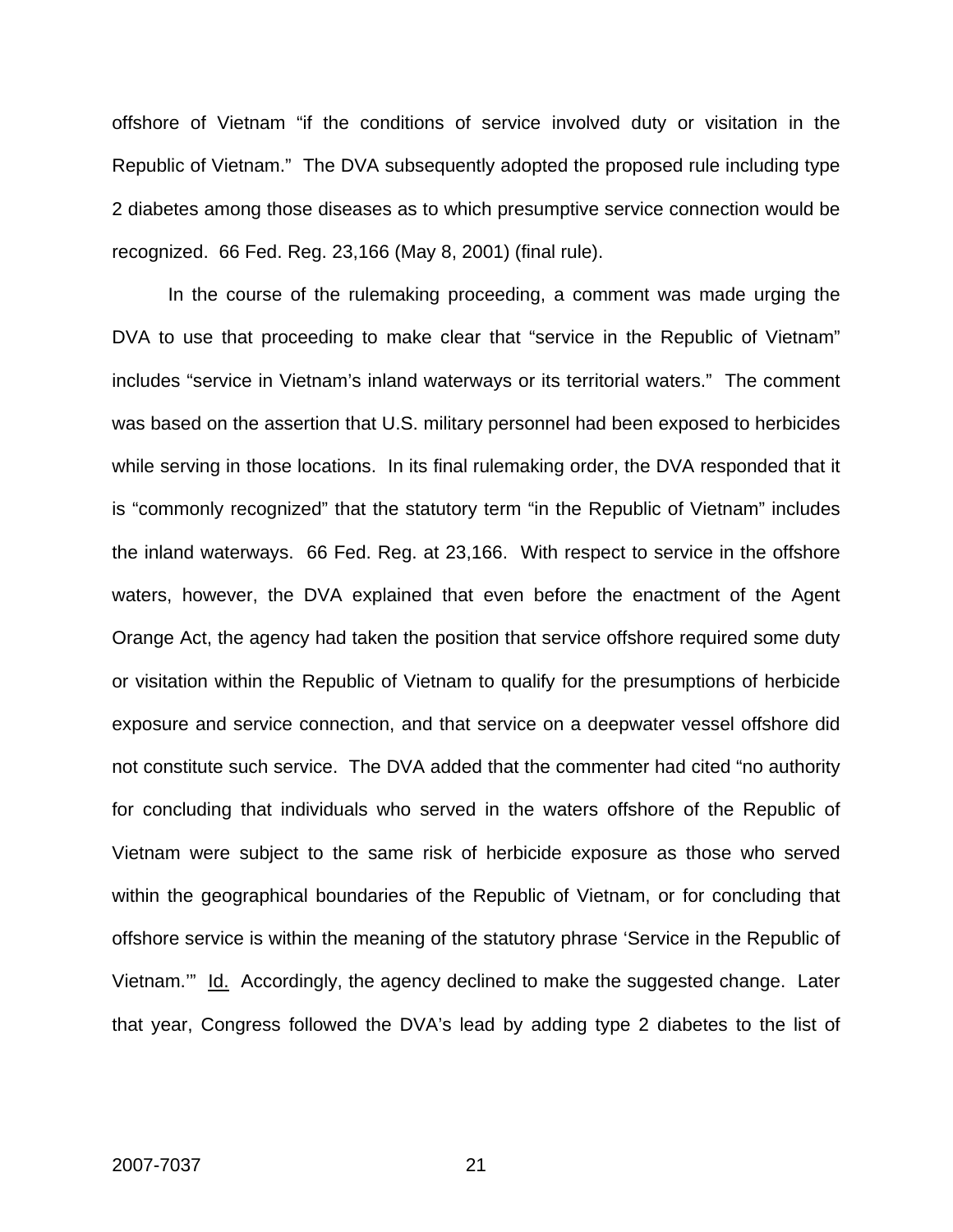offshore of Vietnam "if the conditions of service involved duty or visitation in the Republic of Vietnam." The DVA subsequently adopted the proposed rule including type 2 diabetes among those diseases as to which presumptive service connection would be recognized. 66 Fed. Reg. 23,166 (May 8, 2001) (final rule).

In the course of the rulemaking proceeding, a comment was made urging the DVA to use that proceeding to make clear that "service in the Republic of Vietnam" includes "service in Vietnam's inland waterways or its territorial waters." The comment was based on the assertion that U.S. military personnel had been exposed to herbicides while serving in those locations. In its final rulemaking order, the DVA responded that it is "commonly recognized" that the statutory term "in the Republic of Vietnam" includes the inland waterways. 66 Fed. Reg. at 23,166. With respect to service in the offshore waters, however, the DVA explained that even before the enactment of the Agent Orange Act, the agency had taken the position that service offshore required some duty or visitation within the Republic of Vietnam to qualify for the presumptions of herbicide exposure and service connection, and that service on a deepwater vessel offshore did not constitute such service. The DVA added that the commenter had cited "no authority for concluding that individuals who served in the waters offshore of the Republic of Vietnam were subject to the same risk of herbicide exposure as those who served within the geographical boundaries of the Republic of Vietnam, or for concluding that offshore service is within the meaning of the statutory phrase 'Service in the Republic of Vietnam.'" Id. Accordingly, the agency declined to make the suggested change. Later that year, Congress followed the DVA's lead by adding type 2 diabetes to the list of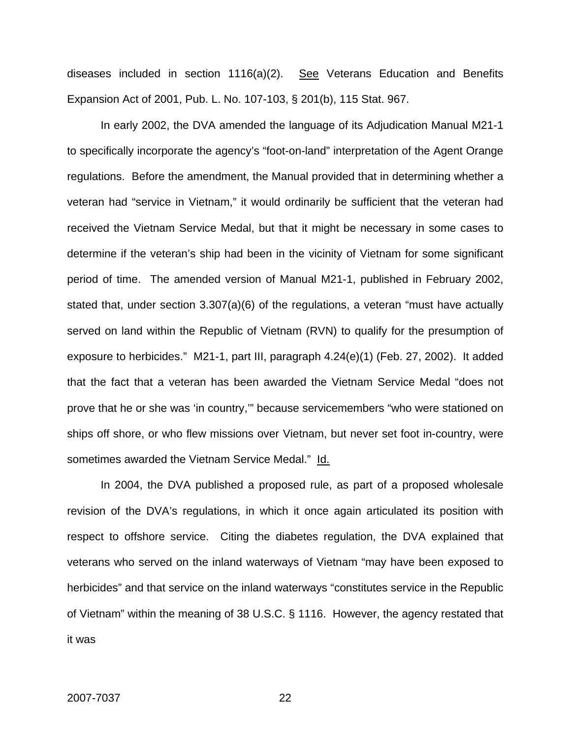diseases included in section 1116(a)(2). See Veterans Education and Benefits Expansion Act of 2001, Pub. L. No. 107-103, § 201(b), 115 Stat. 967.

In early 2002, the DVA amended the language of its Adjudication Manual M21-1 to specifically incorporate the agency's "foot-on-land" interpretation of the Agent Orange regulations. Before the amendment, the Manual provided that in determining whether a veteran had "service in Vietnam," it would ordinarily be sufficient that the veteran had received the Vietnam Service Medal, but that it might be necessary in some cases to determine if the veteran's ship had been in the vicinity of Vietnam for some significant period of time. The amended version of Manual M21-1, published in February 2002, stated that, under section 3.307(a)(6) of the regulations, a veteran "must have actually served on land within the Republic of Vietnam (RVN) to qualify for the presumption of exposure to herbicides." M21-1, part III, paragraph 4.24(e)(1) (Feb. 27, 2002). It added that the fact that a veteran has been awarded the Vietnam Service Medal "does not prove that he or she was 'in country,'" because servicemembers "who were stationed on ships off shore, or who flew missions over Vietnam, but never set foot in-country, were sometimes awarded the Vietnam Service Medal." Id.

In 2004, the DVA published a proposed rule, as part of a proposed wholesale revision of the DVA's regulations, in which it once again articulated its position with respect to offshore service. Citing the diabetes regulation, the DVA explained that veterans who served on the inland waterways of Vietnam "may have been exposed to herbicides" and that service on the inland waterways "constitutes service in the Republic of Vietnam" within the meaning of 38 U.S.C. § 1116. However, the agency restated that it was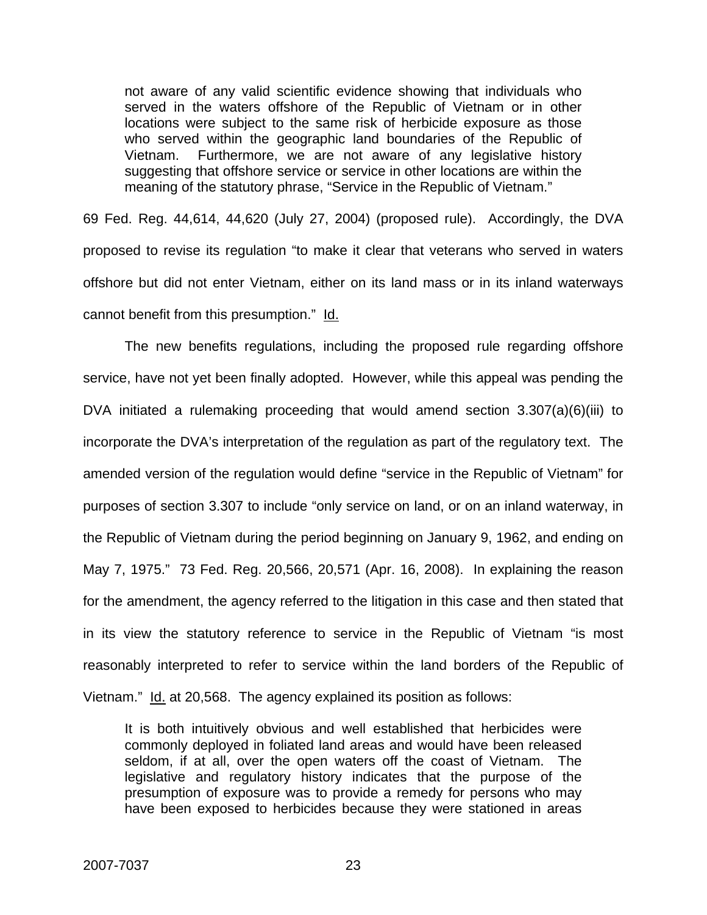> not aware of any valid scientific evidence showing that individuals who served in the waters offshore of the Republic of Vietnam or in other locations were subject to the same risk of herbicide exposure as those who served within the geographic land boundaries of the Republic of Vietnam. Furthermore, we are not aware of any legislative history suggesting that offshore service or service in other locations are within the meaning of the statutory phrase, "Service in the Republic of Vietnam."

69 Fed. Reg. 44,614, 44,620 (July 27, 2004) (proposed rule). Accordingly, the DVA proposed to revise its regulation "to make it clear that veterans who served in waters offshore but did not enter Vietnam, either on its land mass or in its inland waterways cannot benefit from this presumption." Id.

The new benefits regulations, including the proposed rule regarding offshore service, have not yet been finally adopted. However, while this appeal was pending the DVA initiated a rulemaking proceeding that would amend section 3.307(a)(6)(iii) to incorporate the DVA's interpretation of the regulation as part of the regulatory text. The amended version of the regulation would define "service in the Republic of Vietnam" for purposes of section 3.307 to include "only service on land, or on an inland waterway, in the Republic of Vietnam during the period beginning on January 9, 1962, and ending on May 7, 1975." 73 Fed. Reg. 20,566, 20,571 (Apr. 16, 2008). In explaining the reason for the amendment, the agency referred to the litigation in this case and then stated that in its view the statutory reference to service in the Republic of Vietnam "is most reasonably interpreted to refer to service within the land borders of the Republic of Vietnam." Id. at 20,568. The agency explained its position as follows:

> It is both intuitively obvious and well established that herbicides were commonly deployed in foliated land areas and would have been released seldom, if at all, over the open waters off the coast of Vietnam. The legislative and regulatory history indicates that the purpose of the presumption of exposure was to provide a remedy for persons who may have been exposed to herbicides because they were stationed in areas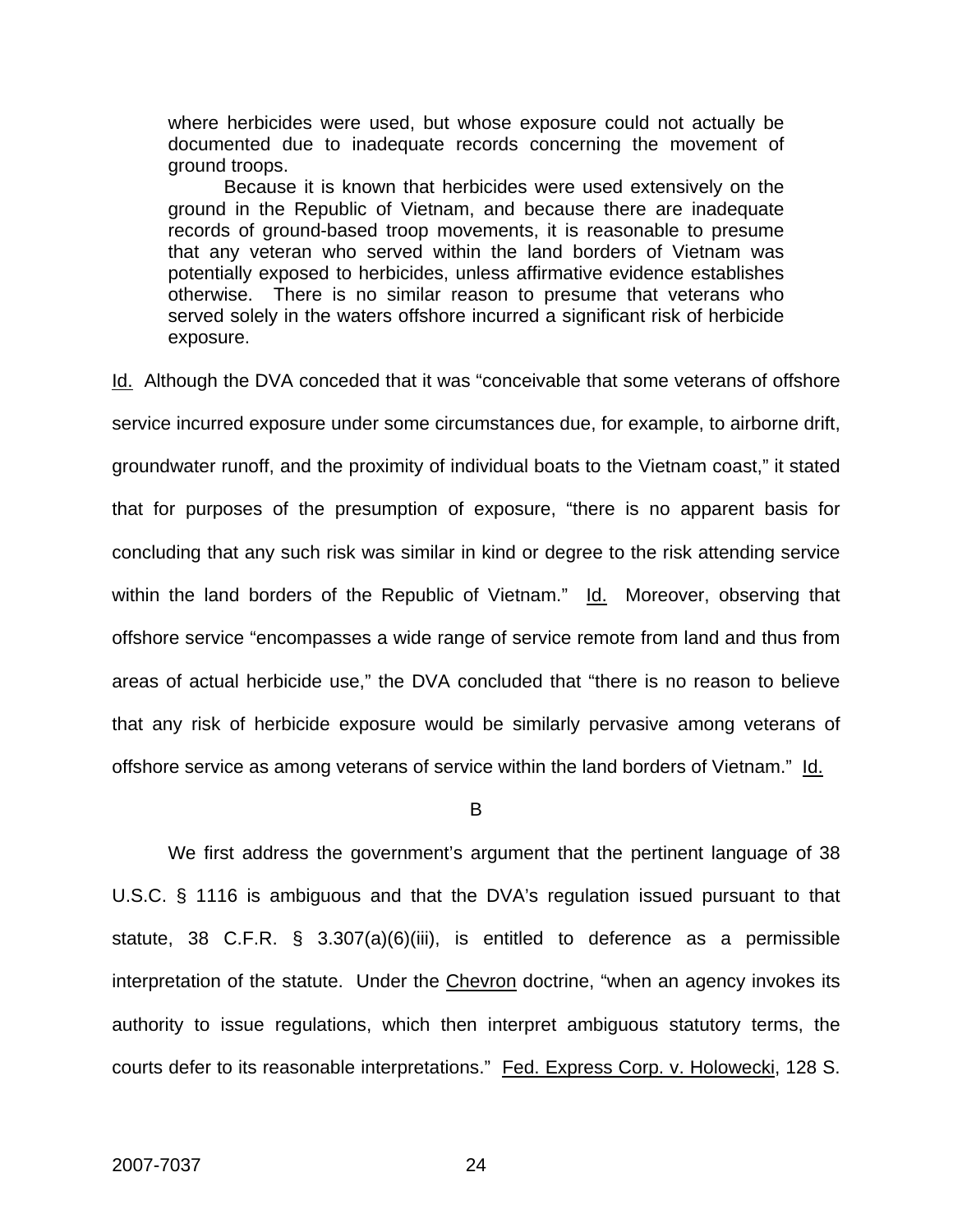> where herbicides were used, but whose exposure could not actually be documented due to inadequate records concerning the movement of ground troops.
>
> Because it is known that herbicides were used extensively on the ground in the Republic of Vietnam, and because there are inadequate records of ground-based troop movements, it is reasonable to presume that any veteran who served within the land borders of Vietnam was potentially exposed to herbicides, unless affirmative evidence establishes otherwise. There is no similar reason to presume that veterans who served solely in the waters offshore incurred a significant risk of herbicide exposure.

Id. Although the DVA conceded that it was "conceivable that some veterans of offshore service incurred exposure under some circumstances due, for example, to airborne drift, groundwater runoff, and the proximity of individual boats to the Vietnam coast," it stated that for purposes of the presumption of exposure, "there is no apparent basis for concluding that any such risk was similar in kind or degree to the risk attending service within the land borders of the Republic of Vietnam." Id. Moreover, observing that offshore service "encompasses a wide range of service remote from land and thus from areas of actual herbicide use," the DVA concluded that "there is no reason to believe that any risk of herbicide exposure would be similarly pervasive among veterans of offshore service as among veterans of service within the land borders of Vietnam." Id.

B

We first address the government's argument that the pertinent language of 38 U.S.C. § 1116 is ambiguous and that the DVA's regulation issued pursuant to that statute, 38 C.F.R. § 3.307(a)(6)(iii), is entitled to deference as a permissible interpretation of the statute. Under the Chevron doctrine, "when an agency invokes its authority to issue regulations, which then interpret ambiguous statutory terms, the courts defer to its reasonable interpretations." Fed. Express Corp. v. Holowecki, 128 S.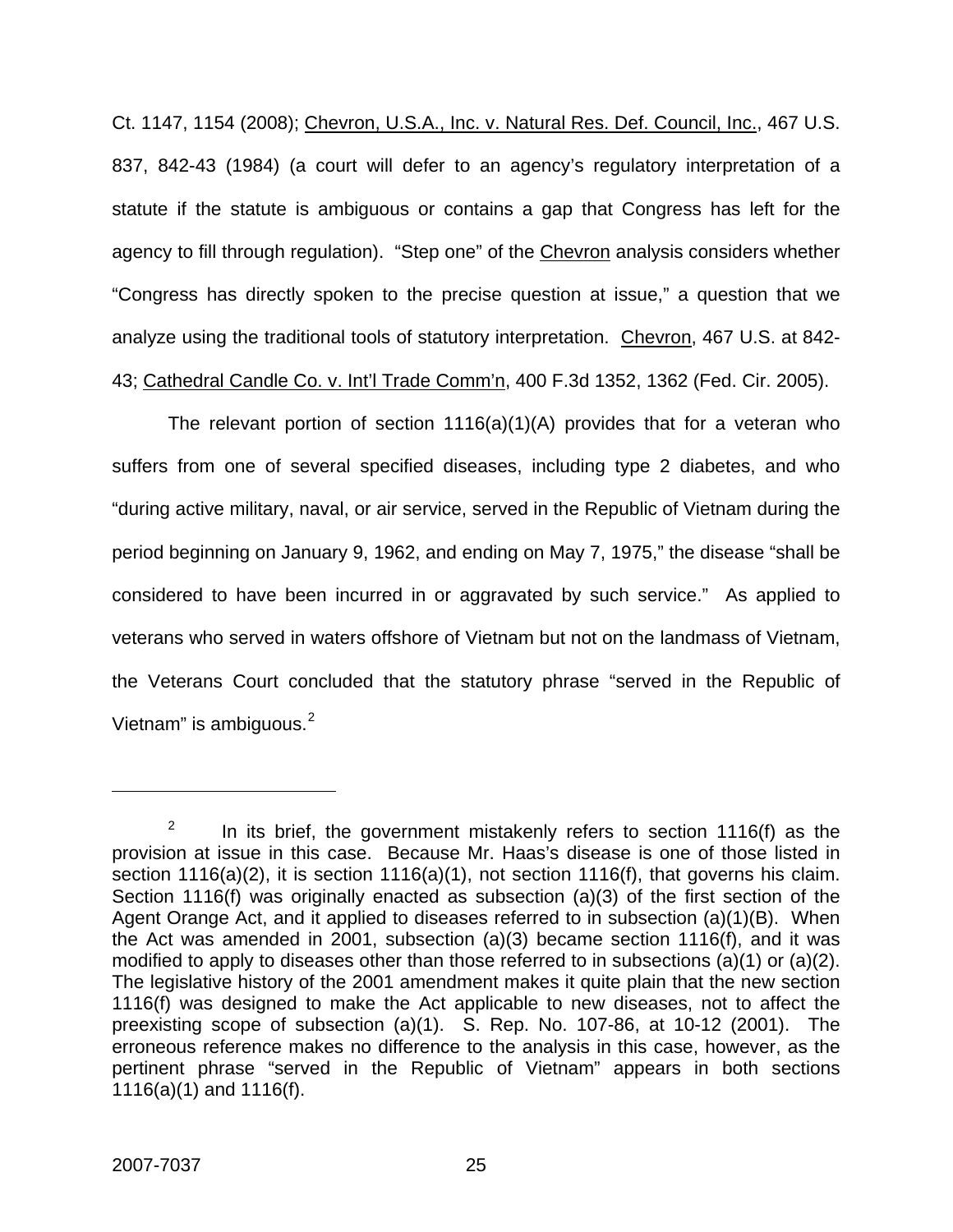Ct. 1147, 1154 (2008); Chevron, U.S.A., Inc. v. Natural Res. Def. Council, Inc., 467 U.S. 837, 842-43 (1984) (a court will defer to an agency's regulatory interpretation of a statute if the statute is ambiguous or contains a gap that Congress has left for the agency to fill through regulation). "Step one" of the Chevron analysis considers whether "Congress has directly spoken to the precise question at issue," a question that we analyze using the traditional tools of statutory interpretation. Chevron, 467 U.S. at 842-43; Cathedral Candle Co. v. Int'l Trade Comm'n, 400 F.3d 1352, 1362 (Fed. Cir. 2005).

The relevant portion of section 1116(a)(1)(A) provides that for a veteran who suffers from one of several specified diseases, including type 2 diabetes, and who "during active military, naval, or air service, served in the Republic of Vietnam during the period beginning on January 9, 1962, and ending on May 7, 1975," the disease "shall be considered to have been incurred in or aggravated by such service." As applied to veterans who served in waters offshore of Vietnam but not on the landmass of Vietnam, the Veterans Court concluded that the statutory phrase "served in the Republic of Vietnam" is ambiguous.[2]

---

[2] In its brief, the government mistakenly refers to section 1116(f) as the provision at issue in this case. Because Mr. Haas's disease is one of those listed in section 1116(a)(2), it is section 1116(a)(1), not section 1116(f), that governs his claim. Section 1116(f) was originally enacted as subsection (a)(3) of the first section of the Agent Orange Act, and it applied to diseases referred to in subsection (a)(1)(B). When the Act was amended in 2001, subsection (a)(3) became section 1116(f), and it was modified to apply to diseases other than those referred to in subsections (a)(1) or (a)(2). The legislative history of the 2001 amendment makes it quite plain that the new section 1116(f) was designed to make the Act applicable to new diseases, not to affect the preexisting scope of subsection (a)(1). S. Rep. No. 107-86, at 10-12 (2001). The erroneous reference makes no difference to the analysis in this case, however, as the pertinent phrase "served in the Republic of Vietnam" appears in both sections 1116(a)(1) and 1116(f).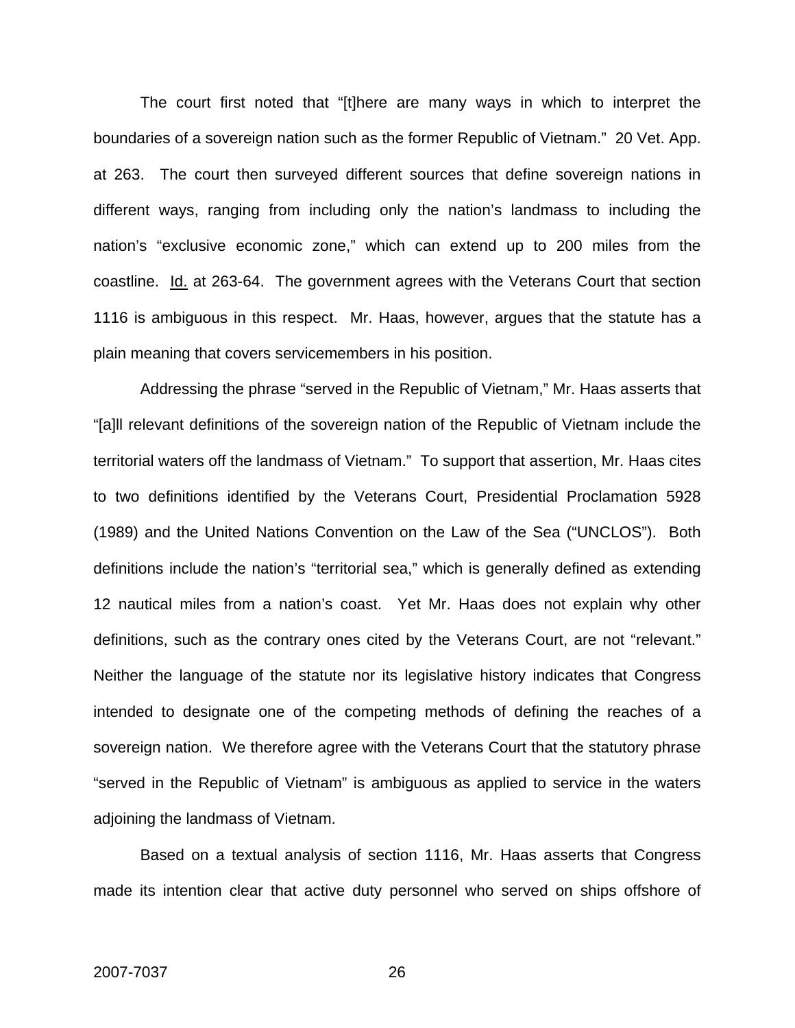The court first noted that "[t]here are many ways in which to interpret the boundaries of a sovereign nation such as the former Republic of Vietnam." 20 Vet. App. at 263. The court then surveyed different sources that define sovereign nations in different ways, ranging from including only the nation's landmass to including the nation's "exclusive economic zone," which can extend up to 200 miles from the coastline. Id. at 263-64. The government agrees with the Veterans Court that section 1116 is ambiguous in this respect. Mr. Haas, however, argues that the statute has a plain meaning that covers servicemembers in his position.

Addressing the phrase "served in the Republic of Vietnam," Mr. Haas asserts that "[a]ll relevant definitions of the sovereign nation of the Republic of Vietnam include the territorial waters off the landmass of Vietnam." To support that assertion, Mr. Haas cites to two definitions identified by the Veterans Court, Presidential Proclamation 5928 (1989) and the United Nations Convention on the Law of the Sea ("UNCLOS"). Both definitions include the nation's "territorial sea," which is generally defined as extending 12 nautical miles from a nation's coast. Yet Mr. Haas does not explain why other definitions, such as the contrary ones cited by the Veterans Court, are not "relevant." Neither the language of the statute nor its legislative history indicates that Congress intended to designate one of the competing methods of defining the reaches of a sovereign nation. We therefore agree with the Veterans Court that the statutory phrase "served in the Republic of Vietnam" is ambiguous as applied to service in the waters adjoining the landmass of Vietnam.

Based on a textual analysis of section 1116, Mr. Haas asserts that Congress made its intention clear that active duty personnel who served on ships offshore of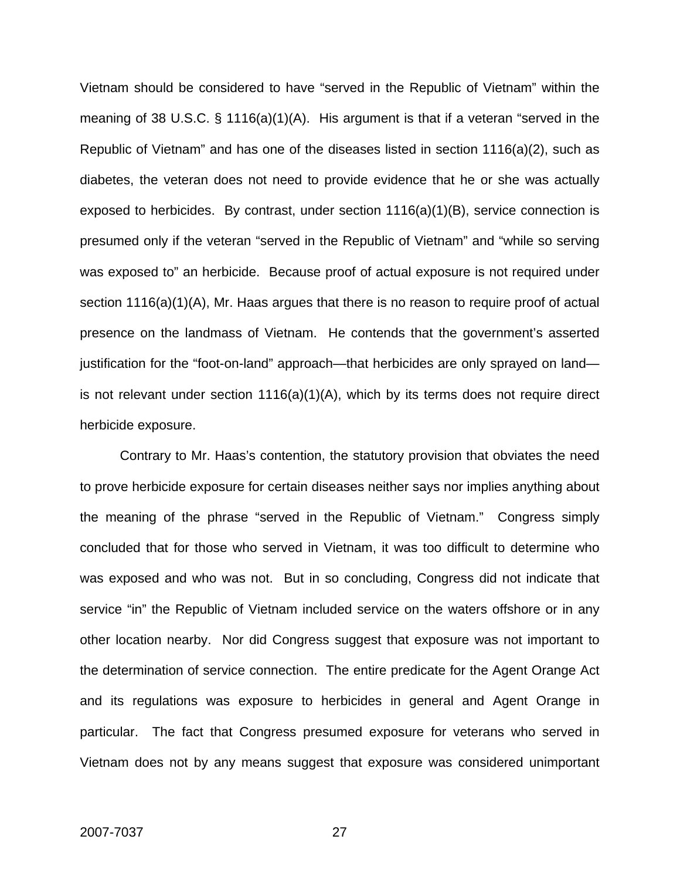Vietnam should be considered to have "served in the Republic of Vietnam" within the meaning of 38 U.S.C. § 1116(a)(1)(A). His argument is that if a veteran "served in the Republic of Vietnam" and has one of the diseases listed in section 1116(a)(2), such as diabetes, the veteran does not need to provide evidence that he or she was actually exposed to herbicides. By contrast, under section 1116(a)(1)(B), service connection is presumed only if the veteran "served in the Republic of Vietnam" and "while so serving was exposed to" an herbicide. Because proof of actual exposure is not required under section 1116(a)(1)(A), Mr. Haas argues that there is no reason to require proof of actual presence on the landmass of Vietnam. He contends that the government's asserted justification for the "foot-on-land" approach—that herbicides are only sprayed on land—is not relevant under section 1116(a)(1)(A), which by its terms does not require direct herbicide exposure.

Contrary to Mr. Haas's contention, the statutory provision that obviates the need to prove herbicide exposure for certain diseases neither says nor implies anything about the meaning of the phrase "served in the Republic of Vietnam." Congress simply concluded that for those who served in Vietnam, it was too difficult to determine who was exposed and who was not. But in so concluding, Congress did not indicate that service "in" the Republic of Vietnam included service on the waters offshore or in any other location nearby. Nor did Congress suggest that exposure was not important to the determination of service connection. The entire predicate for the Agent Orange Act and its regulations was exposure to herbicides in general and Agent Orange in particular. The fact that Congress presumed exposure for veterans who served in Vietnam does not by any means suggest that exposure was considered unimportant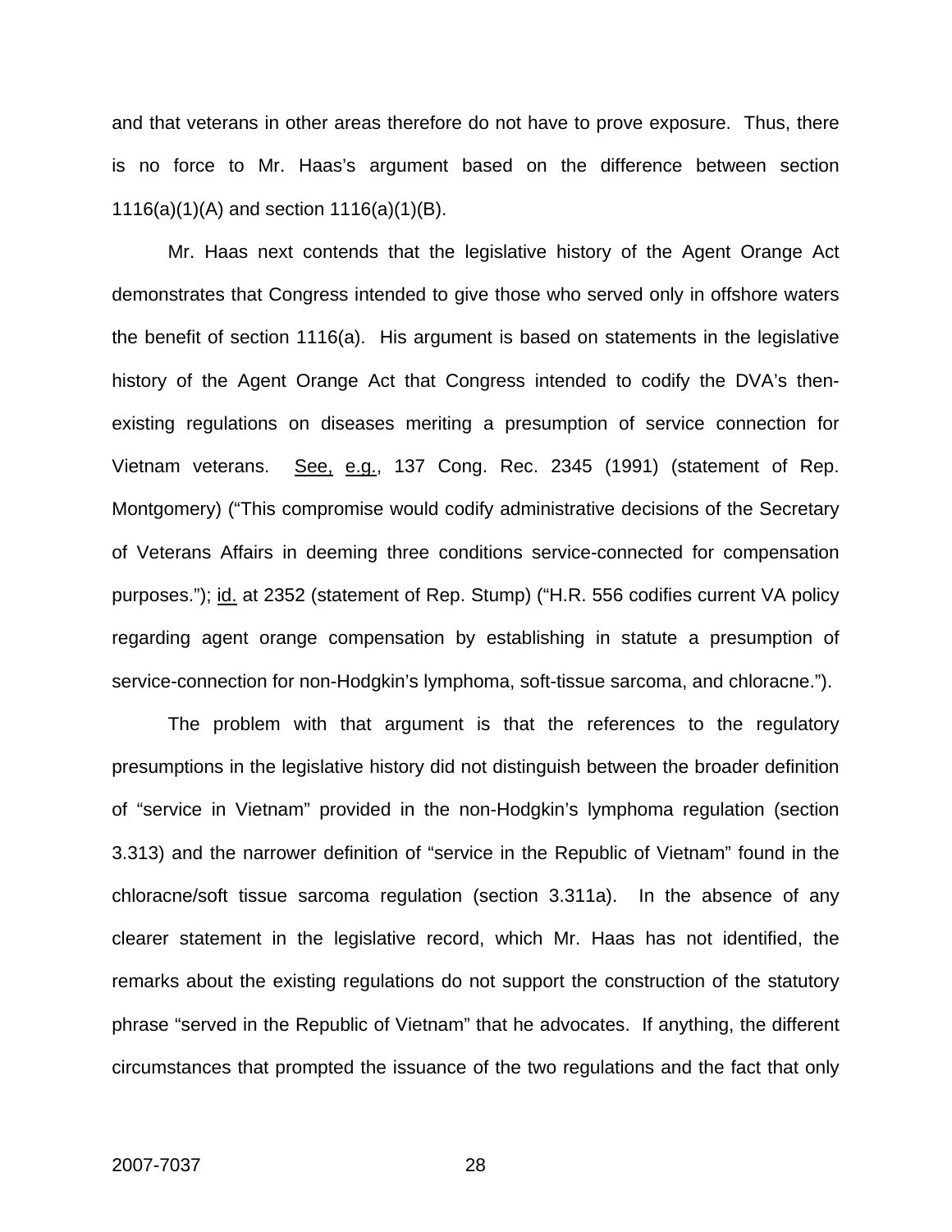and that veterans in other areas therefore do not have to prove exposure. Thus, there is no force to Mr. Haas's argument based on the difference between section 1116(a)(1)(A) and section 1116(a)(1)(B).

Mr. Haas next contends that the legislative history of the Agent Orange Act demonstrates that Congress intended to give those who served only in offshore waters the benefit of section 1116(a). His argument is based on statements in the legislative history of the Agent Orange Act that Congress intended to codify the DVA's then-existing regulations on diseases meriting a presumption of service connection for Vietnam veterans. See, e.g., 137 Cong. Rec. 2345 (1991) (statement of Rep. Montgomery) ("This compromise would codify administrative decisions of the Secretary of Veterans Affairs in deeming three conditions service-connected for compensation purposes."); id. at 2352 (statement of Rep. Stump) ("H.R. 556 codifies current VA policy regarding agent orange compensation by establishing in statute a presumption of service-connection for non-Hodgkin's lymphoma, soft-tissue sarcoma, and chloracne.").

The problem with that argument is that the references to the regulatory presumptions in the legislative history did not distinguish between the broader definition of "service in Vietnam" provided in the non-Hodgkin's lymphoma regulation (section 3.313) and the narrower definition of "service in the Republic of Vietnam" found in the chloracne/soft tissue sarcoma regulation (section 3.311a). In the absence of any clearer statement in the legislative record, which Mr. Haas has not identified, the remarks about the existing regulations do not support the construction of the statutory phrase "served in the Republic of Vietnam" that he advocates. If anything, the different circumstances that prompted the issuance of the two regulations and the fact that only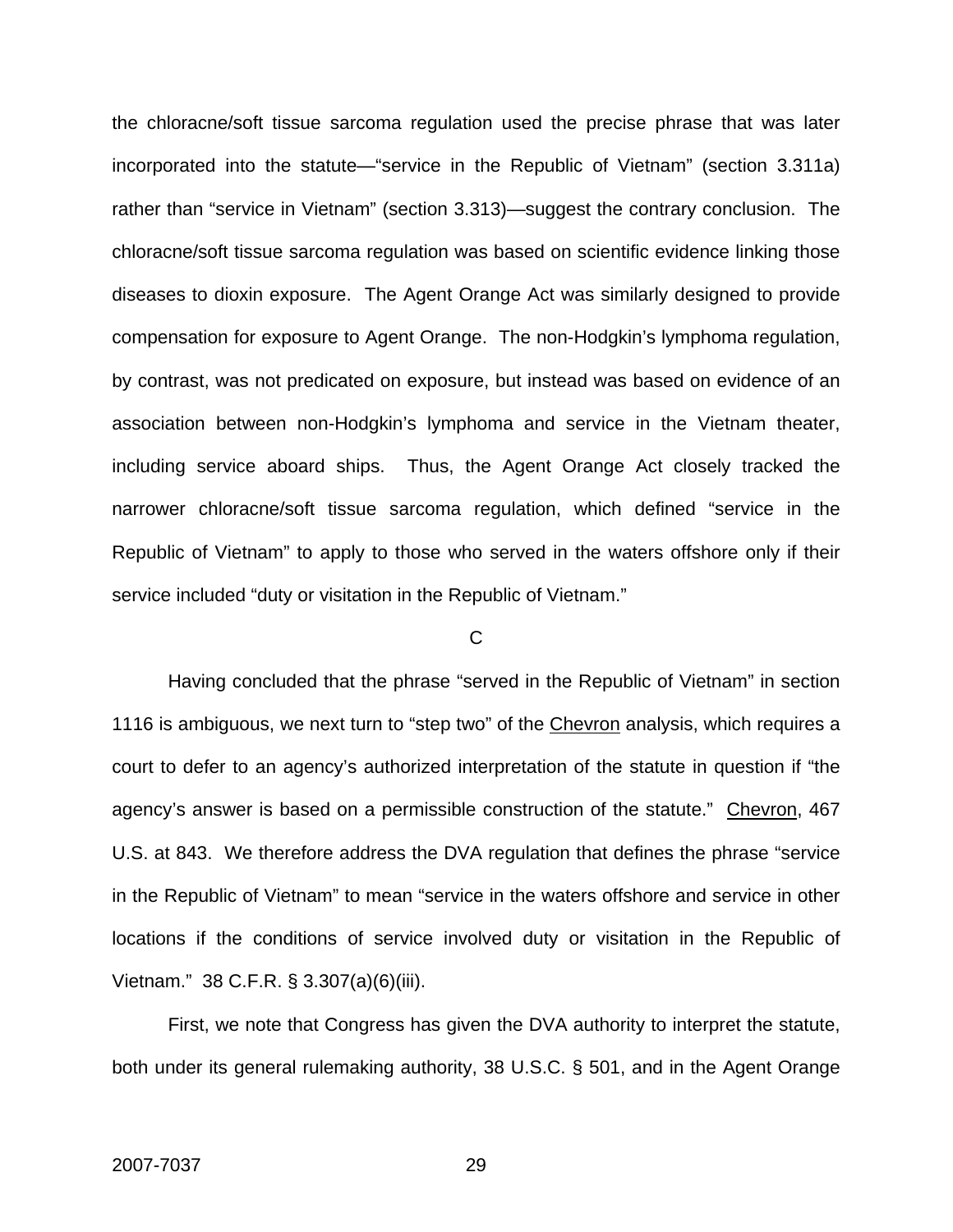the chloracne/soft tissue sarcoma regulation used the precise phrase that was later incorporated into the statute—"service in the Republic of Vietnam" (section 3.311a) rather than "service in Vietnam" (section 3.313)—suggest the contrary conclusion. The chloracne/soft tissue sarcoma regulation was based on scientific evidence linking those diseases to dioxin exposure. The Agent Orange Act was similarly designed to provide compensation for exposure to Agent Orange. The non-Hodgkin's lymphoma regulation, by contrast, was not predicated on exposure, but instead was based on evidence of an association between non-Hodgkin's lymphoma and service in the Vietnam theater, including service aboard ships. Thus, the Agent Orange Act closely tracked the narrower chloracne/soft tissue sarcoma regulation, which defined "service in the Republic of Vietnam" to apply to those who served in the waters offshore only if their service included "duty or visitation in the Republic of Vietnam."

C

Having concluded that the phrase "served in the Republic of Vietnam" in section 1116 is ambiguous, we next turn to "step two" of the Chevron analysis, which requires a court to defer to an agency's authorized interpretation of the statute in question if "the agency's answer is based on a permissible construction of the statute." Chevron, 467 U.S. at 843. We therefore address the DVA regulation that defines the phrase "service in the Republic of Vietnam" to mean "service in the waters offshore and service in other locations if the conditions of service involved duty or visitation in the Republic of Vietnam." 38 C.F.R. § 3.307(a)(6)(iii).

First, we note that Congress has given the DVA authority to interpret the statute, both under its general rulemaking authority, 38 U.S.C. § 501, and in the Agent Orange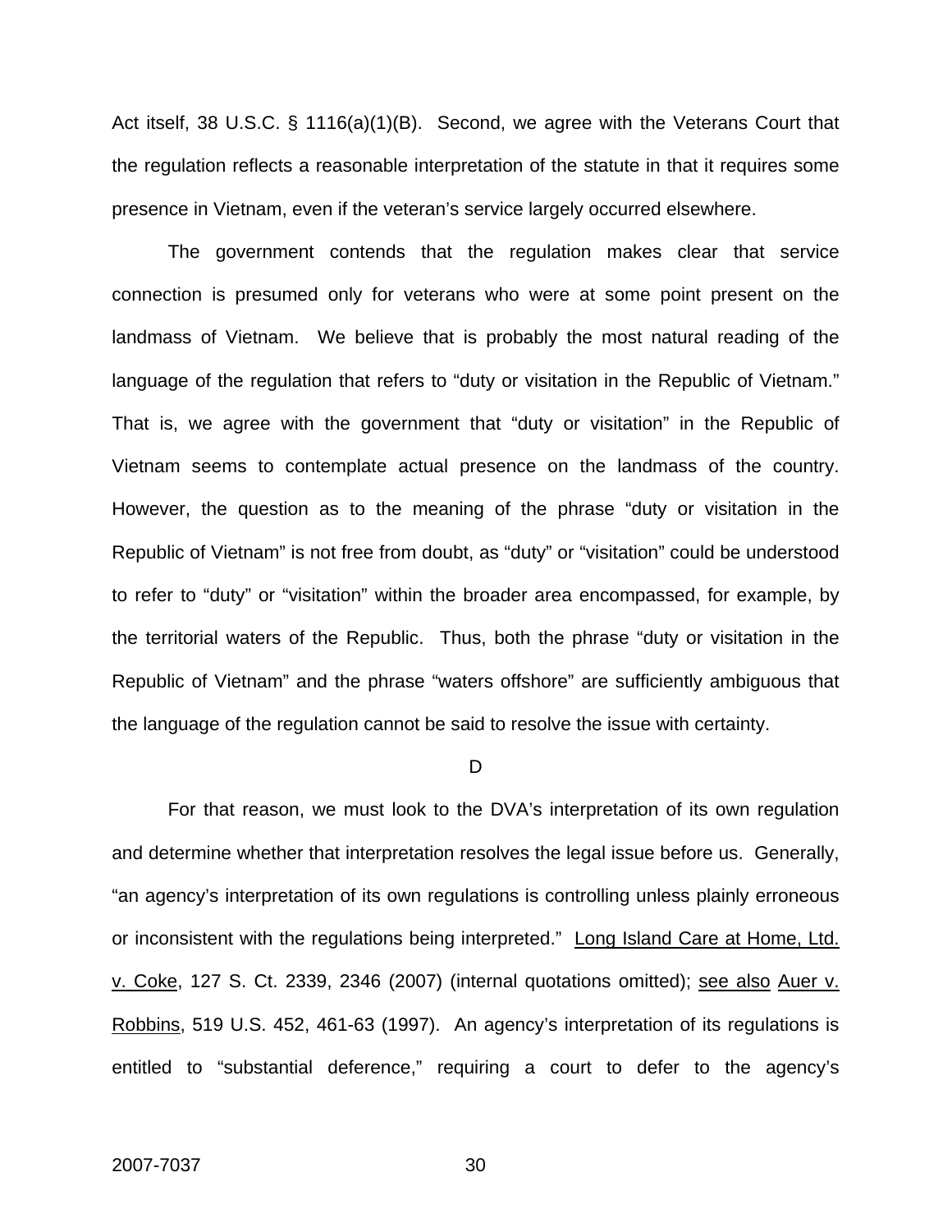Act itself, 38 U.S.C. § 1116(a)(1)(B). Second, we agree with the Veterans Court that the regulation reflects a reasonable interpretation of the statute in that it requires some presence in Vietnam, even if the veteran's service largely occurred elsewhere.

The government contends that the regulation makes clear that service connection is presumed only for veterans who were at some point present on the landmass of Vietnam. We believe that is probably the most natural reading of the language of the regulation that refers to "duty or visitation in the Republic of Vietnam." That is, we agree with the government that "duty or visitation" in the Republic of Vietnam seems to contemplate actual presence on the landmass of the country. However, the question as to the meaning of the phrase "duty or visitation in the Republic of Vietnam" is not free from doubt, as "duty" or "visitation" could be understood to refer to "duty" or "visitation" within the broader area encompassed, for example, by the territorial waters of the Republic. Thus, both the phrase "duty or visitation in the Republic of Vietnam" and the phrase "waters offshore" are sufficiently ambiguous that the language of the regulation cannot be said to resolve the issue with certainty.

D

For that reason, we must look to the DVA's interpretation of its own regulation and determine whether that interpretation resolves the legal issue before us. Generally, "an agency's interpretation of its own regulations is controlling unless plainly erroneous or inconsistent with the regulations being interpreted." Long Island Care at Home, Ltd. v. Coke, 127 S. Ct. 2339, 2346 (2007) (internal quotations omitted); see also Auer v. Robbins, 519 U.S. 452, 461-63 (1997). An agency's interpretation of its regulations is entitled to "substantial deference," requiring a court to defer to the agency's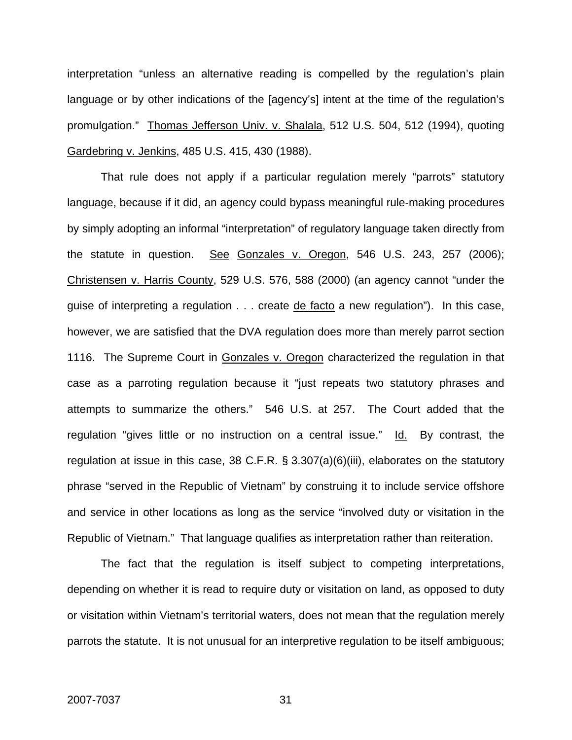interpretation "unless an alternative reading is compelled by the regulation's plain language or by other indications of the [agency's] intent at the time of the regulation's promulgation." Thomas Jefferson Univ. v. Shalala, 512 U.S. 504, 512 (1994), quoting Gardebring v. Jenkins, 485 U.S. 415, 430 (1988).

That rule does not apply if a particular regulation merely "parrots" statutory language, because if it did, an agency could bypass meaningful rule-making procedures by simply adopting an informal "interpretation" of regulatory language taken directly from the statute in question. See Gonzales v. Oregon, 546 U.S. 243, 257 (2006); Christensen v. Harris County, 529 U.S. 576, 588 (2000) (an agency cannot "under the guise of interpreting a regulation . . . create de facto a new regulation"). In this case, however, we are satisfied that the DVA regulation does more than merely parrot section 1116. The Supreme Court in Gonzales v. Oregon characterized the regulation in that case as a parroting regulation because it "just repeats two statutory phrases and attempts to summarize the others." 546 U.S. at 257. The Court added that the regulation "gives little or no instruction on a central issue." Id. By contrast, the regulation at issue in this case, 38 C.F.R. § 3.307(a)(6)(iii), elaborates on the statutory phrase "served in the Republic of Vietnam" by construing it to include service offshore and service in other locations as long as the service "involved duty or visitation in the Republic of Vietnam." That language qualifies as interpretation rather than reiteration.

The fact that the regulation is itself subject to competing interpretations, depending on whether it is read to require duty or visitation on land, as opposed to duty or visitation within Vietnam's territorial waters, does not mean that the regulation merely parrots the statute. It is not unusual for an interpretive regulation to be itself ambiguous;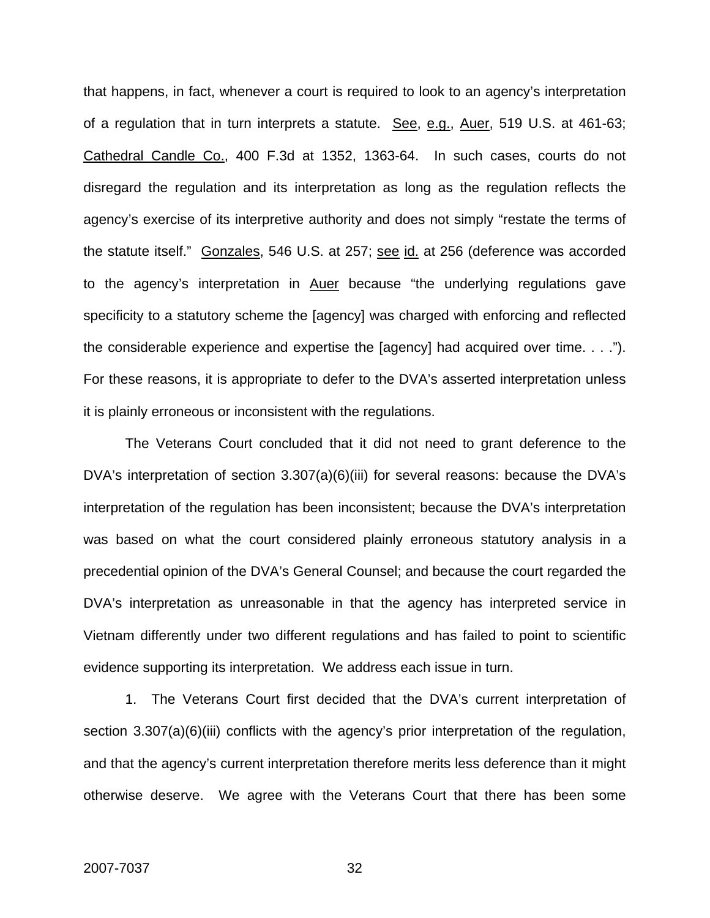that happens, in fact, whenever a court is required to look to an agency's interpretation of a regulation that in turn interprets a statute. See, e.g., Auer, 519 U.S. at 461-63; Cathedral Candle Co., 400 F.3d at 1352, 1363-64. In such cases, courts do not disregard the regulation and its interpretation as long as the regulation reflects the agency's exercise of its interpretive authority and does not simply "restate the terms of the statute itself." Gonzales, 546 U.S. at 257; see id. at 256 (deference was accorded to the agency's interpretation in Auer because "the underlying regulations gave specificity to a statutory scheme the [agency] was charged with enforcing and reflected the considerable experience and expertise the [agency] had acquired over time. . . ."). For these reasons, it is appropriate to defer to the DVA's asserted interpretation unless it is plainly erroneous or inconsistent with the regulations.

The Veterans Court concluded that it did not need to grant deference to the DVA's interpretation of section 3.307(a)(6)(iii) for several reasons: because the DVA's interpretation of the regulation has been inconsistent; because the DVA's interpretation was based on what the court considered plainly erroneous statutory analysis in a precedential opinion of the DVA's General Counsel; and because the court regarded the DVA's interpretation as unreasonable in that the agency has interpreted service in Vietnam differently under two different regulations and has failed to point to scientific evidence supporting its interpretation. We address each issue in turn.

1. The Veterans Court first decided that the DVA's current interpretation of section 3.307(a)(6)(iii) conflicts with the agency's prior interpretation of the regulation, and that the agency's current interpretation therefore merits less deference than it might otherwise deserve. We agree with the Veterans Court that there has been some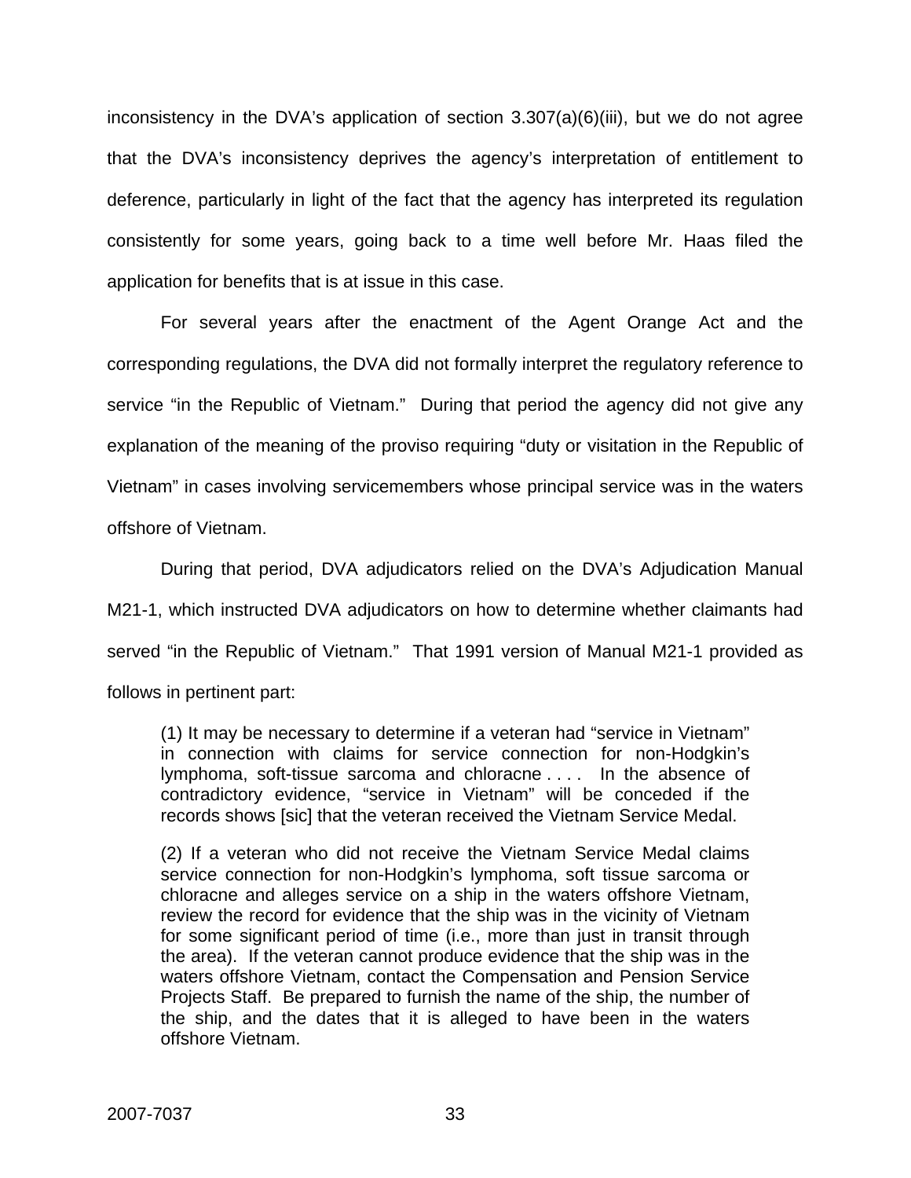inconsistency in the DVA's application of section 3.307(a)(6)(iii), but we do not agree that the DVA's inconsistency deprives the agency's interpretation of entitlement to deference, particularly in light of the fact that the agency has interpreted its regulation consistently for some years, going back to a time well before Mr. Haas filed the application for benefits that is at issue in this case.

For several years after the enactment of the Agent Orange Act and the corresponding regulations, the DVA did not formally interpret the regulatory reference to service "in the Republic of Vietnam." During that period the agency did not give any explanation of the meaning of the proviso requiring "duty or visitation in the Republic of Vietnam" in cases involving servicemembers whose principal service was in the waters offshore of Vietnam.

During that period, DVA adjudicators relied on the DVA's Adjudication Manual M21-1, which instructed DVA adjudicators on how to determine whether claimants had served "in the Republic of Vietnam." That 1991 version of Manual M21-1 provided as follows in pertinent part:

> (1) It may be necessary to determine if a veteran had "service in Vietnam" in connection with claims for service connection for non-Hodgkin's lymphoma, soft-tissue sarcoma and chloracne . . . . In the absence of contradictory evidence, "service in Vietnam" will be conceded if the records shows [sic] that the veteran received the Vietnam Service Medal.
>
> (2) If a veteran who did not receive the Vietnam Service Medal claims service connection for non-Hodgkin's lymphoma, soft tissue sarcoma or chloracne and alleges service on a ship in the waters offshore Vietnam, review the record for evidence that the ship was in the vicinity of Vietnam for some significant period of time (i.e., more than just in transit through the area). If the veteran cannot produce evidence that the ship was in the waters offshore Vietnam, contact the Compensation and Pension Service Projects Staff. Be prepared to furnish the name of the ship, the number of the ship, and the dates that it is alleged to have been in the waters offshore Vietnam.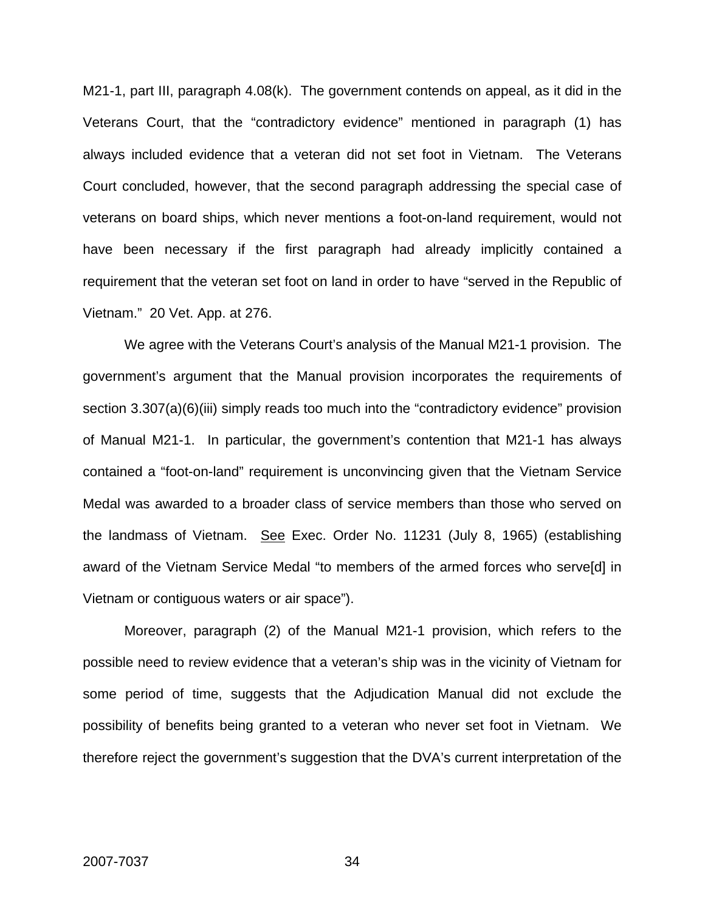M21-1, part III, paragraph 4.08(k). The government contends on appeal, as it did in the Veterans Court, that the "contradictory evidence" mentioned in paragraph (1) has always included evidence that a veteran did not set foot in Vietnam. The Veterans Court concluded, however, that the second paragraph addressing the special case of veterans on board ships, which never mentions a foot-on-land requirement, would not have been necessary if the first paragraph had already implicitly contained a requirement that the veteran set foot on land in order to have "served in the Republic of Vietnam." 20 Vet. App. at 276.

We agree with the Veterans Court's analysis of the Manual M21-1 provision. The government's argument that the Manual provision incorporates the requirements of section 3.307(a)(6)(iii) simply reads too much into the "contradictory evidence" provision of Manual M21-1. In particular, the government's contention that M21-1 has always contained a "foot-on-land" requirement is unconvincing given that the Vietnam Service Medal was awarded to a broader class of service members than those who served on the landmass of Vietnam. See Exec. Order No. 11231 (July 8, 1965) (establishing award of the Vietnam Service Medal "to members of the armed forces who serve[d] in Vietnam or contiguous waters or air space").

Moreover, paragraph (2) of the Manual M21-1 provision, which refers to the possible need to review evidence that a veteran's ship was in the vicinity of Vietnam for some period of time, suggests that the Adjudication Manual did not exclude the possibility of benefits being granted to a veteran who never set foot in Vietnam. We therefore reject the government's suggestion that the DVA's current interpretation of the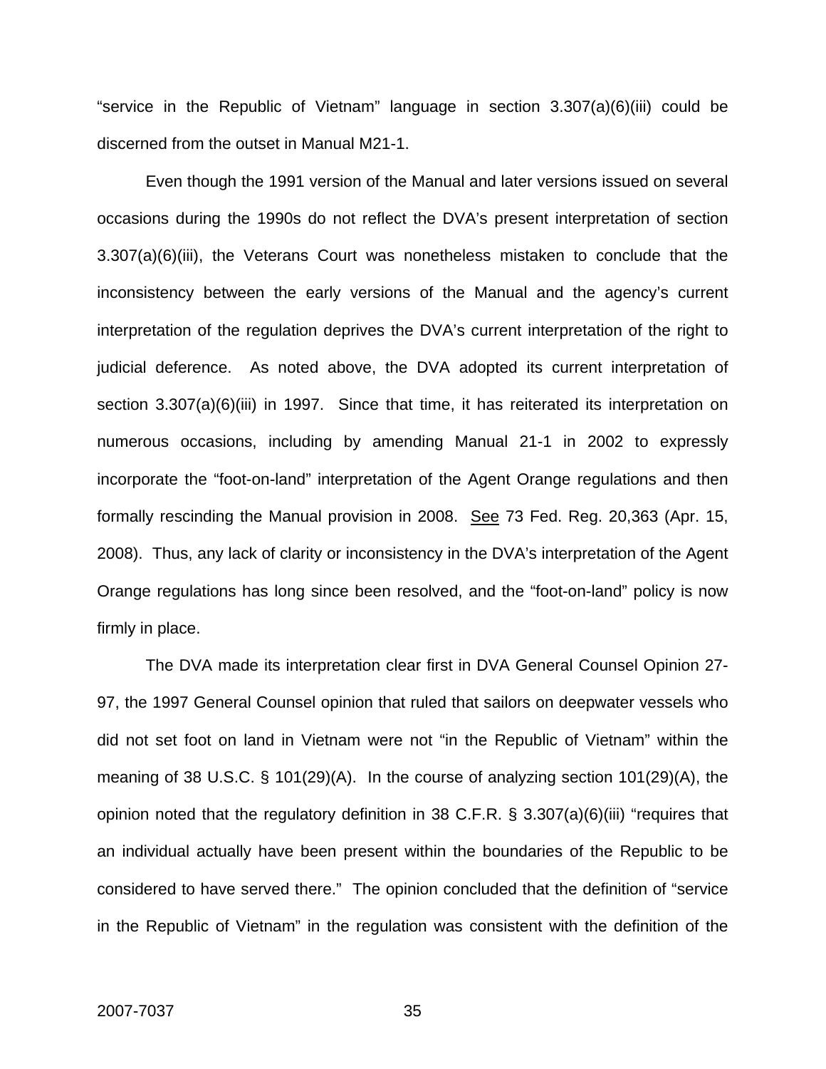"service in the Republic of Vietnam" language in section 3.307(a)(6)(iii) could be discerned from the outset in Manual M21-1.

Even though the 1991 version of the Manual and later versions issued on several occasions during the 1990s do not reflect the DVA's present interpretation of section 3.307(a)(6)(iii), the Veterans Court was nonetheless mistaken to conclude that the inconsistency between the early versions of the Manual and the agency's current interpretation of the regulation deprives the DVA's current interpretation of the right to judicial deference. As noted above, the DVA adopted its current interpretation of section 3.307(a)(6)(iii) in 1997. Since that time, it has reiterated its interpretation on numerous occasions, including by amending Manual 21-1 in 2002 to expressly incorporate the "foot-on-land" interpretation of the Agent Orange regulations and then formally rescinding the Manual provision in 2008. See 73 Fed. Reg. 20,363 (Apr. 15, 2008). Thus, any lack of clarity or inconsistency in the DVA's interpretation of the Agent Orange regulations has long since been resolved, and the "foot-on-land" policy is now firmly in place.

The DVA made its interpretation clear first in DVA General Counsel Opinion 27-97, the 1997 General Counsel opinion that ruled that sailors on deepwater vessels who did not set foot on land in Vietnam were not "in the Republic of Vietnam" within the meaning of 38 U.S.C. § 101(29)(A). In the course of analyzing section 101(29)(A), the opinion noted that the regulatory definition in 38 C.F.R. § 3.307(a)(6)(iii) "requires that an individual actually have been present within the boundaries of the Republic to be considered to have served there." The opinion concluded that the definition of "service in the Republic of Vietnam" in the regulation was consistent with the definition of the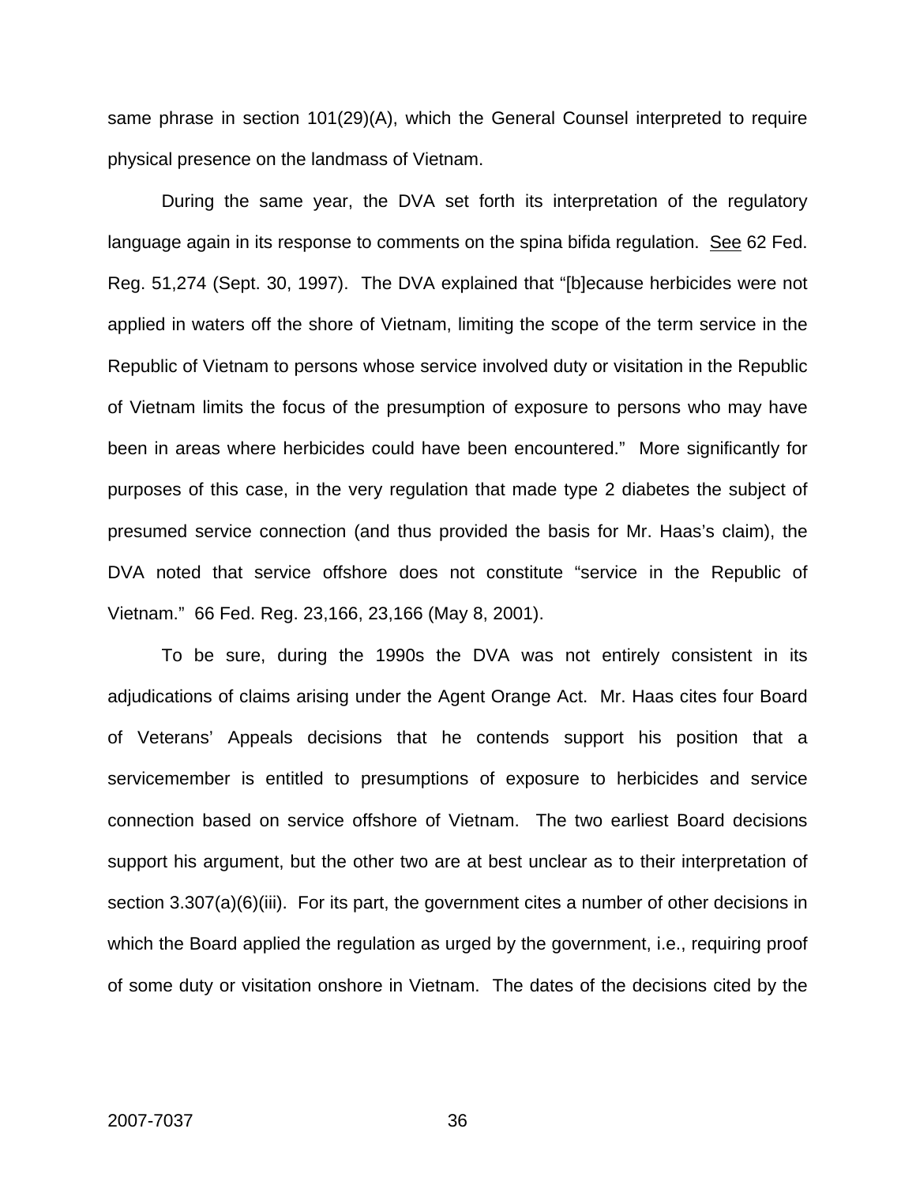same phrase in section 101(29)(A), which the General Counsel interpreted to require physical presence on the landmass of Vietnam.

During the same year, the DVA set forth its interpretation of the regulatory language again in its response to comments on the spina bifida regulation. See 62 Fed. Reg. 51,274 (Sept. 30, 1997). The DVA explained that "[b]ecause herbicides were not applied in waters off the shore of Vietnam, limiting the scope of the term service in the Republic of Vietnam to persons whose service involved duty or visitation in the Republic of Vietnam limits the focus of the presumption of exposure to persons who may have been in areas where herbicides could have been encountered." More significantly for purposes of this case, in the very regulation that made type 2 diabetes the subject of presumed service connection (and thus provided the basis for Mr. Haas's claim), the DVA noted that service offshore does not constitute "service in the Republic of Vietnam." 66 Fed. Reg. 23,166, 23,166 (May 8, 2001).

To be sure, during the 1990s the DVA was not entirely consistent in its adjudications of claims arising under the Agent Orange Act. Mr. Haas cites four Board of Veterans' Appeals decisions that he contends support his position that a servicemember is entitled to presumptions of exposure to herbicides and service connection based on service offshore of Vietnam. The two earliest Board decisions support his argument, but the other two are at best unclear as to their interpretation of section 3.307(a)(6)(iii). For its part, the government cites a number of other decisions in which the Board applied the regulation as urged by the government, i.e., requiring proof of some duty or visitation onshore in Vietnam. The dates of the decisions cited by the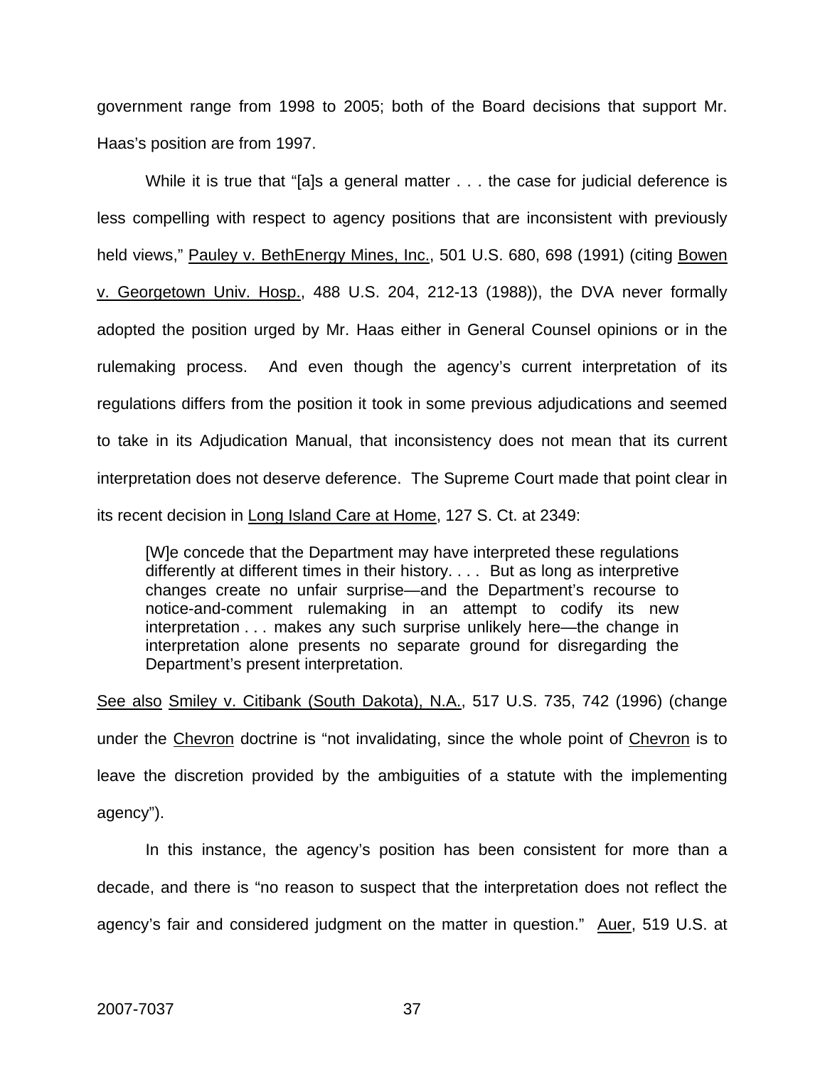government range from 1998 to 2005; both of the Board decisions that support Mr. Haas's position are from 1997.

While it is true that "[a]s a general matter . . . the case for judicial deference is less compelling with respect to agency positions that are inconsistent with previously held views," Pauley v. BethEnergy Mines, Inc., 501 U.S. 680, 698 (1991) (citing Bowen v. Georgetown Univ. Hosp., 488 U.S. 204, 212-13 (1988)), the DVA never formally adopted the position urged by Mr. Haas either in General Counsel opinions or in the rulemaking process. And even though the agency's current interpretation of its regulations differs from the position it took in some previous adjudications and seemed to take in its Adjudication Manual, that inconsistency does not mean that its current interpretation does not deserve deference. The Supreme Court made that point clear in its recent decision in Long Island Care at Home, 127 S. Ct. at 2349:

> [W]e concede that the Department may have interpreted these regulations differently at different times in their history. . . . But as long as interpretive changes create no unfair surprise—and the Department's recourse to notice-and-comment rulemaking in an attempt to codify its new interpretation . . . makes any such surprise unlikely here—the change in interpretation alone presents no separate ground for disregarding the Department's present interpretation.

See also Smiley v. Citibank (South Dakota), N.A., 517 U.S. 735, 742 (1996) (change under the Chevron doctrine is "not invalidating, since the whole point of Chevron is to leave the discretion provided by the ambiguities of a statute with the implementing agency").

In this instance, the agency's position has been consistent for more than a decade, and there is "no reason to suspect that the interpretation does not reflect the agency's fair and considered judgment on the matter in question." Auer, 519 U.S. at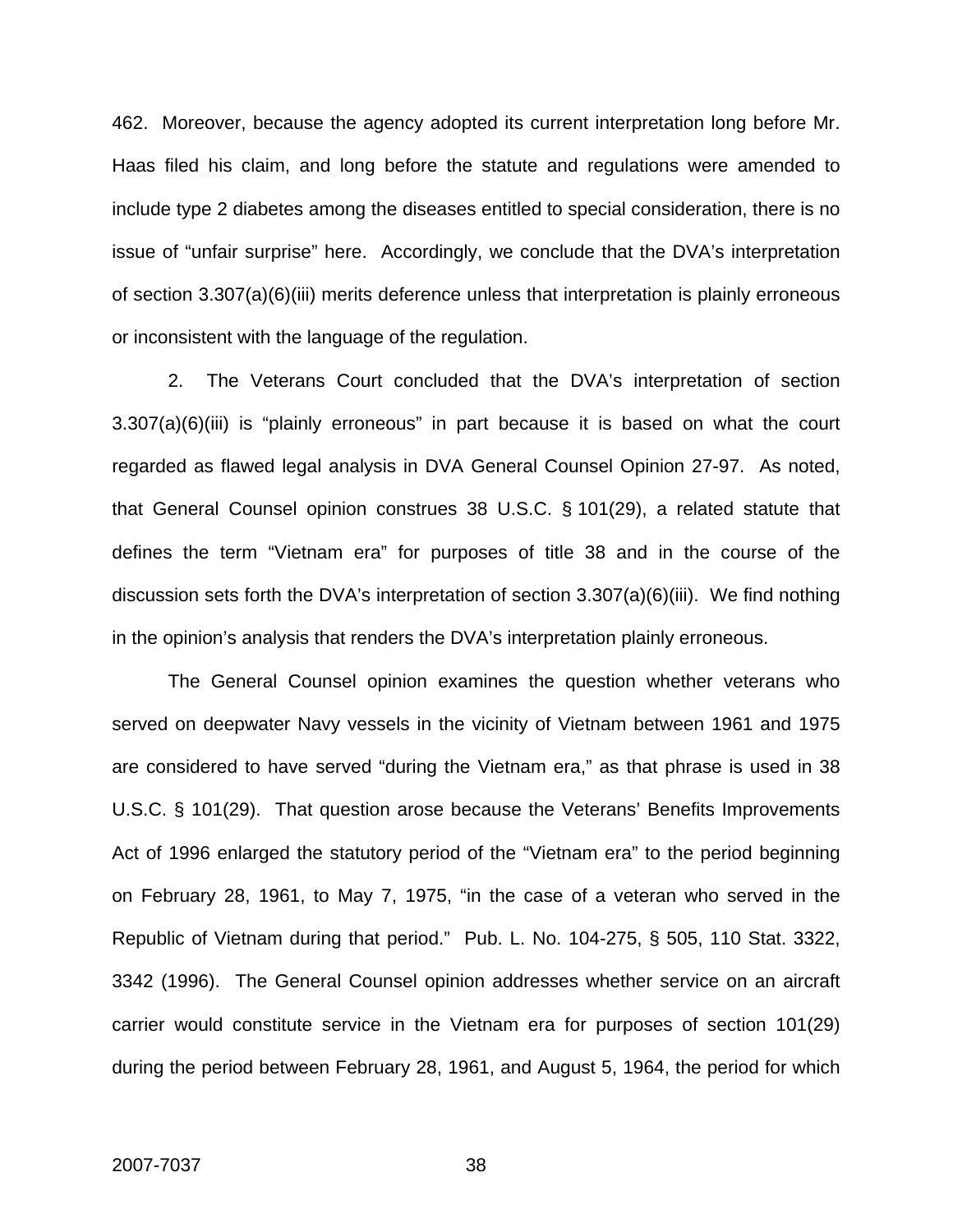462. Moreover, because the agency adopted its current interpretation long before Mr. Haas filed his claim, and long before the statute and regulations were amended to include type 2 diabetes among the diseases entitled to special consideration, there is no issue of "unfair surprise" here. Accordingly, we conclude that the DVA's interpretation of section 3.307(a)(6)(iii) merits deference unless that interpretation is plainly erroneous or inconsistent with the language of the regulation.

2. The Veterans Court concluded that the DVA's interpretation of section 3.307(a)(6)(iii) is "plainly erroneous" in part because it is based on what the court regarded as flawed legal analysis in DVA General Counsel Opinion 27-97. As noted, that General Counsel opinion construes 38 U.S.C. § 101(29), a related statute that defines the term "Vietnam era" for purposes of title 38 and in the course of the discussion sets forth the DVA's interpretation of section 3.307(a)(6)(iii). We find nothing in the opinion's analysis that renders the DVA's interpretation plainly erroneous.

The General Counsel opinion examines the question whether veterans who served on deepwater Navy vessels in the vicinity of Vietnam between 1961 and 1975 are considered to have served "during the Vietnam era," as that phrase is used in 38 U.S.C. § 101(29). That question arose because the Veterans' Benefits Improvements Act of 1996 enlarged the statutory period of the "Vietnam era" to the period beginning on February 28, 1961, to May 7, 1975, "in the case of a veteran who served in the Republic of Vietnam during that period." Pub. L. No. 104-275, § 505, 110 Stat. 3322, 3342 (1996). The General Counsel opinion addresses whether service on an aircraft carrier would constitute service in the Vietnam era for purposes of section 101(29) during the period between February 28, 1961, and August 5, 1964, the period for which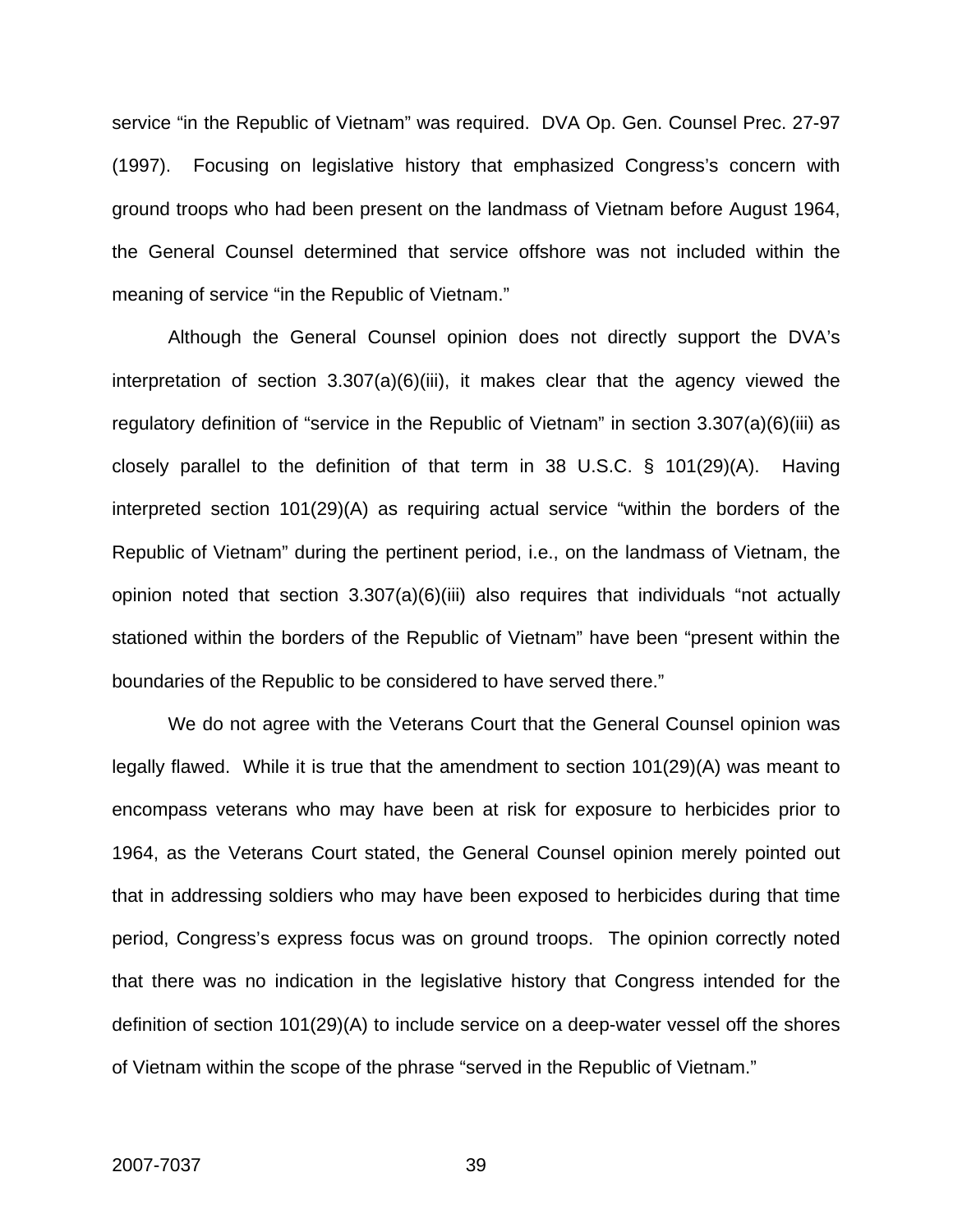service "in the Republic of Vietnam" was required. DVA Op. Gen. Counsel Prec. 27-97 (1997). Focusing on legislative history that emphasized Congress's concern with ground troops who had been present on the landmass of Vietnam before August 1964, the General Counsel determined that service offshore was not included within the meaning of service "in the Republic of Vietnam."

Although the General Counsel opinion does not directly support the DVA's interpretation of section 3.307(a)(6)(iii), it makes clear that the agency viewed the regulatory definition of "service in the Republic of Vietnam" in section 3.307(a)(6)(iii) as closely parallel to the definition of that term in 38 U.S.C. § 101(29)(A). Having interpreted section 101(29)(A) as requiring actual service "within the borders of the Republic of Vietnam" during the pertinent period, i.e., on the landmass of Vietnam, the opinion noted that section 3.307(a)(6)(iii) also requires that individuals "not actually stationed within the borders of the Republic of Vietnam" have been "present within the boundaries of the Republic to be considered to have served there."

We do not agree with the Veterans Court that the General Counsel opinion was legally flawed. While it is true that the amendment to section 101(29)(A) was meant to encompass veterans who may have been at risk for exposure to herbicides prior to 1964, as the Veterans Court stated, the General Counsel opinion merely pointed out that in addressing soldiers who may have been exposed to herbicides during that time period, Congress's express focus was on ground troops. The opinion correctly noted that there was no indication in the legislative history that Congress intended for the definition of section 101(29)(A) to include service on a deep-water vessel off the shores of Vietnam within the scope of the phrase "served in the Republic of Vietnam."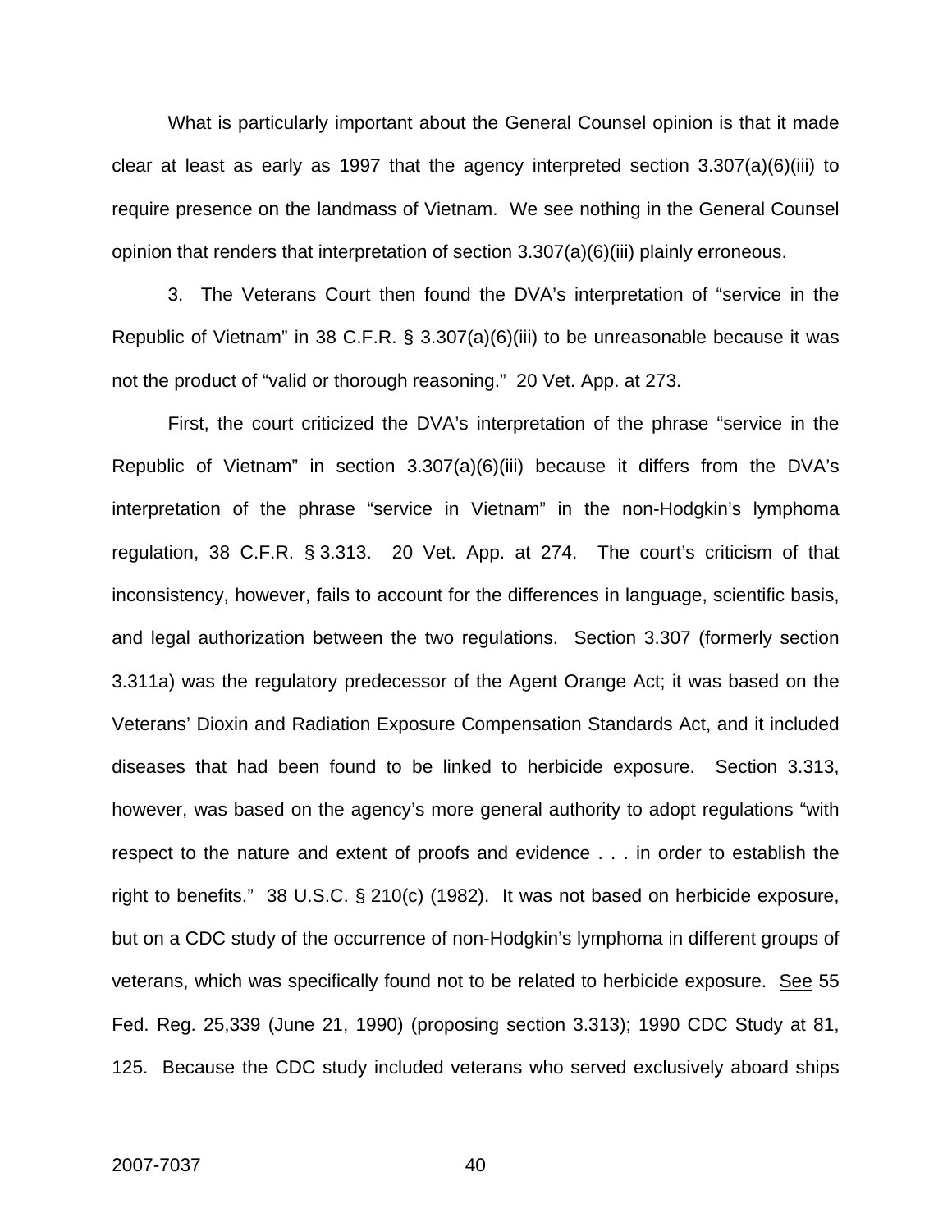What is particularly important about the General Counsel opinion is that it made clear at least as early as 1997 that the agency interpreted section 3.307(a)(6)(iii) to require presence on the landmass of Vietnam. We see nothing in the General Counsel opinion that renders that interpretation of section 3.307(a)(6)(iii) plainly erroneous.

3. The Veterans Court then found the DVA's interpretation of "service in the Republic of Vietnam" in 38 C.F.R. § 3.307(a)(6)(iii) to be unreasonable because it was not the product of "valid or thorough reasoning." 20 Vet. App. at 273.

First, the court criticized the DVA's interpretation of the phrase "service in the Republic of Vietnam" in section 3.307(a)(6)(iii) because it differs from the DVA's interpretation of the phrase "service in Vietnam" in the non-Hodgkin's lymphoma regulation, 38 C.F.R. § 3.313. 20 Vet. App. at 274. The court's criticism of that inconsistency, however, fails to account for the differences in language, scientific basis, and legal authorization between the two regulations. Section 3.307 (formerly section 3.311a) was the regulatory predecessor of the Agent Orange Act; it was based on the Veterans' Dioxin and Radiation Exposure Compensation Standards Act, and it included diseases that had been found to be linked to herbicide exposure. Section 3.313, however, was based on the agency's more general authority to adopt regulations "with respect to the nature and extent of proofs and evidence . . . in order to establish the right to benefits." 38 U.S.C. § 210(c) (1982). It was not based on herbicide exposure, but on a CDC study of the occurrence of non-Hodgkin's lymphoma in different groups of veterans, which was specifically found not to be related to herbicide exposure. See 55 Fed. Reg. 25,339 (June 21, 1990) (proposing section 3.313); 1990 CDC Study at 81, 125. Because the CDC study included veterans who served exclusively aboard ships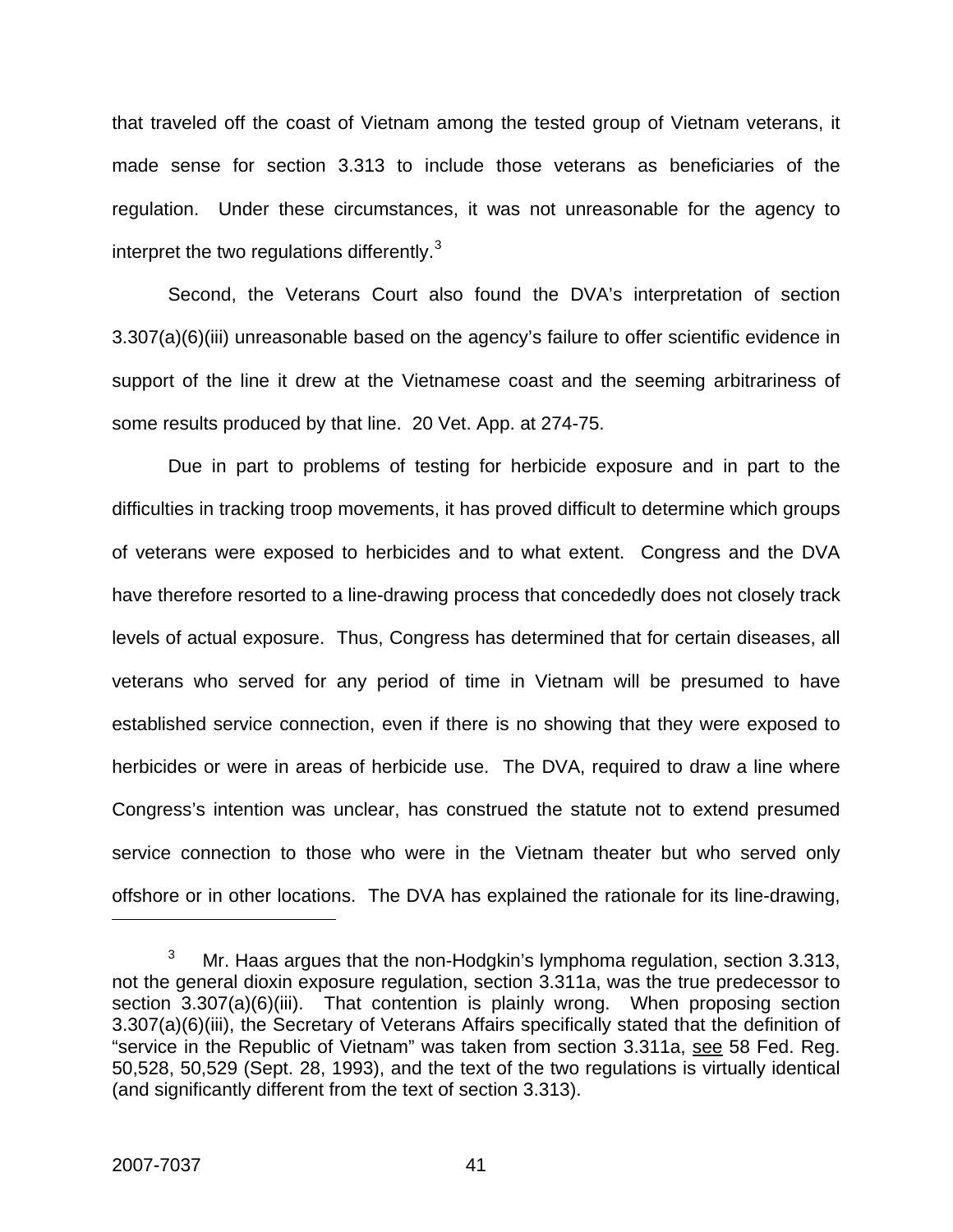that traveled off the coast of Vietnam among the tested group of Vietnam veterans, it made sense for section 3.313 to include those veterans as beneficiaries of the regulation. Under these circumstances, it was not unreasonable for the agency to interpret the two regulations differently.[3]

Second, the Veterans Court also found the DVA's interpretation of section 3.307(a)(6)(iii) unreasonable based on the agency's failure to offer scientific evidence in support of the line it drew at the Vietnamese coast and the seeming arbitrariness of some results produced by that line. 20 Vet. App. at 274-75.

Due in part to problems of testing for herbicide exposure and in part to the difficulties in tracking troop movements, it has proved difficult to determine which groups of veterans were exposed to herbicides and to what extent. Congress and the DVA have therefore resorted to a line-drawing process that concededly does not closely track levels of actual exposure. Thus, Congress has determined that for certain diseases, all veterans who served for any period of time in Vietnam will be presumed to have established service connection, even if there is no showing that they were exposed to herbicides or were in areas of herbicide use. The DVA, required to draw a line where Congress's intention was unclear, has construed the statute not to extend presumed service connection to those who were in the Vietnam theater but who served only offshore or in other locations. The DVA has explained the rationale for its line-drawing,

---

[3] Mr. Haas argues that the non-Hodgkin's lymphoma regulation, section 3.313, not the general dioxin exposure regulation, section 3.311a, was the true predecessor to section 3.307(a)(6)(iii). That contention is plainly wrong. When proposing section 3.307(a)(6)(iii), the Secretary of Veterans Affairs specifically stated that the definition of "service in the Republic of Vietnam" was taken from section 3.311a, see 58 Fed. Reg. 50,528, 50,529 (Sept. 28, 1993), and the text of the two regulations is virtually identical (and significantly different from the text of section 3.313).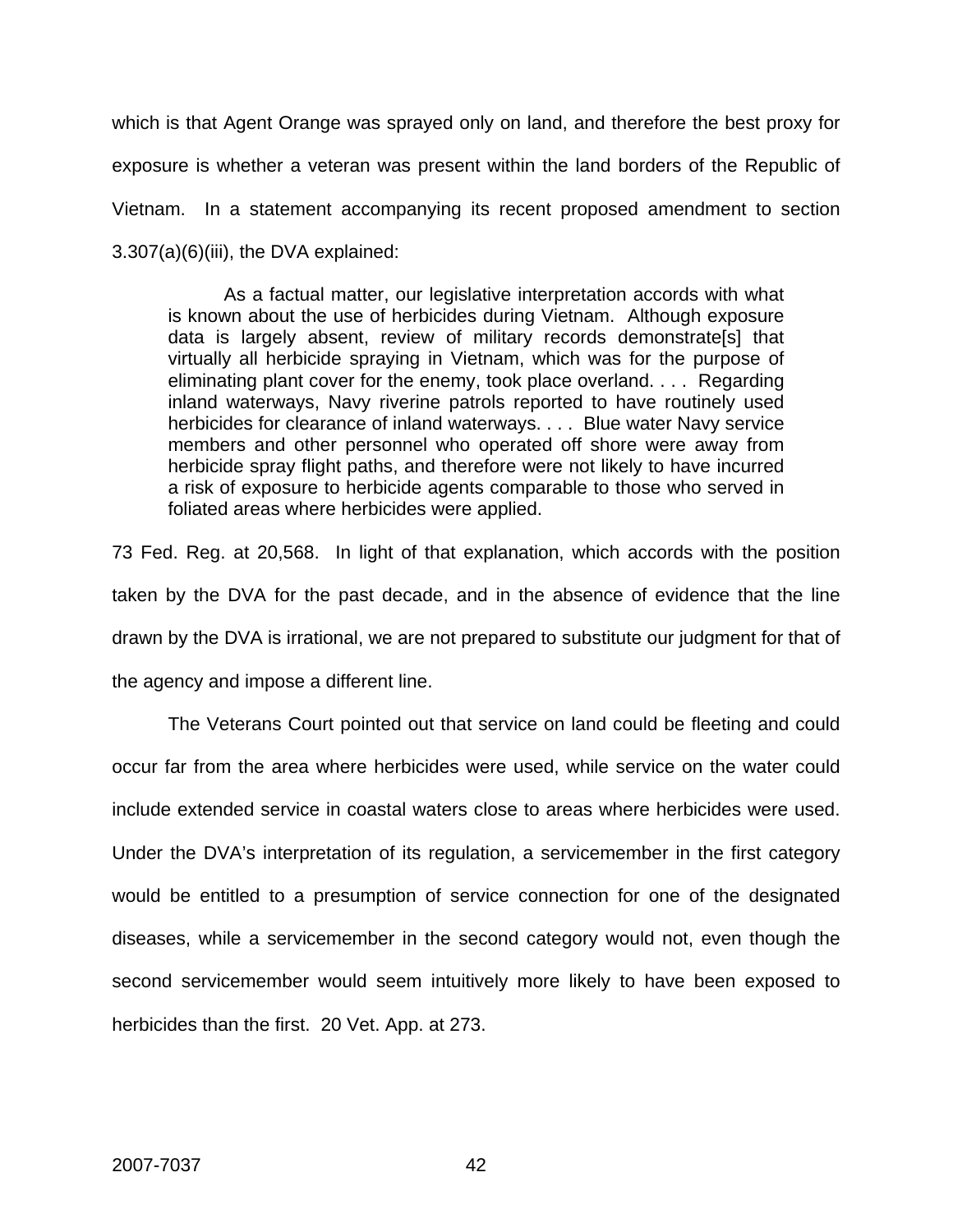which is that Agent Orange was sprayed only on land, and therefore the best proxy for exposure is whether a veteran was present within the land borders of the Republic of Vietnam. In a statement accompanying its recent proposed amendment to section 3.307(a)(6)(iii), the DVA explained:

> As a factual matter, our legislative interpretation accords with what is known about the use of herbicides during Vietnam. Although exposure data is largely absent, review of military records demonstrate[s] that virtually all herbicide spraying in Vietnam, which was for the purpose of eliminating plant cover for the enemy, took place overland. . . . Regarding inland waterways, Navy riverine patrols reported to have routinely used herbicides for clearance of inland waterways. . . . Blue water Navy service members and other personnel who operated off shore were away from herbicide spray flight paths, and therefore were not likely to have incurred a risk of exposure to herbicide agents comparable to those who served in foliated areas where herbicides were applied.

73 Fed. Reg. at 20,568. In light of that explanation, which accords with the position taken by the DVA for the past decade, and in the absence of evidence that the line drawn by the DVA is irrational, we are not prepared to substitute our judgment for that of the agency and impose a different line.

The Veterans Court pointed out that service on land could be fleeting and could occur far from the area where herbicides were used, while service on the water could include extended service in coastal waters close to areas where herbicides were used. Under the DVA's interpretation of its regulation, a servicemember in the first category would be entitled to a presumption of service connection for one of the designated diseases, while a servicemember in the second category would not, even though the second servicemember would seem intuitively more likely to have been exposed to herbicides than the first. 20 Vet. App. at 273.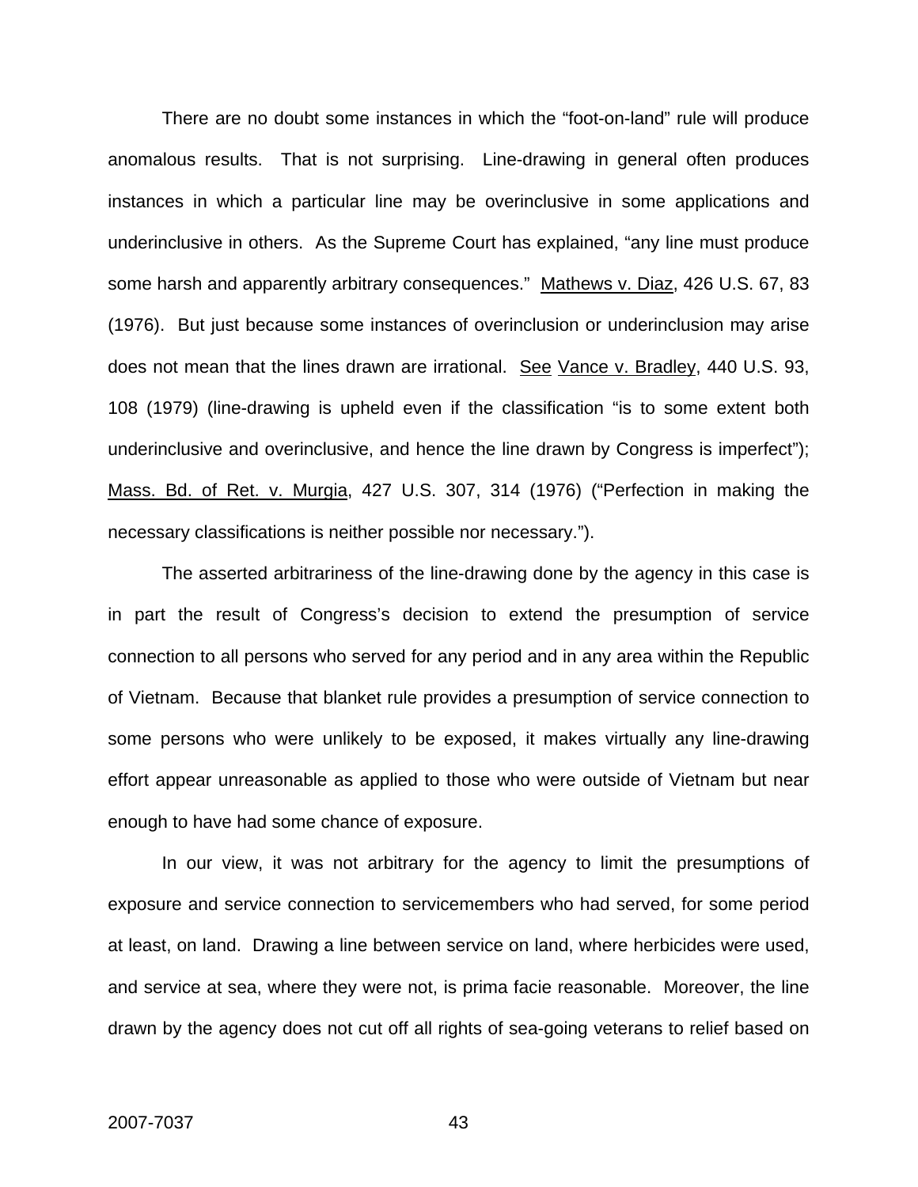There are no doubt some instances in which the "foot-on-land" rule will produce anomalous results. That is not surprising. Line-drawing in general often produces instances in which a particular line may be overinclusive in some applications and underinclusive in others. As the Supreme Court has explained, "any line must produce some harsh and apparently arbitrary consequences." Mathews v. Diaz, 426 U.S. 67, 83 (1976). But just because some instances of overinclusion or underinclusion may arise does not mean that the lines drawn are irrational. See Vance v. Bradley, 440 U.S. 93, 108 (1979) (line-drawing is upheld even if the classification "is to some extent both underinclusive and overinclusive, and hence the line drawn by Congress is imperfect"); Mass. Bd. of Ret. v. Murgia, 427 U.S. 307, 314 (1976) ("Perfection in making the necessary classifications is neither possible nor necessary.").

The asserted arbitrariness of the line-drawing done by the agency in this case is in part the result of Congress's decision to extend the presumption of service connection to all persons who served for any period and in any area within the Republic of Vietnam. Because that blanket rule provides a presumption of service connection to some persons who were unlikely to be exposed, it makes virtually any line-drawing effort appear unreasonable as applied to those who were outside of Vietnam but near enough to have had some chance of exposure.

In our view, it was not arbitrary for the agency to limit the presumptions of exposure and service connection to servicemembers who had served, for some period at least, on land. Drawing a line between service on land, where herbicides were used, and service at sea, where they were not, is prima facie reasonable. Moreover, the line drawn by the agency does not cut off all rights of sea-going veterans to relief based on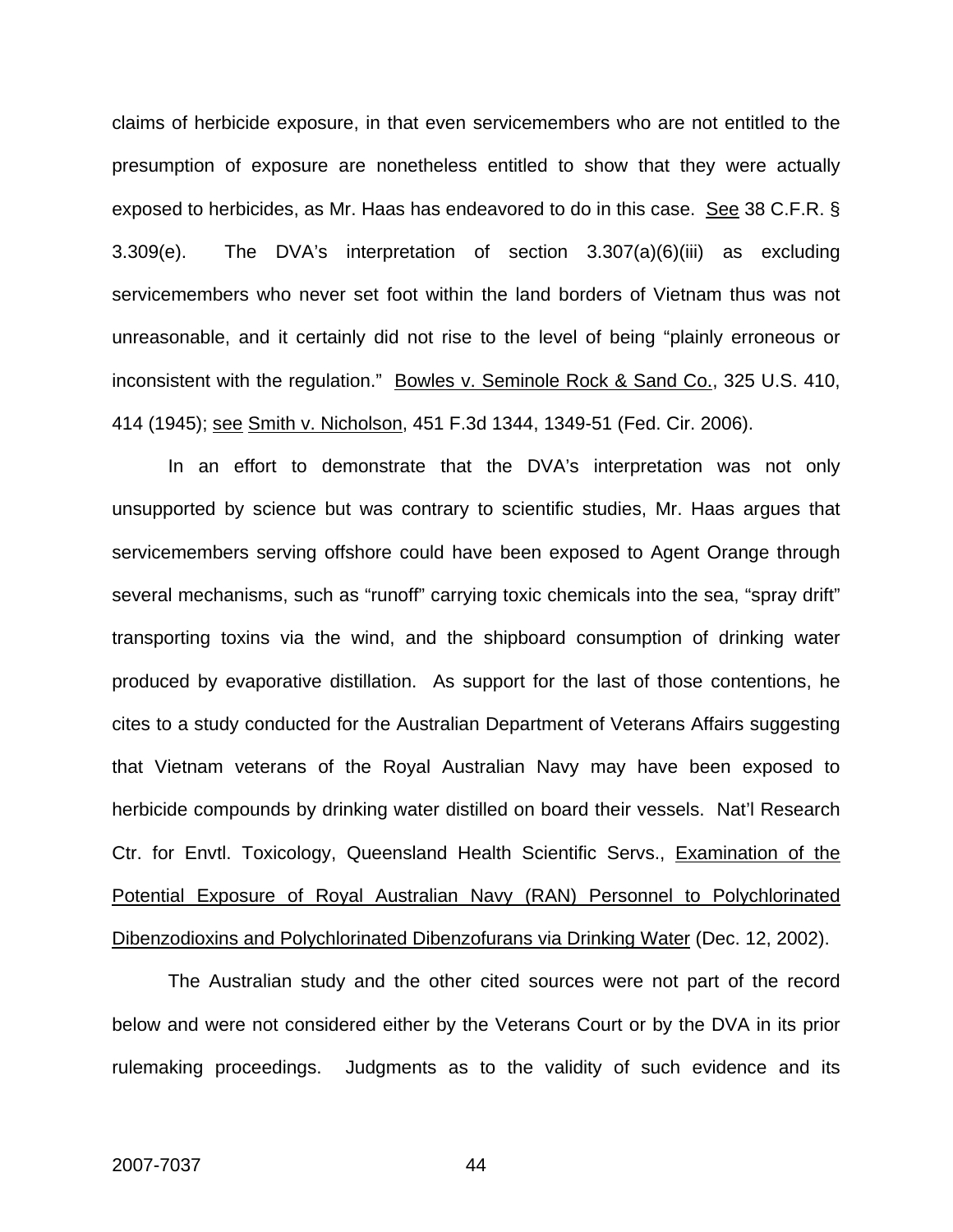claims of herbicide exposure, in that even servicemembers who are not entitled to the presumption of exposure are nonetheless entitled to show that they were actually exposed to herbicides, as Mr. Haas has endeavored to do in this case. See 38 C.F.R. § 3.309(e). The DVA's interpretation of section 3.307(a)(6)(iii) as excluding servicemembers who never set foot within the land borders of Vietnam thus was not unreasonable, and it certainly did not rise to the level of being "plainly erroneous or inconsistent with the regulation." Bowles v. Seminole Rock & Sand Co., 325 U.S. 410, 414 (1945); see Smith v. Nicholson, 451 F.3d 1344, 1349-51 (Fed. Cir. 2006).

In an effort to demonstrate that the DVA's interpretation was not only unsupported by science but was contrary to scientific studies, Mr. Haas argues that servicemembers serving offshore could have been exposed to Agent Orange through several mechanisms, such as "runoff" carrying toxic chemicals into the sea, "spray drift" transporting toxins via the wind, and the shipboard consumption of drinking water produced by evaporative distillation. As support for the last of those contentions, he cites to a study conducted for the Australian Department of Veterans Affairs suggesting that Vietnam veterans of the Royal Australian Navy may have been exposed to herbicide compounds by drinking water distilled on board their vessels. Nat'l Research Ctr. for Envtl. Toxicology, Queensland Health Scientific Servs., Examination of the Potential Exposure of Royal Australian Navy (RAN) Personnel to Polychlorinated Dibenzodioxins and Polychlorinated Dibenzofurans via Drinking Water (Dec. 12, 2002).

The Australian study and the other cited sources were not part of the record below and were not considered either by the Veterans Court or by the DVA in its prior rulemaking proceedings. Judgments as to the validity of such evidence and its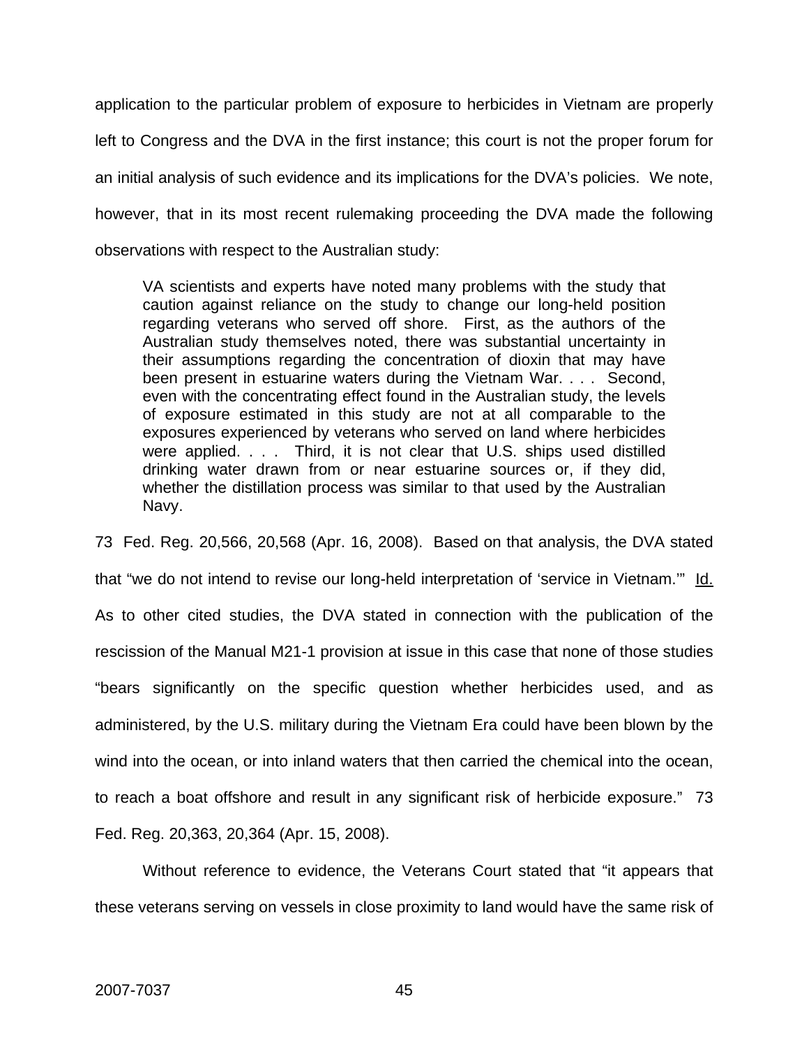application to the particular problem of exposure to herbicides in Vietnam are properly left to Congress and the DVA in the first instance; this court is not the proper forum for an initial analysis of such evidence and its implications for the DVA's policies. We note, however, that in its most recent rulemaking proceeding the DVA made the following observations with respect to the Australian study:

> VA scientists and experts have noted many problems with the study that caution against reliance on the study to change our long-held position regarding veterans who served off shore. First, as the authors of the Australian study themselves noted, there was substantial uncertainty in their assumptions regarding the concentration of dioxin that may have been present in estuarine waters during the Vietnam War. . . . Second, even with the concentrating effect found in the Australian study, the levels of exposure estimated in this study are not at all comparable to the exposures experienced by veterans who served on land where herbicides were applied. . . . Third, it is not clear that U.S. ships used distilled drinking water drawn from or near estuarine sources or, if they did, whether the distillation process was similar to that used by the Australian Navy.

73 Fed. Reg. 20,566, 20,568 (Apr. 16, 2008). Based on that analysis, the DVA stated that "we do not intend to revise our long-held interpretation of 'service in Vietnam.'" Id. As to other cited studies, the DVA stated in connection with the publication of the rescission of the Manual M21-1 provision at issue in this case that none of those studies "bears significantly on the specific question whether herbicides used, and as administered, by the U.S. military during the Vietnam Era could have been blown by the wind into the ocean, or into inland waters that then carried the chemical into the ocean, to reach a boat offshore and result in any significant risk of herbicide exposure." 73 Fed. Reg. 20,363, 20,364 (Apr. 15, 2008).

Without reference to evidence, the Veterans Court stated that "it appears that these veterans serving on vessels in close proximity to land would have the same risk of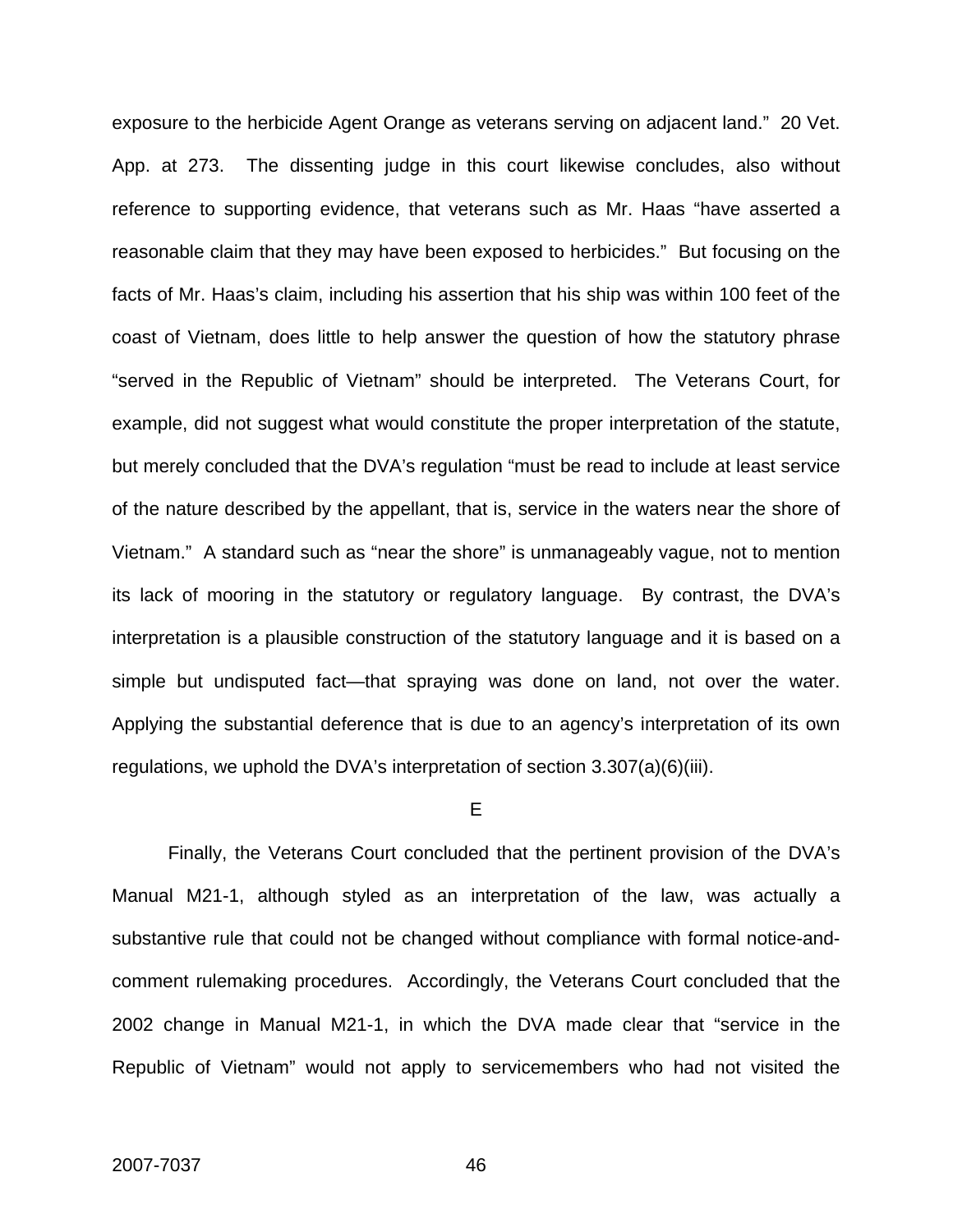exposure to the herbicide Agent Orange as veterans serving on adjacent land." 20 Vet. App. at 273. The dissenting judge in this court likewise concludes, also without reference to supporting evidence, that veterans such as Mr. Haas "have asserted a reasonable claim that they may have been exposed to herbicides." But focusing on the facts of Mr. Haas's claim, including his assertion that his ship was within 100 feet of the coast of Vietnam, does little to help answer the question of how the statutory phrase "served in the Republic of Vietnam" should be interpreted. The Veterans Court, for example, did not suggest what would constitute the proper interpretation of the statute, but merely concluded that the DVA's regulation "must be read to include at least service of the nature described by the appellant, that is, service in the waters near the shore of Vietnam." A standard such as "near the shore" is unmanageably vague, not to mention its lack of mooring in the statutory or regulatory language. By contrast, the DVA's interpretation is a plausible construction of the statutory language and it is based on a simple but undisputed fact—that spraying was done on land, not over the water. Applying the substantial deference that is due to an agency's interpretation of its own regulations, we uphold the DVA's interpretation of section 3.307(a)(6)(iii).

E

Finally, the Veterans Court concluded that the pertinent provision of the DVA's Manual M21-1, although styled as an interpretation of the law, was actually a substantive rule that could not be changed without compliance with formal notice-and-comment rulemaking procedures. Accordingly, the Veterans Court concluded that the 2002 change in Manual M21-1, in which the DVA made clear that "service in the Republic of Vietnam" would not apply to servicemembers who had not visited the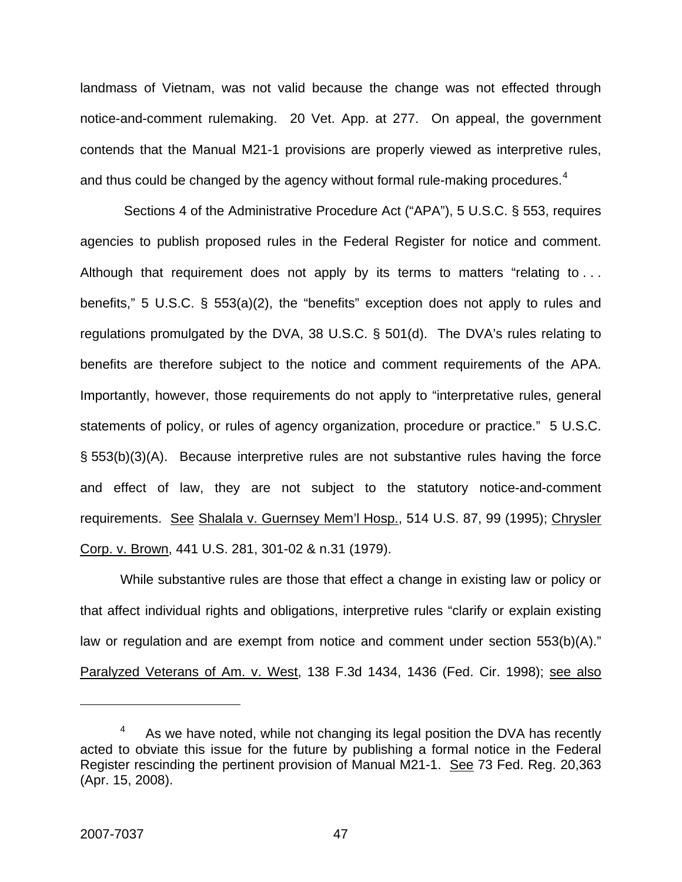landmass of Vietnam, was not valid because the change was not effected through notice-and-comment rulemaking. 20 Vet. App. at 277. On appeal, the government contends that the Manual M21-1 provisions are properly viewed as interpretive rules, and thus could be changed by the agency without formal rule-making procedures.[4]

Sections 4 of the Administrative Procedure Act ("APA"), 5 U.S.C. § 553, requires agencies to publish proposed rules in the Federal Register for notice and comment. Although that requirement does not apply by its terms to matters "relating to . . . benefits," 5 U.S.C. § 553(a)(2), the "benefits" exception does not apply to rules and regulations promulgated by the DVA, 38 U.S.C. § 501(d). The DVA's rules relating to benefits are therefore subject to the notice and comment requirements of the APA. Importantly, however, those requirements do not apply to "interpretative rules, general statements of policy, or rules of agency organization, procedure or practice." 5 U.S.C. § 553(b)(3)(A). Because interpretive rules are not substantive rules having the force and effect of law, they are not subject to the statutory notice-and-comment requirements. <u>See</u> <u>Shalala v. Guernsey Mem'l Hosp.</u>, 514 U.S. 87, 99 (1995); <u>Chrysler Corp. v. Brown</u>, 441 U.S. 281, 301-02 & n.31 (1979).

While substantive rules are those that effect a change in existing law or policy or that affect individual rights and obligations, interpretive rules "clarify or explain existing law or regulation and are exempt from notice and comment under section 553(b)(A)." <u>Paralyzed Veterans of Am. v. West</u>, 138 F.3d 1434, 1436 (Fed. Cir. 1998); <u>see also</u>

---

[4] As we have noted, while not changing its legal position the DVA has recently acted to obviate this issue for the future by publishing a formal notice in the Federal Register rescinding the pertinent provision of Manual M21-1. <u>See</u> 73 Fed. Reg. 20,363 (Apr. 15, 2008).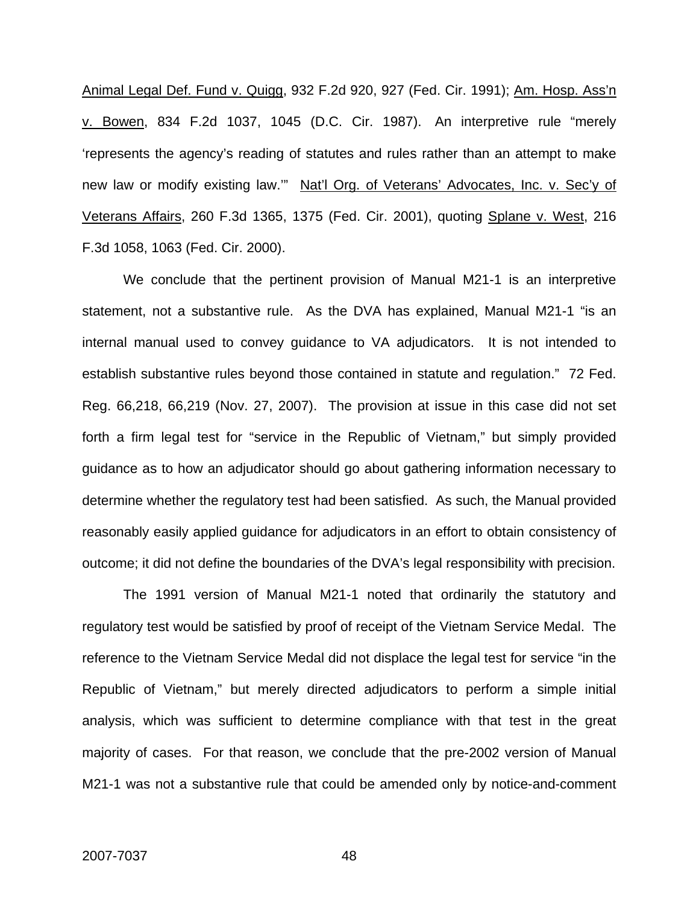Animal Legal Def. Fund v. Quigg, 932 F.2d 920, 927 (Fed. Cir. 1991); Am. Hosp. Ass'n v. Bowen, 834 F.2d 1037, 1045 (D.C. Cir. 1987). An interpretive rule "merely 'represents the agency's reading of statutes and rules rather than an attempt to make new law or modify existing law.'" Nat'l Org. of Veterans' Advocates, Inc. v. Sec'y of Veterans Affairs, 260 F.3d 1365, 1375 (Fed. Cir. 2001), quoting Splane v. West, 216 F.3d 1058, 1063 (Fed. Cir. 2000).

We conclude that the pertinent provision of Manual M21-1 is an interpretive statement, not a substantive rule. As the DVA has explained, Manual M21-1 "is an internal manual used to convey guidance to VA adjudicators. It is not intended to establish substantive rules beyond those contained in statute and regulation." 72 Fed. Reg. 66,218, 66,219 (Nov. 27, 2007). The provision at issue in this case did not set forth a firm legal test for "service in the Republic of Vietnam," but simply provided guidance as to how an adjudicator should go about gathering information necessary to determine whether the regulatory test had been satisfied. As such, the Manual provided reasonably easily applied guidance for adjudicators in an effort to obtain consistency of outcome; it did not define the boundaries of the DVA's legal responsibility with precision.

The 1991 version of Manual M21-1 noted that ordinarily the statutory and regulatory test would be satisfied by proof of receipt of the Vietnam Service Medal. The reference to the Vietnam Service Medal did not displace the legal test for service "in the Republic of Vietnam," but merely directed adjudicators to perform a simple initial analysis, which was sufficient to determine compliance with that test in the great majority of cases. For that reason, we conclude that the pre-2002 version of Manual M21-1 was not a substantive rule that could be amended only by notice-and-comment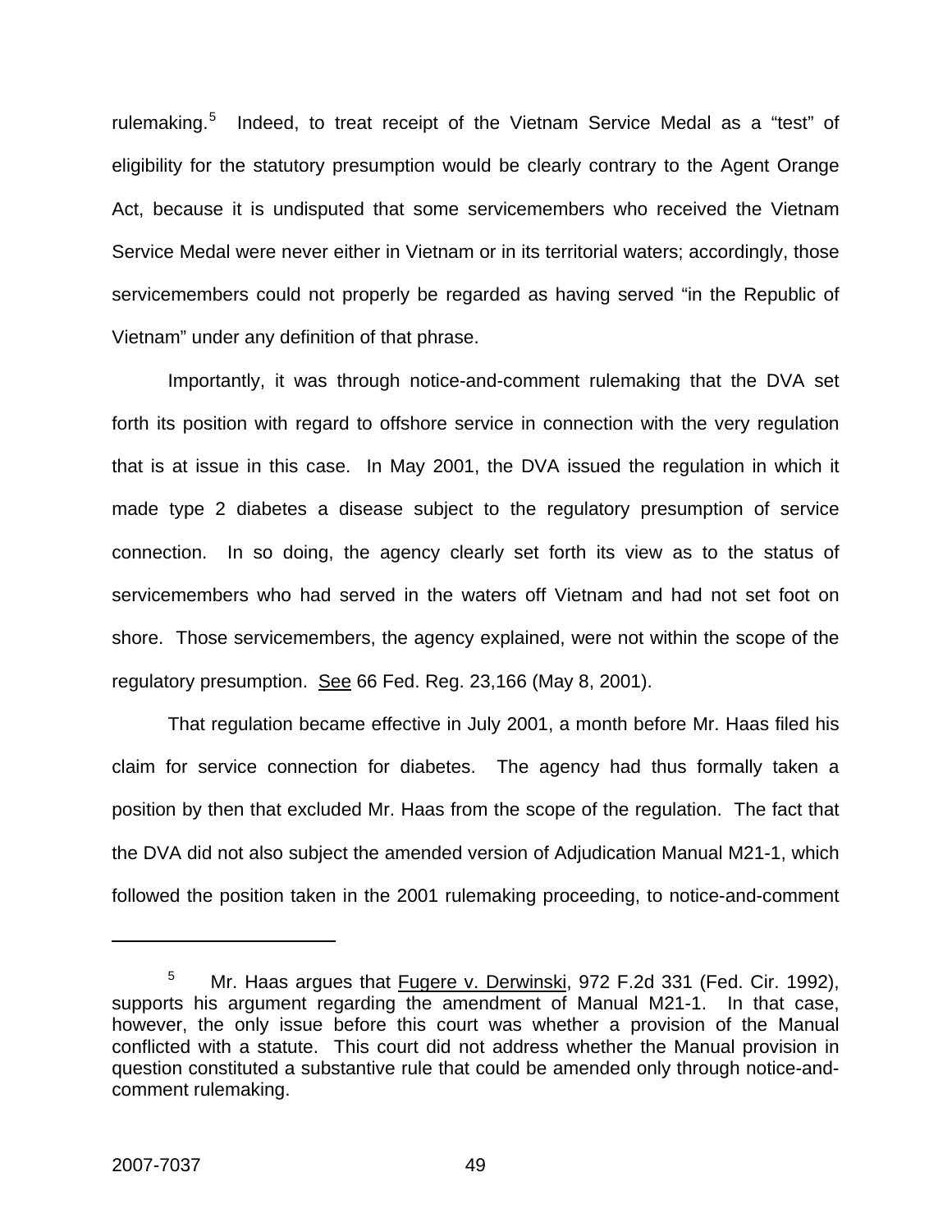rulemaking.[5] Indeed, to treat receipt of the Vietnam Service Medal as a "test" of eligibility for the statutory presumption would be clearly contrary to the Agent Orange Act, because it is undisputed that some servicemembers who received the Vietnam Service Medal were never either in Vietnam or in its territorial waters; accordingly, those servicemembers could not properly be regarded as having served "in the Republic of Vietnam" under any definition of that phrase.

Importantly, it was through notice-and-comment rulemaking that the DVA set forth its position with regard to offshore service in connection with the very regulation that is at issue in this case. In May 2001, the DVA issued the regulation in which it made type 2 diabetes a disease subject to the regulatory presumption of service connection. In so doing, the agency clearly set forth its view as to the status of servicemembers who had served in the waters off Vietnam and had not set foot on shore. Those servicemembers, the agency explained, were not within the scope of the regulatory presumption. See 66 Fed. Reg. 23,166 (May 8, 2001).

That regulation became effective in July 2001, a month before Mr. Haas filed his claim for service connection for diabetes. The agency had thus formally taken a position by then that excluded Mr. Haas from the scope of the regulation. The fact that the DVA did not also subject the amended version of Adjudication Manual M21-1, which followed the position taken in the 2001 rulemaking proceeding, to notice-and-comment

---

[5] Mr. Haas argues that Fugere v. Derwinski, 972 F.2d 331 (Fed. Cir. 1992), supports his argument regarding the amendment of Manual M21-1. In that case, however, the only issue before this court was whether a provision of the Manual conflicted with a statute. This court did not address whether the Manual provision in question constituted a substantive rule that could be amended only through notice-and-comment rulemaking.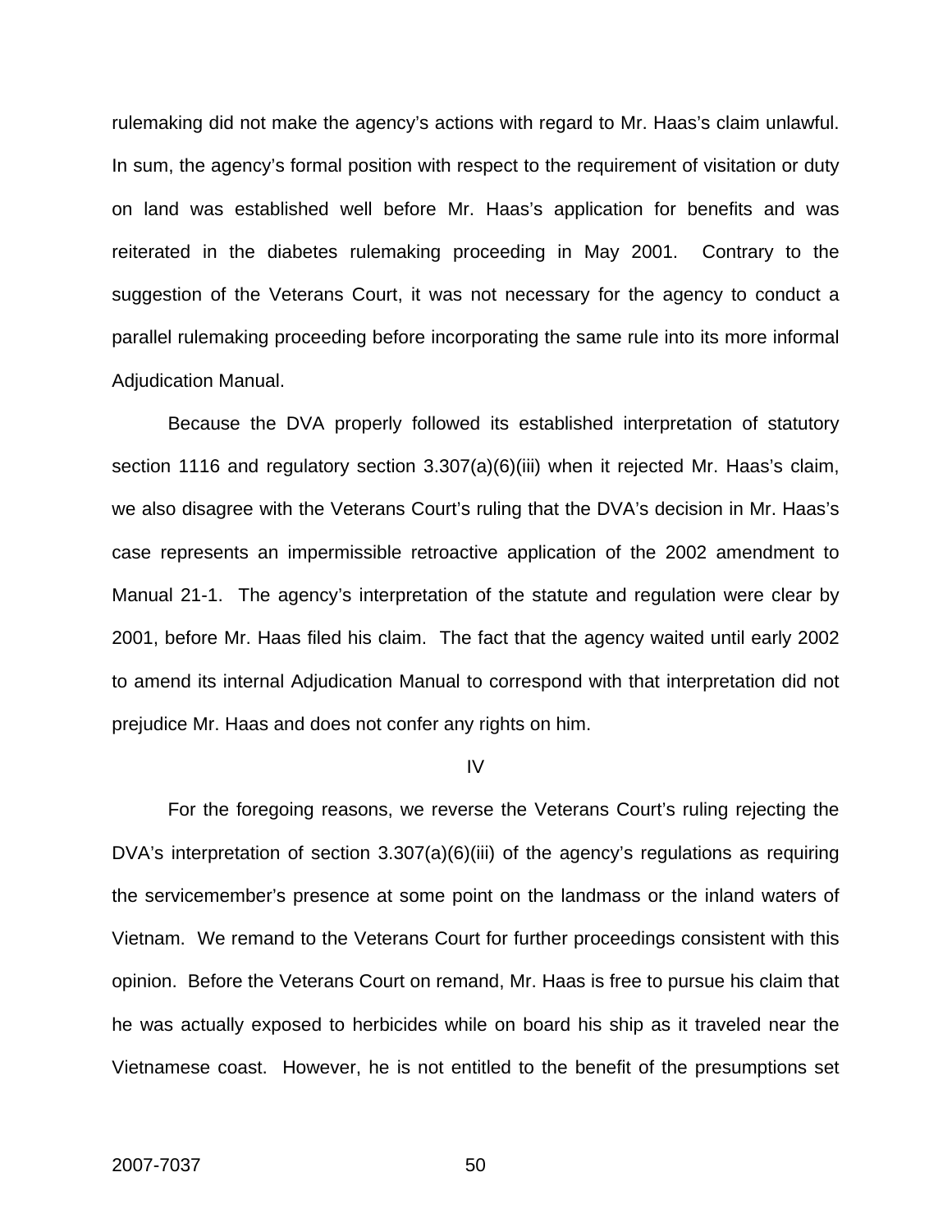rulemaking did not make the agency's actions with regard to Mr. Haas's claim unlawful. In sum, the agency's formal position with respect to the requirement of visitation or duty on land was established well before Mr. Haas's application for benefits and was reiterated in the diabetes rulemaking proceeding in May 2001. Contrary to the suggestion of the Veterans Court, it was not necessary for the agency to conduct a parallel rulemaking proceeding before incorporating the same rule into its more informal Adjudication Manual.

Because the DVA properly followed its established interpretation of statutory section 1116 and regulatory section 3.307(a)(6)(iii) when it rejected Mr. Haas's claim, we also disagree with the Veterans Court's ruling that the DVA's decision in Mr. Haas's case represents an impermissible retroactive application of the 2002 amendment to Manual 21-1. The agency's interpretation of the statute and regulation were clear by 2001, before Mr. Haas filed his claim. The fact that the agency waited until early 2002 to amend its internal Adjudication Manual to correspond with that interpretation did not prejudice Mr. Haas and does not confer any rights on him.

IV

For the foregoing reasons, we reverse the Veterans Court's ruling rejecting the DVA's interpretation of section 3.307(a)(6)(iii) of the agency's regulations as requiring the servicemember's presence at some point on the landmass or the inland waters of Vietnam. We remand to the Veterans Court for further proceedings consistent with this opinion. Before the Veterans Court on remand, Mr. Haas is free to pursue his claim that he was actually exposed to herbicides while on board his ship as it traveled near the Vietnamese coast. However, he is not entitled to the benefit of the presumptions set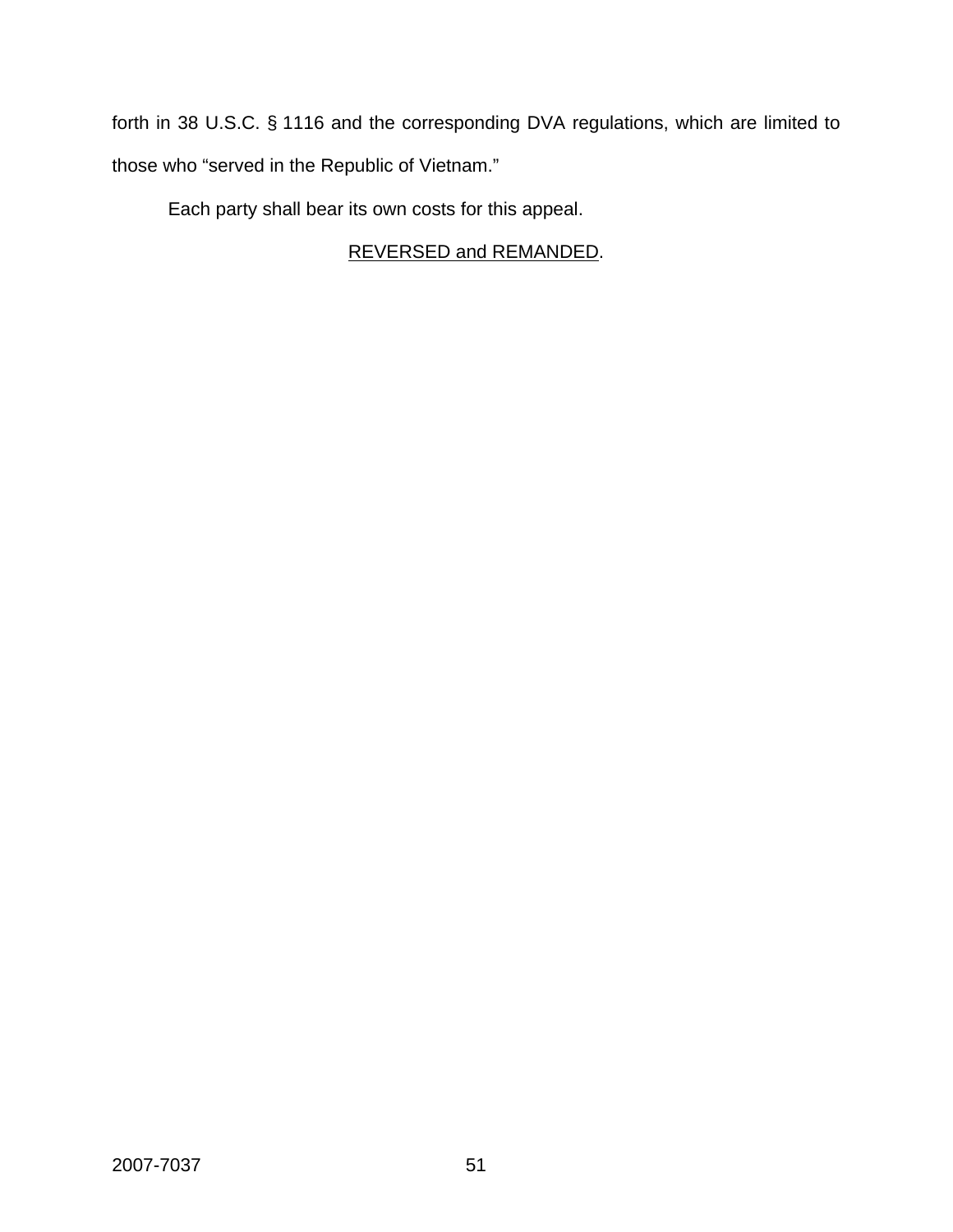forth in 38 U.S.C. § 1116 and the corresponding DVA regulations, which are limited to those who "served in the Republic of Vietnam."

Each party shall bear its own costs for this appeal.

REVERSED and REMANDED.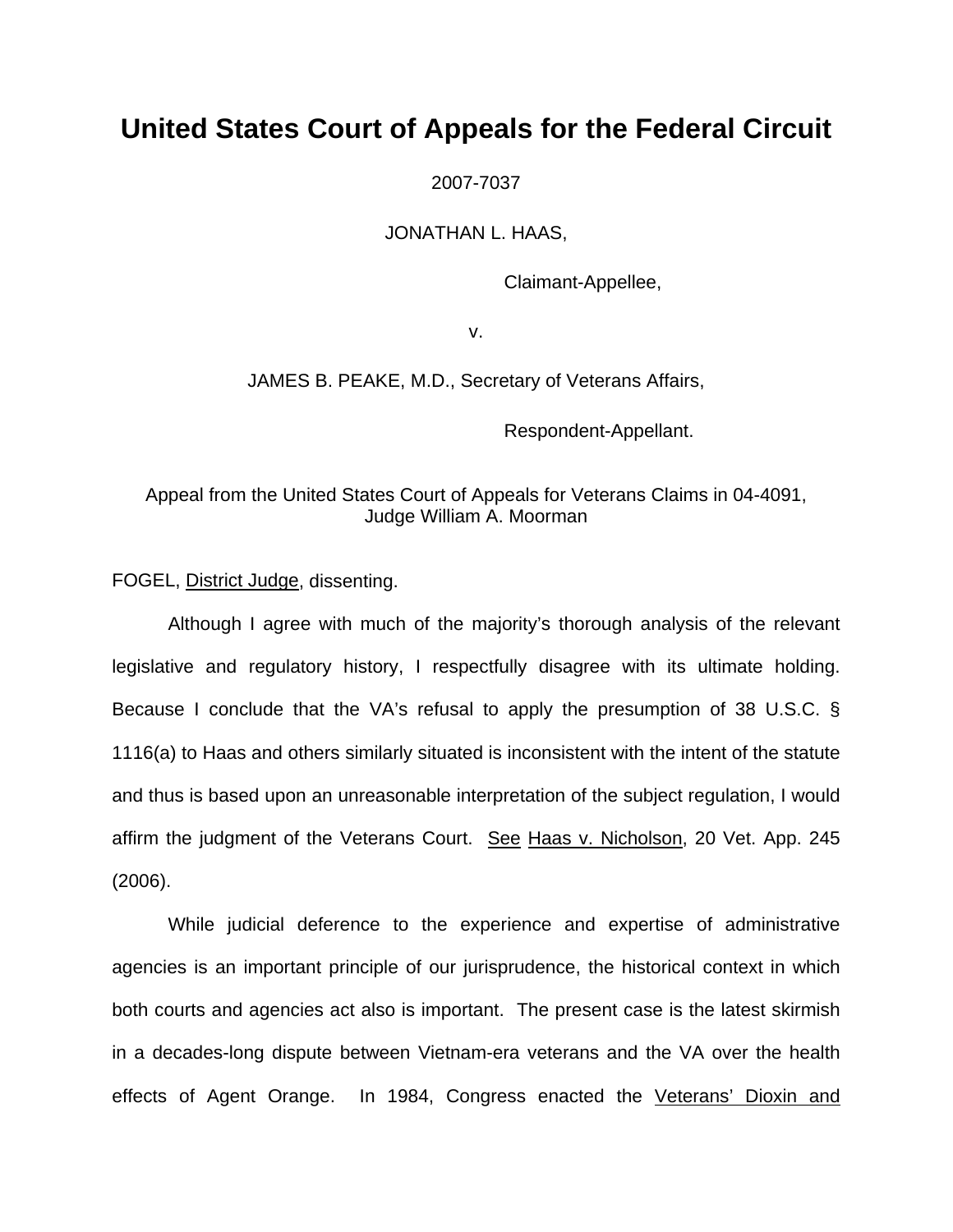# United States Court of Appeals for the Federal Circuit

2007-7037

JONATHAN L. HAAS,

Claimant-Appellee,

v.

JAMES B. PEAKE, M.D., Secretary of Veterans Affairs,

Respondent-Appellant.

Appeal from the United States Court of Appeals for Veterans Claims in 04-4091, Judge William A. Moorman

FOGEL, District Judge, dissenting.

Although I agree with much of the majority's thorough analysis of the relevant legislative and regulatory history, I respectfully disagree with its ultimate holding. Because I conclude that the VA's refusal to apply the presumption of 38 U.S.C. § 1116(a) to Haas and others similarly situated is inconsistent with the intent of the statute and thus is based upon an unreasonable interpretation of the subject regulation, I would affirm the judgment of the Veterans Court. See Haas v. Nicholson, 20 Vet. App. 245 (2006).

While judicial deference to the experience and expertise of administrative agencies is an important principle of our jurisprudence, the historical context in which both courts and agencies act also is important. The present case is the latest skirmish in a decades-long dispute between Vietnam-era veterans and the VA over the health effects of Agent Orange. In 1984, Congress enacted the Veterans' Dioxin and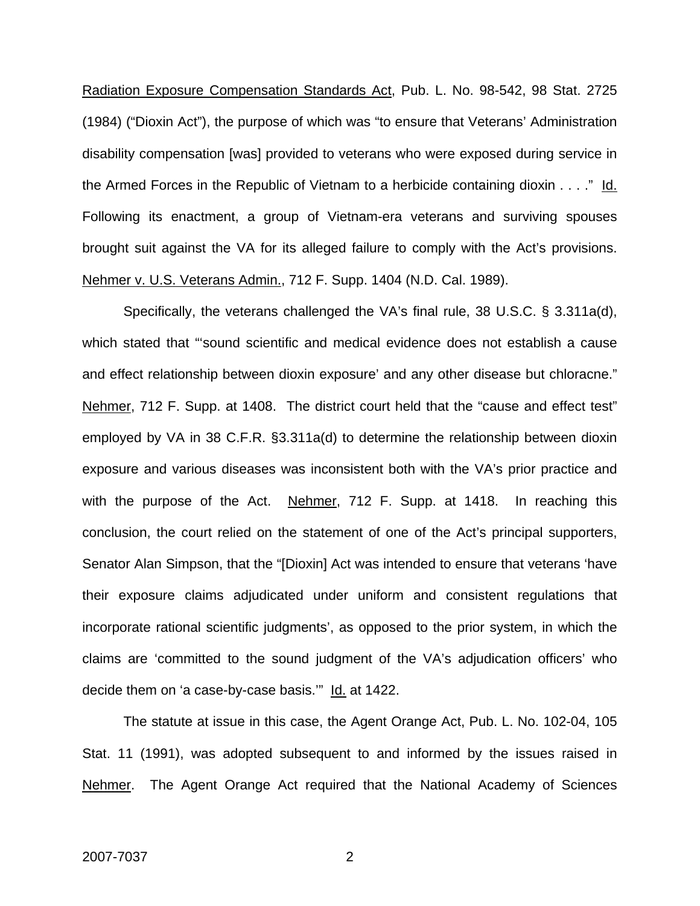Radiation Exposure Compensation Standards Act, Pub. L. No. 98-542, 98 Stat. 2725 (1984) ("Dioxin Act"), the purpose of which was "to ensure that Veterans' Administration disability compensation [was] provided to veterans who were exposed during service in the Armed Forces in the Republic of Vietnam to a herbicide containing dioxin . . . ." Id. Following its enactment, a group of Vietnam-era veterans and surviving spouses brought suit against the VA for its alleged failure to comply with the Act's provisions. Nehmer v. U.S. Veterans Admin., 712 F. Supp. 1404 (N.D. Cal. 1989).

Specifically, the veterans challenged the VA's final rule, 38 U.S.C. § 3.311a(d), which stated that "'sound scientific and medical evidence does not establish a cause and effect relationship between dioxin exposure' and any other disease but chloracne." Nehmer, 712 F. Supp. at 1408. The district court held that the "cause and effect test" employed by VA in 38 C.F.R. §3.311a(d) to determine the relationship between dioxin exposure and various diseases was inconsistent both with the VA's prior practice and with the purpose of the Act. Nehmer, 712 F. Supp. at 1418. In reaching this conclusion, the court relied on the statement of one of the Act's principal supporters, Senator Alan Simpson, that the "[Dioxin] Act was intended to ensure that veterans 'have their exposure claims adjudicated under uniform and consistent regulations that incorporate rational scientific judgments', as opposed to the prior system, in which the claims are 'committed to the sound judgment of the VA's adjudication officers' who decide them on 'a case-by-case basis.'" Id. at 1422.

The statute at issue in this case, the Agent Orange Act, Pub. L. No. 102-04, 105 Stat. 11 (1991), was adopted subsequent to and informed by the issues raised in Nehmer. The Agent Orange Act required that the National Academy of Sciences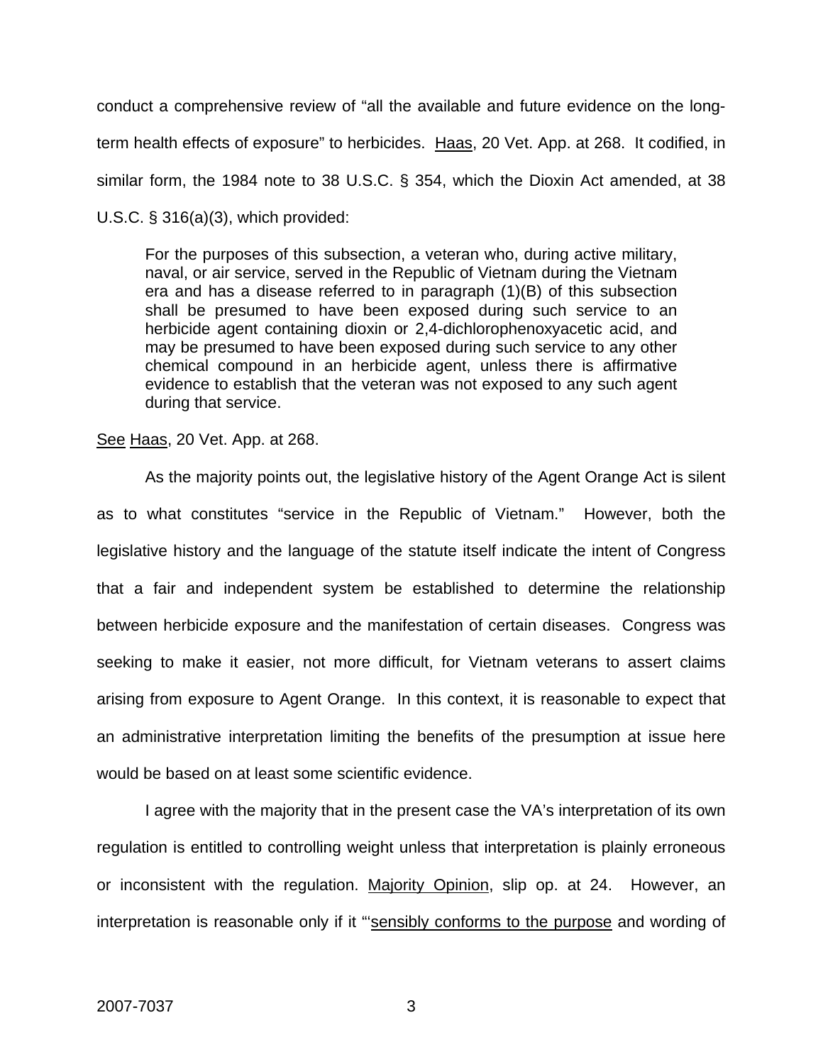conduct a comprehensive review of "all the available and future evidence on the long-term health effects of exposure" to herbicides. Haas, 20 Vet. App. at 268. It codified, in similar form, the 1984 note to 38 U.S.C. § 354, which the Dioxin Act amended, at 38 U.S.C. § 316(a)(3), which provided:

> For the purposes of this subsection, a veteran who, during active military, naval, or air service, served in the Republic of Vietnam during the Vietnam era and has a disease referred to in paragraph (1)(B) of this subsection shall be presumed to have been exposed during such service to an herbicide agent containing dioxin or 2,4-dichlorophenoxyacetic acid, and may be presumed to have been exposed during such service to any other chemical compound in an herbicide agent, unless there is affirmative evidence to establish that the veteran was not exposed to any such agent during that service.

See Haas, 20 Vet. App. at 268.

As the majority points out, the legislative history of the Agent Orange Act is silent as to what constitutes "service in the Republic of Vietnam." However, both the legislative history and the language of the statute itself indicate the intent of Congress that a fair and independent system be established to determine the relationship between herbicide exposure and the manifestation of certain diseases. Congress was seeking to make it easier, not more difficult, for Vietnam veterans to assert claims arising from exposure to Agent Orange. In this context, it is reasonable to expect that an administrative interpretation limiting the benefits of the presumption at issue here would be based on at least some scientific evidence.

I agree with the majority that in the present case the VA's interpretation of its own regulation is entitled to controlling weight unless that interpretation is plainly erroneous or inconsistent with the regulation. Majority Opinion, slip op. at 24. However, an interpretation is reasonable only if it "'sensibly conforms to the purpose and wording of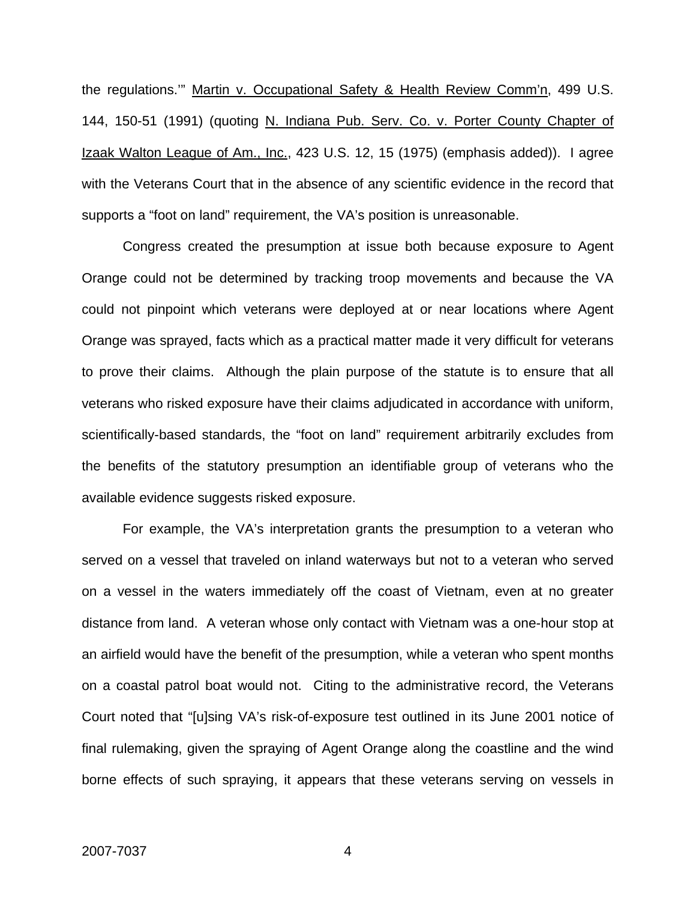the regulations.'" Martin v. Occupational Safety & Health Review Comm'n, 499 U.S. 144, 150-51 (1991) (quoting N. Indiana Pub. Serv. Co. v. Porter County Chapter of Izaak Walton League of Am., Inc., 423 U.S. 12, 15 (1975) (emphasis added)). I agree with the Veterans Court that in the absence of any scientific evidence in the record that supports a "foot on land" requirement, the VA's position is unreasonable.

Congress created the presumption at issue both because exposure to Agent Orange could not be determined by tracking troop movements and because the VA could not pinpoint which veterans were deployed at or near locations where Agent Orange was sprayed, facts which as a practical matter made it very difficult for veterans to prove their claims. Although the plain purpose of the statute is to ensure that all veterans who risked exposure have their claims adjudicated in accordance with uniform, scientifically-based standards, the "foot on land" requirement arbitrarily excludes from the benefits of the statutory presumption an identifiable group of veterans who the available evidence suggests risked exposure.

For example, the VA's interpretation grants the presumption to a veteran who served on a vessel that traveled on inland waterways but not to a veteran who served on a vessel in the waters immediately off the coast of Vietnam, even at no greater distance from land. A veteran whose only contact with Vietnam was a one-hour stop at an airfield would have the benefit of the presumption, while a veteran who spent months on a coastal patrol boat would not. Citing to the administrative record, the Veterans Court noted that "[u]sing VA's risk-of-exposure test outlined in its June 2001 notice of final rulemaking, given the spraying of Agent Orange along the coastline and the wind borne effects of such spraying, it appears that these veterans serving on vessels in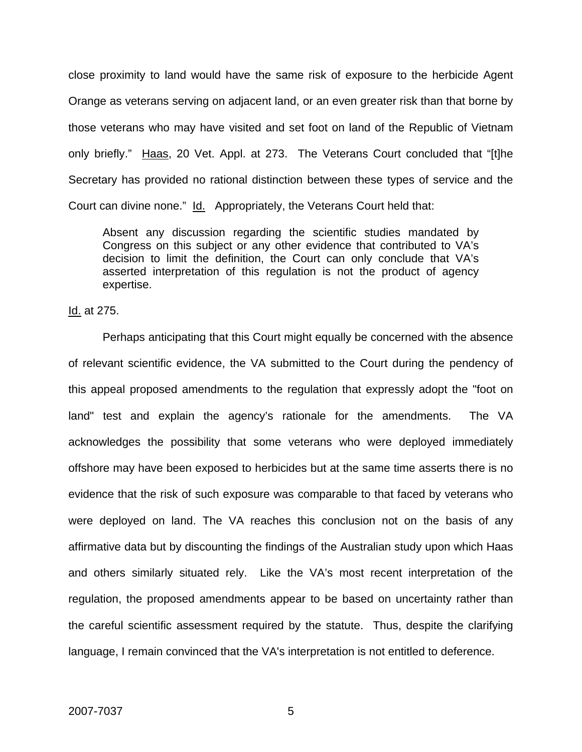close proximity to land would have the same risk of exposure to the herbicide Agent Orange as veterans serving on adjacent land, or an even greater risk than that borne by those veterans who may have visited and set foot on land of the Republic of Vietnam only briefly." Haas, 20 Vet. Appl. at 273. The Veterans Court concluded that "[t]he Secretary has provided no rational distinction between these types of service and the Court can divine none." Id. Appropriately, the Veterans Court held that:

> Absent any discussion regarding the scientific studies mandated by Congress on this subject or any other evidence that contributed to VA's decision to limit the definition, the Court can only conclude that VA's asserted interpretation of this regulation is not the product of agency expertise.

Id. at 275.

Perhaps anticipating that this Court might equally be concerned with the absence of relevant scientific evidence, the VA submitted to the Court during the pendency of this appeal proposed amendments to the regulation that expressly adopt the "foot on land" test and explain the agency's rationale for the amendments. The VA acknowledges the possibility that some veterans who were deployed immediately offshore may have been exposed to herbicides but at the same time asserts there is no evidence that the risk of such exposure was comparable to that faced by veterans who were deployed on land. The VA reaches this conclusion not on the basis of any affirmative data but by discounting the findings of the Australian study upon which Haas and others similarly situated rely. Like the VA's most recent interpretation of the regulation, the proposed amendments appear to be based on uncertainty rather than the careful scientific assessment required by the statute. Thus, despite the clarifying language, I remain convinced that the VA's interpretation is not entitled to deference.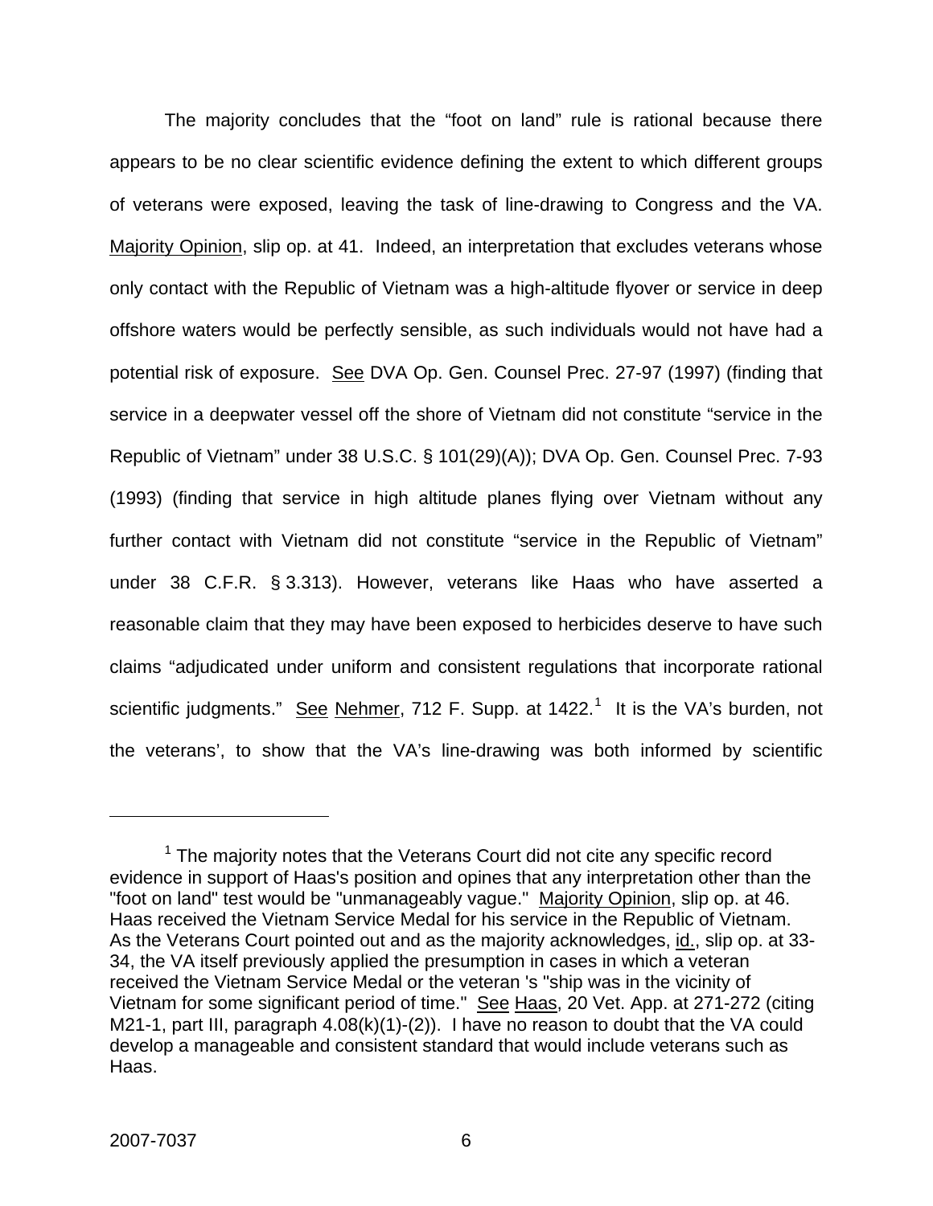The majority concludes that the "foot on land" rule is rational because there appears to be no clear scientific evidence defining the extent to which different groups of veterans were exposed, leaving the task of line-drawing to Congress and the VA. Majority Opinion, slip op. at 41. Indeed, an interpretation that excludes veterans whose only contact with the Republic of Vietnam was a high-altitude flyover or service in deep offshore waters would be perfectly sensible, as such individuals would not have had a potential risk of exposure. See DVA Op. Gen. Counsel Prec. 27-97 (1997) (finding that service in a deepwater vessel off the shore of Vietnam did not constitute "service in the Republic of Vietnam" under 38 U.S.C. § 101(29)(A)); DVA Op. Gen. Counsel Prec. 7-93 (1993) (finding that service in high altitude planes flying over Vietnam without any further contact with Vietnam did not constitute "service in the Republic of Vietnam" under 38 C.F.R. § 3.313). However, veterans like Haas who have asserted a reasonable claim that they may have been exposed to herbicides deserve to have such claims "adjudicated under uniform and consistent regulations that incorporate rational scientific judgments." See Nehmer, 712 F. Supp. at 1422.[1] It is the VA's burden, not the veterans', to show that the VA's line-drawing was both informed by scientific

[1] The majority notes that the Veterans Court did not cite any specific record evidence in support of Haas's position and opines that any interpretation other than the "foot on land" test would be "unmanageably vague." Majority Opinion, slip op. at 46. Haas received the Vietnam Service Medal for his service in the Republic of Vietnam. As the Veterans Court pointed out and as the majority acknowledges, id., slip op. at 33-34, the VA itself previously applied the presumption in cases in which a veteran received the Vietnam Service Medal or the veteran 's "ship was in the vicinity of Vietnam for some significant period of time." See Haas, 20 Vet. App. at 271-272 (citing M21-1, part III, paragraph 4.08(k)(1)-(2)). I have no reason to doubt that the VA could develop a manageable and consistent standard that would include veterans such as Haas.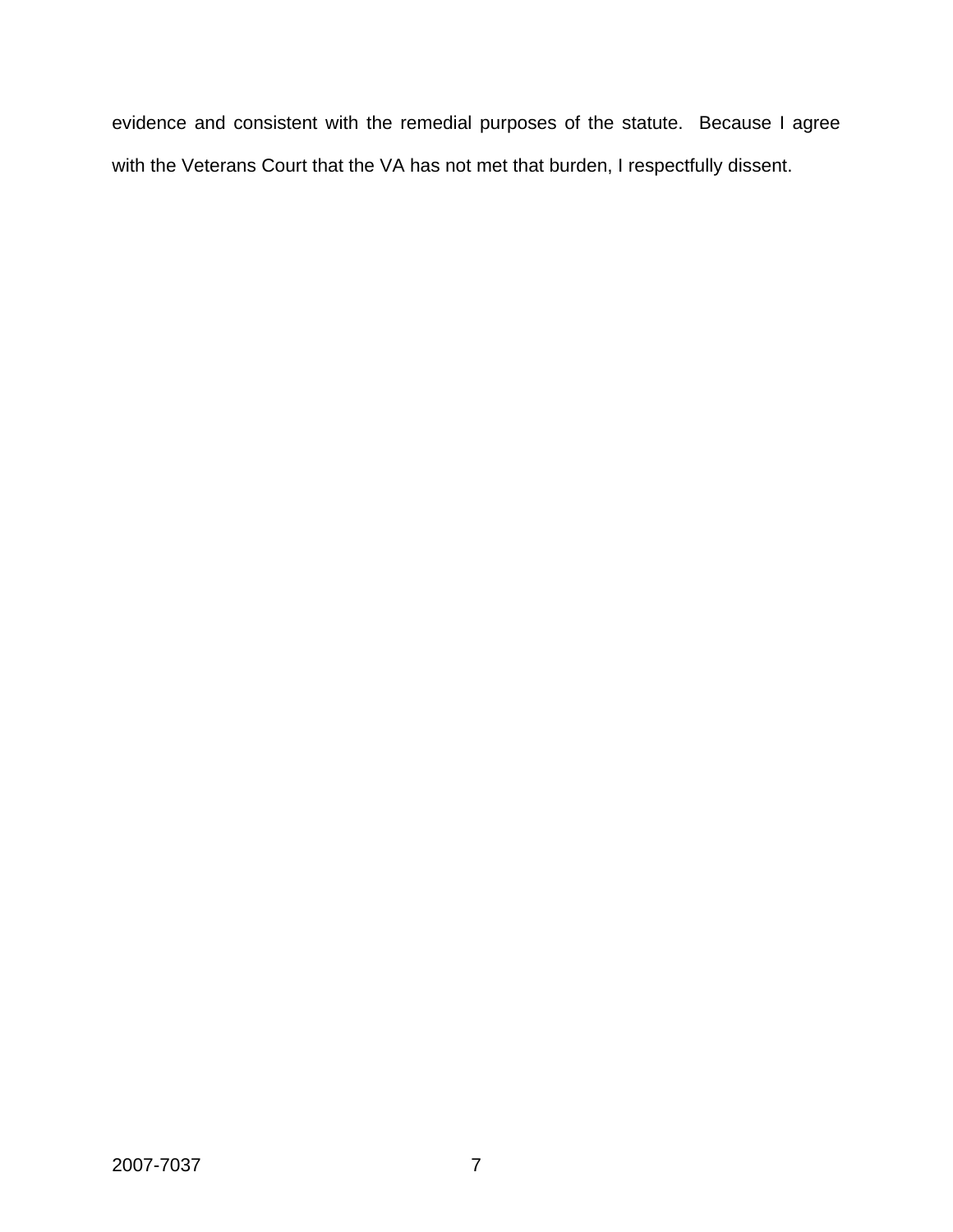evidence and consistent with the remedial purposes of the statute. Because I agree with the Veterans Court that the VA has not met that burden, I respectfully dissent.